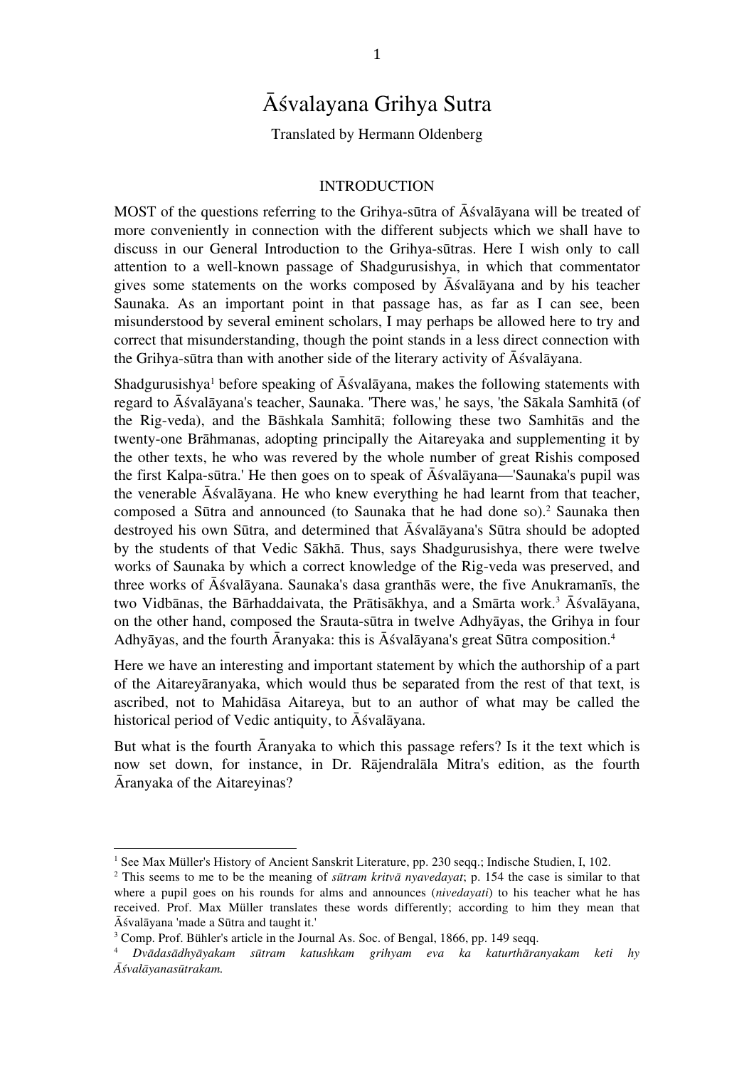# Āśvalayana Grihya Sutra

Translated by Hermann Oldenberg

## INTRODUCTION

MOST of the questions referring to the Grihya-sūtra of Āśvalāyana will be treated of more conveniently in connection with the different subjects which we shall have to discuss in our General Introduction to the Grihya-sūtras. Here I wish only to call attention to a well-known passage of Shadgurusishya, in which that commentator gives some statements on the works composed by Āśvalāyana and by his teacher Saunaka. As an important point in that passage has, as far as I can see, been misunderstood by several eminent scholars, I may perhaps be allowed here to try and correct that misunderstanding, though the point stands in a less direct connection with the Grihya-sūtra than with another side of the literary activity of Āśvalāyana.

Shadgurusishya[1] before speaking of Āśvalāyana, makes the following statements with regard to Āśvalāyana's teacher, Saunaka. 'There was,' he says, 'the Sākala Samhitā (of the Rig-veda), and the Bāshkala Samhitā; following these two Samhitās and the twenty-one Brāhmanas, adopting principally the Aitareyaka and supplementing it by the other texts, he who was revered by the whole number of great Rishis composed the first Kalpa-sūtra.' He then goes on to speak of Āśvalāyana—'Saunaka's pupil was the venerable Āśvalāyana. He who knew everything he had learnt from that teacher, composed a Sūtra and announced (to Saunaka that he had done so).[2] Saunaka then destroyed his own Sūtra, and determined that Āśvalāyana's Sūtra should be adopted by the students of that Vedic Sākhā. Thus, says Shadgurusishya, there were twelve works of Saunaka by which a correct knowledge of the Rig-veda was preserved, and three works of Āśvalāyana. Saunaka's dasa granthās were, the five Anukramanīs, the two Vidbānas, the Bārhaddaivata, the Prātisākhya, and a Smārta work.[3] Āśvalāyana, on the other hand, composed the Srauta-sūtra in twelve Adhyāyas, the Grihya in four Adhyāyas, and the fourth Āranyaka: this is Āśvalāyana's great Sūtra composition.[4]

Here we have an interesting and important statement by which the authorship of a part of the Aitareyāranyaka, which would thus be separated from the rest of that text, is ascribed, not to Mahidāsa Aitareya, but to an author of what may be called the historical period of Vedic antiquity, to Āśvalāyana.

But what is the fourth Āranyaka to which this passage refers? Is it the text which is now set down, for instance, in Dr. Rājendralāla Mitra's edition, as the fourth Āranyaka of the Aitareyinas?

---

[1] See Max Müller's History of Ancient Sanskrit Literature, pp. 230 seqq.; Indische Studien, I, 102.

[2] This seems to me to be the meaning of *sūtram kritvā nyavedayat*; p. 154 the case is similar to that where a pupil goes on his rounds for alms and announces (*nivedayati*) to his teacher what he has received. Prof. Max Müller translates these words differently; according to him they mean that Āśvalāyana 'made a Sūtra and taught it.'

[3] Comp. Prof. Bühler's article in the Journal As. Soc. of Bengal, 1866, pp. 149 seqq.

[4] *Dvādasādhyāyakam sūtram katushkam grihyam eva ka katurthāranyakam keti hy Āśvalāyanasūtrakam.*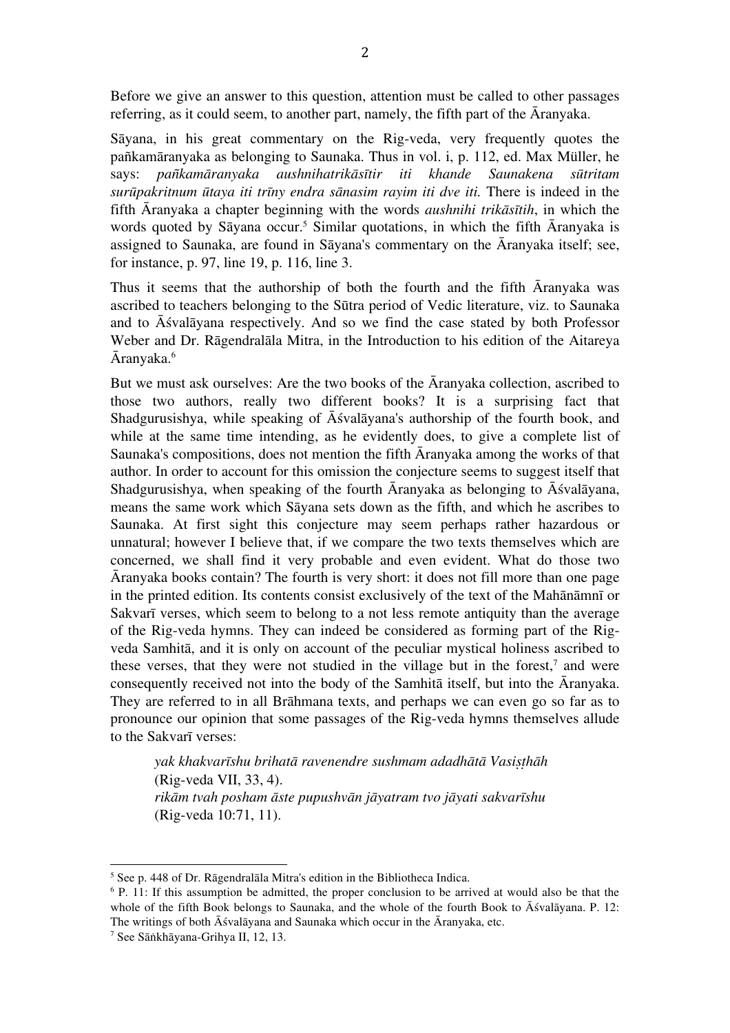Before we give an answer to this question, attention must be called to other passages referring, as it could seem, to another part, namely, the fifth part of the Āranyaka.

Sāyana, in his great commentary on the Rig-veda, very frequently quotes the pañkamāranyaka as belonging to Saunaka. Thus in vol. i, p. 112, ed. Max Müller, he says: *pañkamāranyaka aushnihatrikāsītir iti khande Saunakena sūtritam surūpakritnum ūtaya iti trīny endra sānasim rayim iti dve iti.* There is indeed in the fifth Āranyaka a chapter beginning with the words *aushnihi trikāsītih*, in which the words quoted by Sāyana occur.[5] Similar quotations, in which the fifth Āranyaka is assigned to Saunaka, are found in Sāyana's commentary on the Āranyaka itself; see, for instance, p. 97, line 19, p. 116, line 3.

Thus it seems that the authorship of both the fourth and the fifth Āranyaka was ascribed to teachers belonging to the Sūtra period of Vedic literature, viz. to Saunaka and to Āśvalāyana respectively. And so we find the case stated by both Professor Weber and Dr. Rāgendralāla Mitra, in the Introduction to his edition of the Aitareya Āranyaka.[6]

But we must ask ourselves: Are the two books of the Āranyaka collection, ascribed to those two authors, really two different books? It is a surprising fact that Shadgurusishya, while speaking of Āśvalāyana's authorship of the fourth book, and while at the same time intending, as he evidently does, to give a complete list of Saunaka's compositions, does not mention the fifth Āranyaka among the works of that author. In order to account for this omission the conjecture seems to suggest itself that Shadgurusishya, when speaking of the fourth Āranyaka as belonging to Āśvalāyana, means the same work which Sāyana sets down as the fifth, and which he ascribes to Saunaka. At first sight this conjecture may seem perhaps rather hazardous or unnatural; however I believe that, if we compare the two texts themselves which are concerned, we shall find it very probable and even evident. What do those two Āranyaka books contain? The fourth is very short: it does not fill more than one page in the printed edition. Its contents consist exclusively of the text of the Mahānāmnī or Sakvarī verses, which seem to belong to a not less remote antiquity than the average of the Rig-veda hymns. They can indeed be considered as forming part of the Rig-veda Samhitā, and it is only on account of the peculiar mystical holiness ascribed to these verses, that they were not studied in the village but in the forest,[7] and were consequently received not into the body of the Samhitā itself, but into the Āranyaka. They are referred to in all Brāhmana texts, and perhaps we can even go so far as to pronounce our opinion that some passages of the Rig-veda hymns themselves allude to the Sakvarī verses:

> *yak khakvarīshu brihatā ravenendre sushmam adadhātā Vasiṣṭhāh*
> (Rig-veda VII, 33, 4).
> *rikām tvah posham āste pupushvān jāyatram tvo jāyati sakvarīshu*
> (Rig-veda 10:71, 11).

---

[5] See p. 448 of Dr. Rāgendralāla Mitra's edition in the Bibliotheca Indica.

[6] P. 11: If this assumption be admitted, the proper conclusion to be arrived at would also be that the whole of the fifth Book belongs to Saunaka, and the whole of the fourth Book to Āśvalāyana. P. 12: The writings of both Āśvalāyana and Saunaka which occur in the Āranyaka, etc.

[7] See Sāṅkhāyana-Grihya II, 12, 13.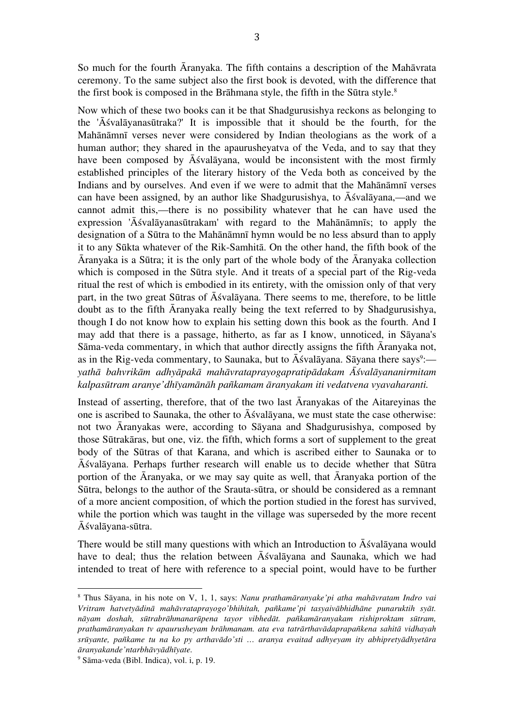So much for the fourth Āranyaka. The fifth contains a description of the Mahāvrata ceremony. To the same subject also the first book is devoted, with the difference that the first book is composed in the Brāhmana style, the fifth in the Sūtra style.[8]

Now which of these two books can it be that Shadgurusishya reckons as belonging to the 'Āśvalāyanasūtraka?' It is impossible that it should be the fourth, for the Mahānāmnī verses never were considered by Indian theologians as the work of a human author; they shared in the apaurusheyatva of the Veda, and to say that they have been composed by Āśvalāyana, would be inconsistent with the most firmly established principles of the literary history of the Veda both as conceived by the Indians and by ourselves. And even if we were to admit that the Mahānāmnī verses can have been assigned, by an author like Shadgurusishya, to Āśvalāyana,—and we cannot admit this,—there is no possibility whatever that he can have used the expression 'Āśvalāyanasūtrakam' with regard to the Mahānāmnīs; to apply the designation of a Sūtra to the Mahānāmnī hymn would be no less absurd than to apply it to any Sūkta whatever of the Rik-Samhitā. On the other hand, the fifth book of the Āranyaka is a Sūtra; it is the only part of the whole body of the Āranyaka collection which is composed in the Sūtra style. And it treats of a special part of the Rig-veda ritual the rest of which is embodied in its entirety, with the omission only of that very part, in the two great Sūtras of Āśvalāyana. There seems to me, therefore, to be little doubt as to the fifth Āranyaka really being the text referred to by Shadgurusishya, though I do not know how to explain his setting down this book as the fourth. And I may add that there is a passage, hitherto, as far as I know, unnoticed, in Sāyana's Sāma-veda commentary, in which that author directly assigns the fifth Āranyaka not, as in the Rig-veda commentary, to Saunaka, but to Āśvalāyana. Sāyana there says[9]:— *yathā bahvrikām adhyāpakā mahāvrataprayogapratipādakam Āśvalāyananirmitam kalpasūtram aranye'dhīyamānāh pañkamam āranyakam iti vedatvena vyavaharanti.*

Instead of asserting, therefore, that of the two last Āranyakas of the Aitareyinas the one is ascribed to Saunaka, the other to Āśvalāyana, we must state the case otherwise: not two Āranyakas were, according to Sāyana and Shadgurusishya, composed by those Sūtrakāras, but one, viz. the fifth, which forms a sort of supplement to the great body of the Sūtras of that Karana, and which is ascribed either to Saunaka or to Āśvalāyana. Perhaps further research will enable us to decide whether that Sūtra portion of the Āranyaka, or we may say quite as well, that Āranyaka portion of the Sūtra, belongs to the author of the Srauta-sūtra, or should be considered as a remnant of a more ancient composition, of which the portion studied in the forest has survived, while the portion which was taught in the village was superseded by the more recent Āśvalāyana-sūtra.

There would be still many questions with which an Introduction to Āśvalāyana would have to deal; thus the relation between Āśvalāyana and Saunaka, which we had intended to treat of here with reference to a special point, would have to be further

---

[8] Thus Sāyana, in his note on V, 1, 1, says: *Nanu prathamāranyake'pi atha mahāvratam Indro vai Vritram hatvetyādinā mahāvrataprayogo'bhihitah, pañkame'pi tasyaivābhidhāne punaruktih syāt. nāyam doshah, sūtrabrāhmanarūpena tayor vibhedāt. pañkamāranyakam rishiproktam sūtram, prathamāranyakan tv apaurusheyam brāhmanam. ata eva tatrārthavādaprapañkena sahitā vidhayah srūyante, pañkame tu na ko py arthavādo'sti … aranya evaitad adhyeyam ity abhipretyādhyetāra āranyakande'ntarbhāvyādhīyate.*

[9] Sāma-veda (Bibl. Indica), vol. i, p. 19.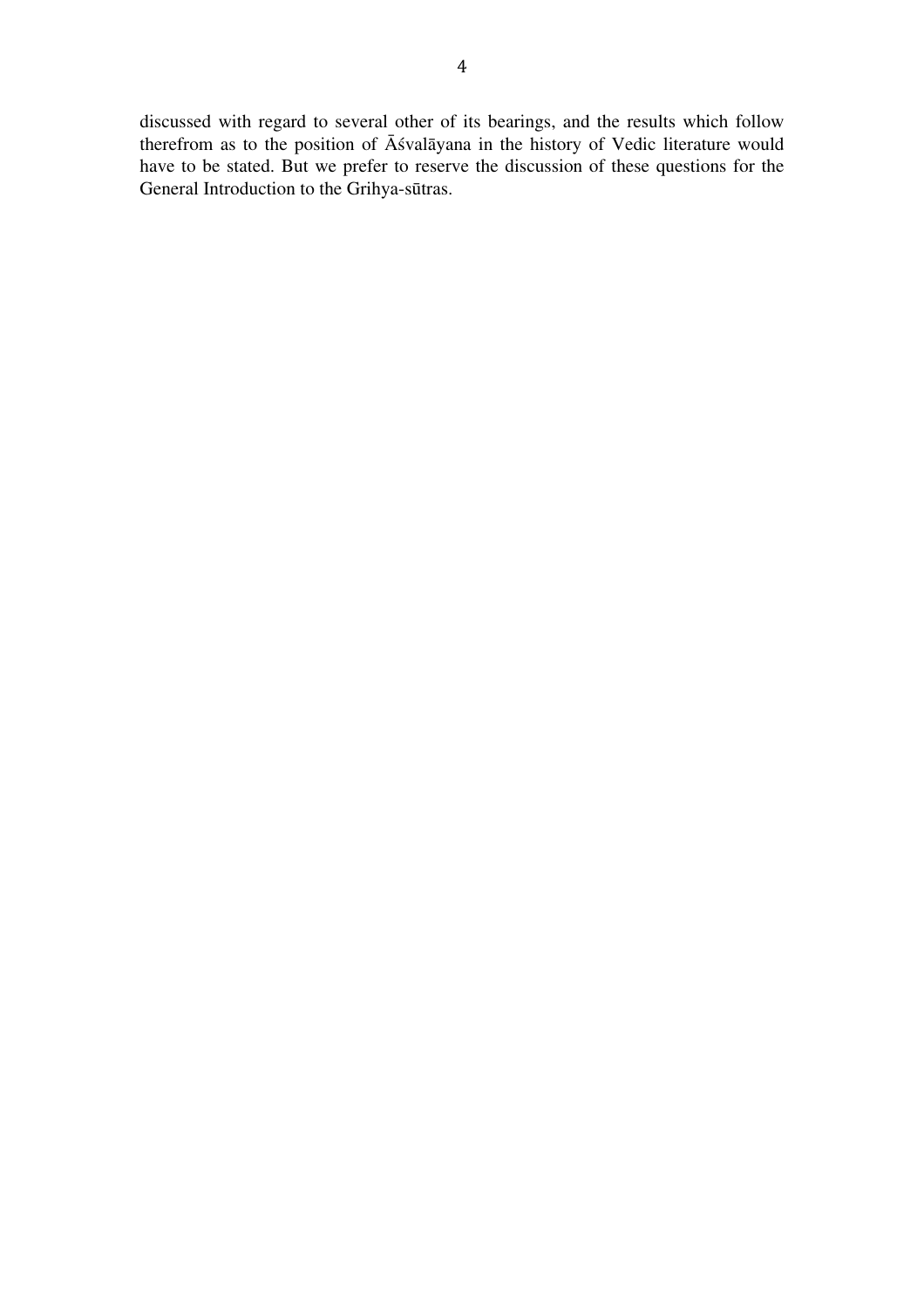discussed with regard to several other of its bearings, and the results which follow therefrom as to the position of Āśvalāyana in the history of Vedic literature would have to be stated. But we prefer to reserve the discussion of these questions for the General Introduction to the Grihya-sūtras.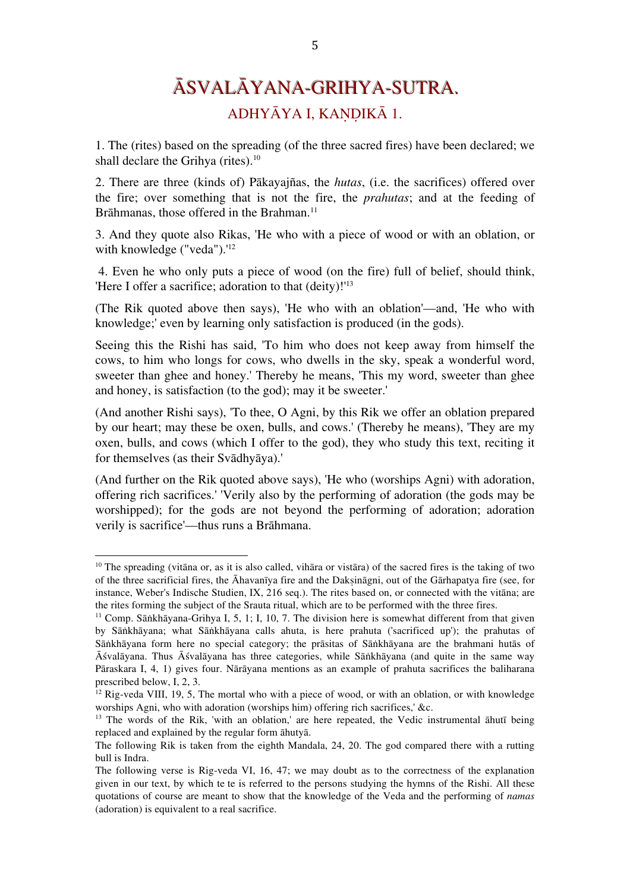# ĀSVALĀYANA-GRIHYA-SUTRA.

## ADHYĀYA I, KAṆḌIKĀ 1.

1. The (rites) based on the spreading (of the three sacred fires) have been declared; we shall declare the Grihya (rites).[10]

2. There are three (kinds of) Pākayajñas, the *hutas*, (i.e. the sacrifices) offered over the fire; over something that is not the fire, the *prahutas*; and at the feeding of Brāhmanas, those offered in the Brahman.[11]

3. And they quote also Rikas, 'He who with a piece of wood or with an oblation, or with knowledge ("veda").'[12]

4. Even he who only puts a piece of wood (on the fire) full of belief, should think, 'Here I offer a sacrifice; adoration to that (deity)!'[13]

(The Rik quoted above then says), 'He who with an oblation'—and, 'He who with knowledge;' even by learning only satisfaction is produced (in the gods).

Seeing this the Rishi has said, 'To him who does not keep away from himself the cows, to him who longs for cows, who dwells in the sky, speak a wonderful word, sweeter than ghee and honey.' Thereby he means, 'This my word, sweeter than ghee and honey, is satisfaction (to the god); may it be sweeter.'

(And another Rishi says), 'To thee, O Agni, by this Rik we offer an oblation prepared by our heart; may these be oxen, bulls, and cows.' (Thereby he means), 'They are my oxen, bulls, and cows (which I offer to the god), they who study this text, reciting it for themselves (as their Svādhyāya).'

(And further on the Rik quoted above says), 'He who (worships Agni) with adoration, offering rich sacrifices.' 'Verily also by the performing of adoration (the gods may be worshipped); for the gods are not beyond the performing of adoration; adoration verily is sacrifice'—thus runs a Brāhmana.

---

[10] The spreading (vitāna or, as it is also called, vihāra or vistāra) of the sacred fires is the taking of two of the three sacrificial fires, the Āhavanīya fire and the Dakṣināgni, out of the Gārhapatya fire (see, for instance, Weber's Indische Studien, IX, 216 seq.). The rites based on, or connected with the vitāna; are the rites forming the subject of the Srauta ritual, which are to be performed with the three fires.

[11] Comp. Sāṅkhāyana-Grihya I, 5, 1; I, 10, 7. The division here is somewhat different from that given by Sāṅkhāyana; what Sāṅkhāyana calls ahuta, is here prahuta ('sacrificed up'); the prahutas of Sāṅkhāyana form here no special category; the prāsitas of Sāṅkhāyana are the brahmani hutās of Āśvalāyana. Thus Āśvalāyana has three categories, while Sāṅkhāyana (and quite in the same way Pāraskara I, 4, 1) gives four. Nārāyana mentions as an example of prahuta sacrifices the baliharana prescribed below, I, 2, 3.

[12] Rig-veda VIII, 19, 5, The mortal who with a piece of wood, or with an oblation, or with knowledge worships Agni, who with adoration (worships him) offering rich sacrifices,' &c.

[13] The words of the Rik, 'with an oblation,' are here repeated, the Vedic instrumental āhutī being replaced and explained by the regular form āhutyā.

The following Rik is taken from the eighth Mandala, 24, 20. The god compared there with a rutting bull is Indra.

The following verse is Rig-veda VI, 16, 47; we may doubt as to the correctness of the explanation given in our text, by which te te is referred to the persons studying the hymns of the Rishi. All these quotations of course are meant to show that the knowledge of the Veda and the performing of *namas* (adoration) is equivalent to a real sacrifice.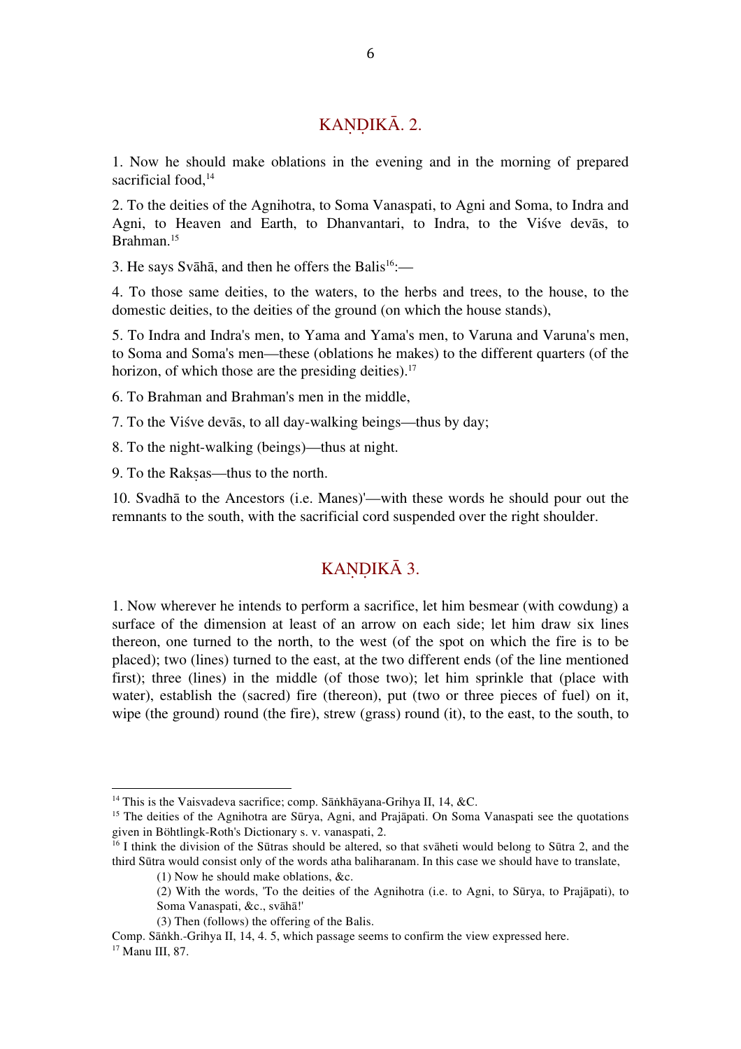## KAṆḌIKĀ. 2.

1. Now he should make oblations in the evening and in the morning of prepared sacrificial food,[14]

2. To the deities of the Agnihotra, to Soma Vanaspati, to Agni and Soma, to Indra and Agni, to Heaven and Earth, to Dhanvantari, to Indra, to the Viśve devās, to Brahman.[15]

3. He says Svāhā, and then he offers the Balis[16]:—

4. To those same deities, to the waters, to the herbs and trees, to the house, to the domestic deities, to the deities of the ground (on which the house stands),

5. To Indra and Indra's men, to Yama and Yama's men, to Varuna and Varuna's men, to Soma and Soma's men—these (oblations he makes) to the different quarters (of the horizon, of which those are the presiding deities).[17]

6. To Brahman and Brahman's men in the middle,

7. To the Viśve devās, to all day-walking beings—thus by day;

8. To the night-walking (beings)—thus at night.

9. To the Rakṣas—thus to the north.

10. Svadhā to the Ancestors (i.e. Manes)'—with these words he should pour out the remnants to the south, with the sacrificial cord suspended over the right shoulder.

## KAṆḌIKĀ 3.

1. Now wherever he intends to perform a sacrifice, let him besmear (with cowdung) a surface of the dimension at least of an arrow on each side; let him draw six lines thereon, one turned to the north, to the west (of the spot on which the fire is to be placed); two (lines) turned to the east, at the two different ends (of the line mentioned first); three (lines) in the middle (of those two); let him sprinkle that (place with water), establish the (sacred) fire (thereon), put (two or three pieces of fuel) on it, wipe (the ground) round (the fire), strew (grass) round (it), to the east, to the south, to

---

[14] This is the Vaisvadeva sacrifice; comp. Sāṅkhāyana-Grihya II, 14, &C.

[15] The deities of the Agnihotra are Sūrya, Agni, and Prajāpati. On Soma Vanaspati see the quotations given in Böhtlingk-Roth's Dictionary s. v. vanaspati, 2.

[16] I think the division of the Sūtras should be altered, so that svāheti would belong to Sūtra 2, and the third Sūtra would consist only of the words atha baliharanam. In this case we should have to translate,

(1) Now he should make oblations, &c.

(2) With the words, 'To the deities of the Agnihotra (i.e. to Agni, to Sūrya, to Prajāpati), to Soma Vanaspati, &c., svāhā!'

(3) Then (follows) the offering of the Balis.

Comp. Sāṅkh.-Grihya II, 14, 4. 5, which passage seems to confirm the view expressed here.

[17] Manu III, 87.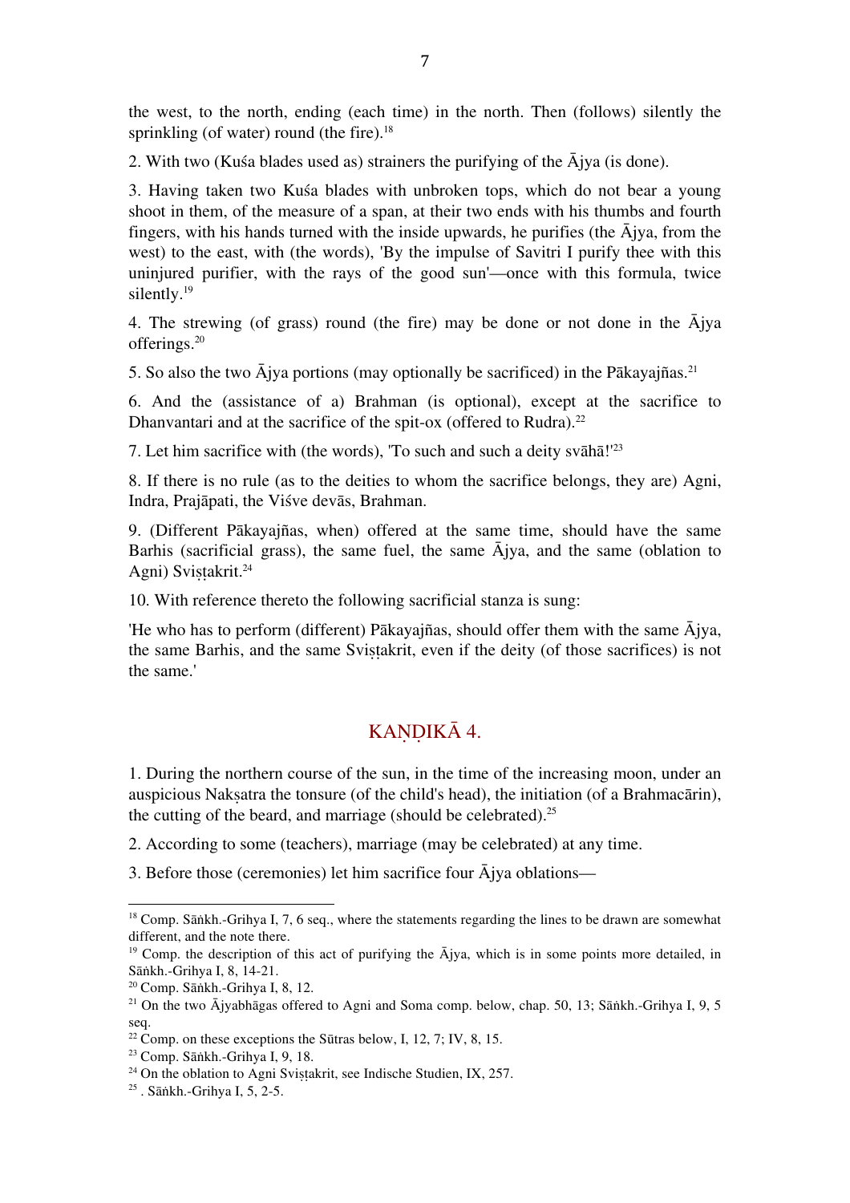the west, to the north, ending (each time) in the north. Then (follows) silently the sprinkling (of water) round (the fire).[18]

2. With two (Kuśa blades used as) strainers the purifying of the Ājya (is done).

3. Having taken two Kuśa blades with unbroken tops, which do not bear a young shoot in them, of the measure of a span, at their two ends with his thumbs and fourth fingers, with his hands turned with the inside upwards, he purifies (the Ājya, from the west) to the east, with (the words), 'By the impulse of Savitri I purify thee with this uninjured purifier, with the rays of the good sun'—once with this formula, twice silently.[19]

4. The strewing (of grass) round (the fire) may be done or not done in the Ājya offerings.[20]

5. So also the two Ājya portions (may optionally be sacrificed) in the Pākayajñas.[21]

6. And the (assistance of a) Brahman (is optional), except at the sacrifice to Dhanvantari and at the sacrifice of the spit-ox (offered to Rudra).[22]

7. Let him sacrifice with (the words), 'To such and such a deity svāhā!'[23]

8. If there is no rule (as to the deities to whom the sacrifice belongs, they are) Agni, Indra, Prajāpati, the Viśve devās, Brahman.

9. (Different Pākayajñas, when) offered at the same time, should have the same Barhis (sacrificial grass), the same fuel, the same Ājya, and the same (oblation to Agni) Sviṣṭakrit.[24]

10. With reference thereto the following sacrificial stanza is sung:

'He who has to perform (different) Pākayajñas, should offer them with the same Ājya, the same Barhis, and the same Sviṣṭakrit, even if the deity (of those sacrifices) is not the same.'

## KAṆḌIKĀ 4.

1. During the northern course of the sun, in the time of the increasing moon, under an auspicious Nakṣatra the tonsure (of the child's head), the initiation (of a Brahmacārin), the cutting of the beard, and marriage (should be celebrated).[25]

2. According to some (teachers), marriage (may be celebrated) at any time.

3. Before those (ceremonies) let him sacrifice four Ājya oblations—

---

[18] Comp. Sāṅkh.-Grihya I, 7, 6 seq., where the statements regarding the lines to be drawn are somewhat different, and the note there.

[19] Comp. the description of this act of purifying the Ājya, which is in some points more detailed, in Sāṅkh.-Grihya I, 8, 14-21.

[20] Comp. Sāṅkh.-Grihya I, 8, 12.

[21] On the two Ājyabhāgas offered to Agni and Soma comp. below, chap. 50, 13; Sāṅkh.-Grihya I, 9, 5 seq.

[22] Comp. on these exceptions the Sūtras below, I, 12, 7; IV, 8, 15.

[23] Comp. Sāṅkh.-Grihya I, 9, 18.

[24] On the oblation to Agni Sviṣṭakrit, see Indische Studien, IX, 257.

[25] . Sāṅkh.-Grihya I, 5, 2-5.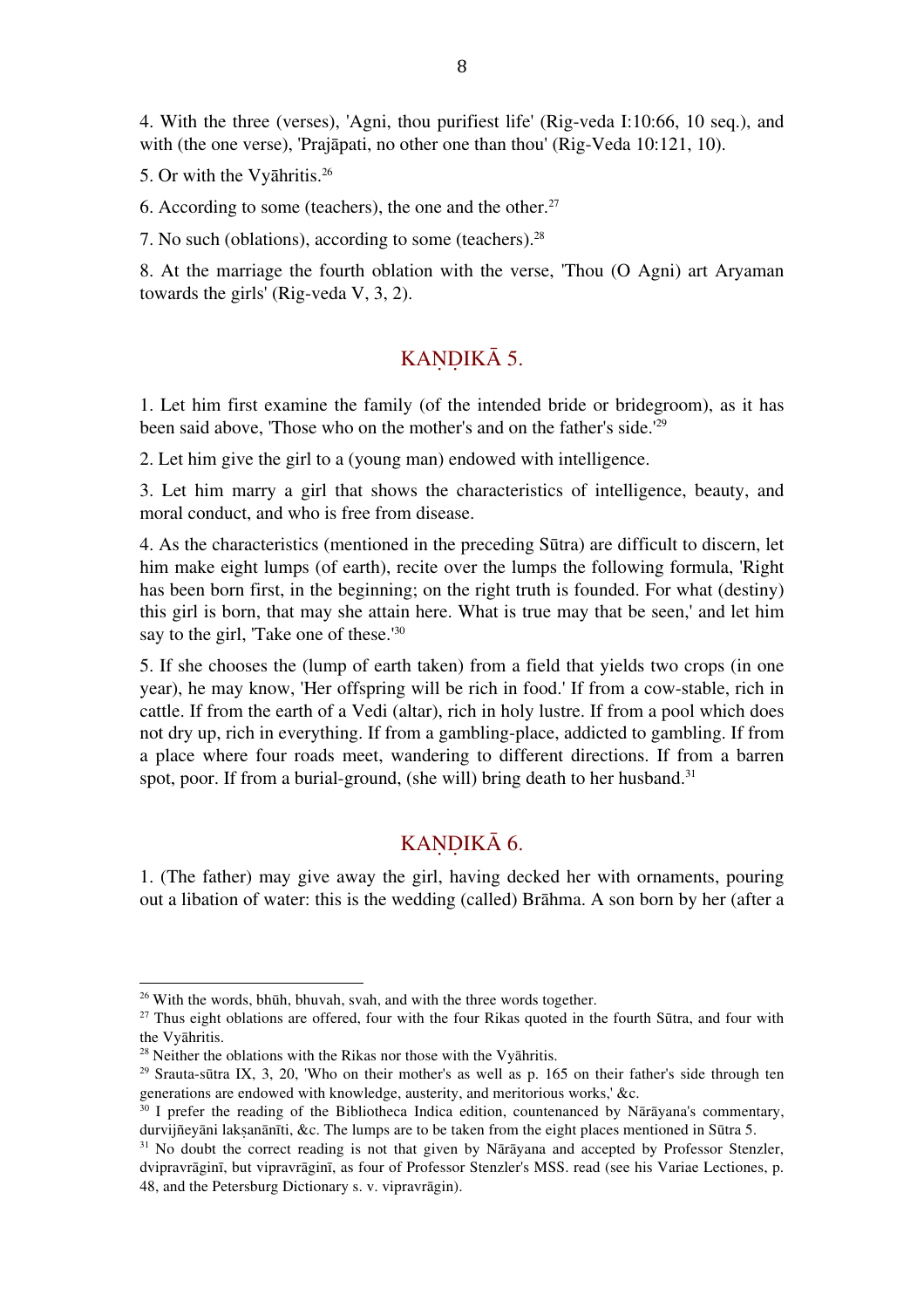4. With the three (verses), 'Agni, thou purifiest life' (Rig-veda I:10:66, 10 seq.), and with (the one verse), 'Prajāpati, no other one than thou' (Rig-Veda 10:121, 10).

5. Or with the Vyāhritis.[26]

6. According to some (teachers), the one and the other.[27]

7. No such (oblations), according to some (teachers).[28]

8. At the marriage the fourth oblation with the verse, 'Thou (O Agni) art Aryaman towards the girls' (Rig-veda V, 3, 2).

## KAṆḌIKĀ 5.

1. Let him first examine the family (of the intended bride or bridegroom), as it has been said above, 'Those who on the mother's and on the father's side.'[29]

2. Let him give the girl to a (young man) endowed with intelligence.

3. Let him marry a girl that shows the characteristics of intelligence, beauty, and moral conduct, and who is free from disease.

4. As the characteristics (mentioned in the preceding Sūtra) are difficult to discern, let him make eight lumps (of earth), recite over the lumps the following formula, 'Right has been born first, in the beginning; on the right truth is founded. For what (destiny) this girl is born, that may she attain here. What is true may that be seen,' and let him say to the girl, 'Take one of these.'[30]

5. If she chooses the (lump of earth taken) from a field that yields two crops (in one year), he may know, 'Her offspring will be rich in food.' If from a cow-stable, rich in cattle. If from the earth of a Vedi (altar), rich in holy lustre. If from a pool which does not dry up, rich in everything. If from a gambling-place, addicted to gambling. If from a place where four roads meet, wandering to different directions. If from a barren spot, poor. If from a burial-ground, (she will) bring death to her husband.[31]

## KAṆḌIKĀ 6.

1. (The father) may give away the girl, having decked her with ornaments, pouring out a libation of water: this is the wedding (called) Brāhma. A son born by her (after a

---

[26] With the words, bhūh, bhuvah, svah, and with the three words together.

[27] Thus eight oblations are offered, four with the four Rikas quoted in the fourth Sūtra, and four with the Vyāhritis.

[28] Neither the oblations with the Rikas nor those with the Vyāhritis.

[29] Srauta-sūtra IX, 3, 20, 'Who on their mother's as well as p. 165 on their father's side through ten generations are endowed with knowledge, austerity, and meritorious works,' &c.

[30] I prefer the reading of the Bibliotheca Indica edition, countenanced by Nārāyana's commentary, durvijñeyāni lakṣanānīti, &c. The lumps are to be taken from the eight places mentioned in Sūtra 5.

[31] No doubt the correct reading is not that given by Nārāyana and accepted by Professor Stenzler, dvipravrāginī, but vipravrāginī, as four of Professor Stenzler's MSS. read (see his Variae Lectiones, p. 48, and the Petersburg Dictionary s. v. vipravrāgin).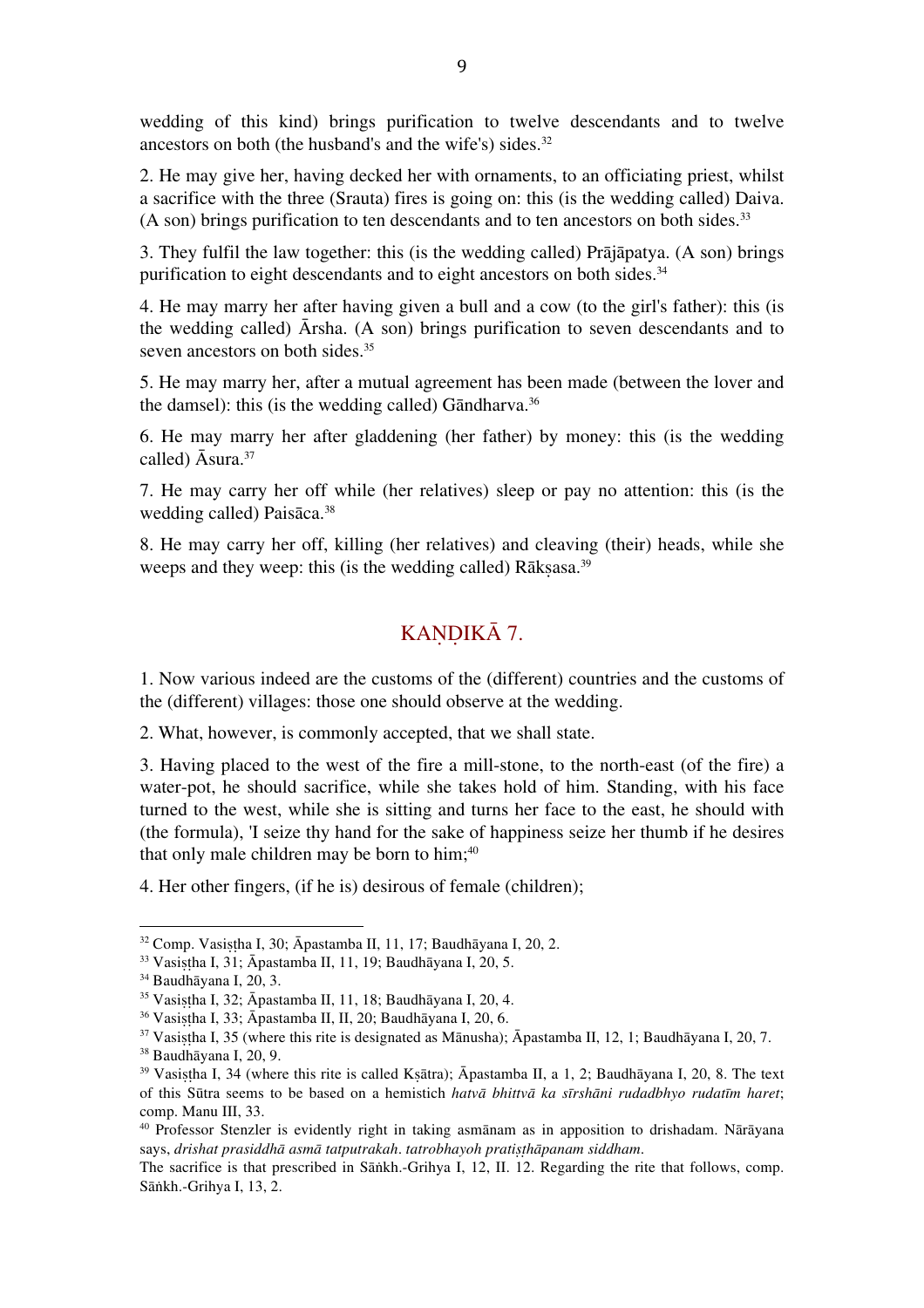wedding of this kind) brings purification to twelve descendants and to twelve ancestors on both (the husband's and the wife's) sides.[32]

2. He may give her, having decked her with ornaments, to an officiating priest, whilst a sacrifice with the three (Srauta) fires is going on: this (is the wedding called) Daiva. (A son) brings purification to ten descendants and to ten ancestors on both sides.[33]

3. They fulfil the law together: this (is the wedding called) Prājāpatya. (A son) brings purification to eight descendants and to eight ancestors on both sides.[34]

4. He may marry her after having given a bull and a cow (to the girl's father): this (is the wedding called) Ārsha. (A son) brings purification to seven descendants and to seven ancestors on both sides.[35]

5. He may marry her, after a mutual agreement has been made (between the lover and the damsel): this (is the wedding called) Gāndharva.[36]

6. He may marry her after gladdening (her father) by money: this (is the wedding called) Āsura.[37]

7. He may carry her off while (her relatives) sleep or pay no attention: this (is the wedding called) Paisāca.[38]

8. He may carry her off, killing (her relatives) and cleaving (their) heads, while she weeps and they weep: this (is the wedding called) Rākṣasa.[39]

## KAṆḌIKĀ 7.

1. Now various indeed are the customs of the (different) countries and the customs of the (different) villages: those one should observe at the wedding.

2. What, however, is commonly accepted, that we shall state.

3. Having placed to the west of the fire a mill-stone, to the north-east (of the fire) a water-pot, he should sacrifice, while she takes hold of him. Standing, with his face turned to the west, while she is sitting and turns her face to the east, he should with (the formula), 'I seize thy hand for the sake of happiness seize her thumb if he desires that only male children may be born to him;[40]

4. Her other fingers, (if he is) desirous of female (children);

---

[32] Comp. Vasiṣṭha I, 30; Āpastamba II, 11, 17; Baudhāyana I, 20, 2.

[33] Vasiṣṭha I, 31; Āpastamba II, 11, 19; Baudhāyana I, 20, 5.

[34] Baudhāyana I, 20, 3.

[35] Vasiṣṭha I, 32; Āpastamba II, 11, 18; Baudhāyana I, 20, 4.

[36] Vasiṣṭha I, 33; Āpastamba II, II, 20; Baudhāyana I, 20, 6.

[37] Vasiṣṭha I, 35 (where this rite is designated as Mānusha); Āpastamba II, 12, 1; Baudhāyana I, 20, 7.

[38] Baudhāyana I, 20, 9.

[39] Vasiṣṭha I, 34 (where this rite is called Kṣātra); Āpastamba II, a 1, 2; Baudhāyana I, 20, 8. The text of this Sūtra seems to be based on a hemistich *hatvā bhittvā ka sīrshāni rudadbhyo rudatīm haret*; comp. Manu III, 33.

[40] Professor Stenzler is evidently right in taking asmānam as in apposition to drishadam. Nārāyana says, *drishat prasiddhā asmā tatputrakah. tatrobhayoh pratiṣṭhāpanam siddham*.
The sacrifice is that prescribed in Sāṅkh.-Grihya I, 12, II. 12. Regarding the rite that follows, comp. Sāṅkh.-Grihya I, 13, 2.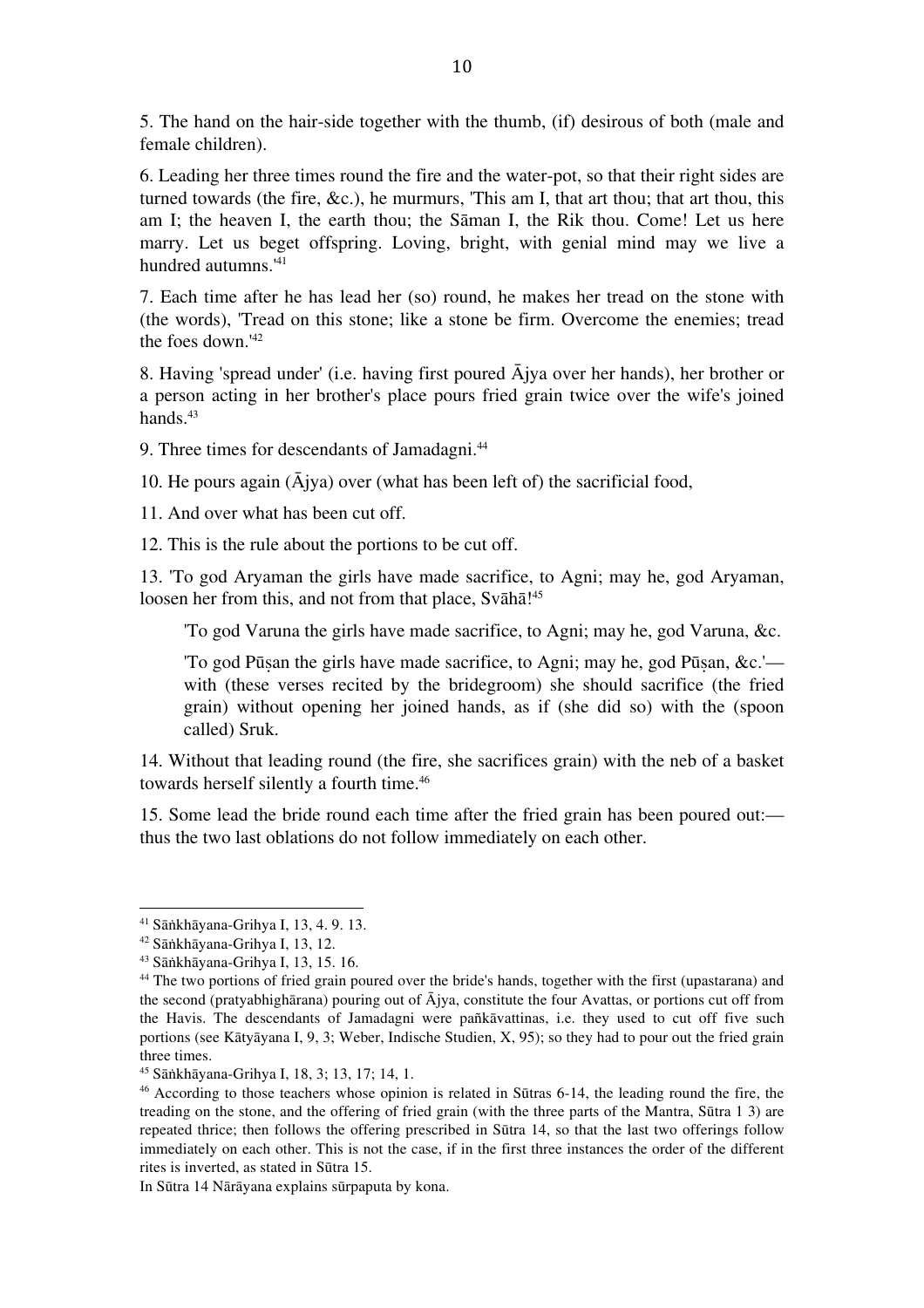5. The hand on the hair-side together with the thumb, (if) desirous of both (male and female children).

6. Leading her three times round the fire and the water-pot, so that their right sides are turned towards (the fire, &c.), he murmurs, 'This am I, that art thou; that art thou, this am I; the heaven I, the earth thou; the Sāman I, the Rik thou. Come! Let us here marry. Let us beget offspring. Loving, bright, with genial mind may we live a hundred autumns.'[41]

7. Each time after he has lead her (so) round, he makes her tread on the stone with (the words), 'Tread on this stone; like a stone be firm. Overcome the enemies; tread the foes down.'[42]

8. Having 'spread under' (i.e. having first poured Ājya over her hands), her brother or a person acting in her brother's place pours fried grain twice over the wife's joined hands.[43]

9. Three times for descendants of Jamadagni.[44]

10. He pours again (Ājya) over (what has been left of) the sacrificial food,

11. And over what has been cut off.

12. This is the rule about the portions to be cut off.

13. 'To god Aryaman the girls have made sacrifice, to Agni; may he, god Aryaman, loosen her from this, and not from that place, Svāhā![45]

> 'To god Varuna the girls have made sacrifice, to Agni; may he, god Varuna, &c.
>
> 'To god Pūṣan the girls have made sacrifice, to Agni; may he, god Pūṣan, &c.'—with (these verses recited by the bridegroom) she should sacrifice (the fried grain) without opening her joined hands, as if (she did so) with the (spoon called) Sruk.

14. Without that leading round (the fire, she sacrifices grain) with the neb of a basket towards herself silently a fourth time.[46]

15. Some lead the bride round each time after the fried grain has been poured out:—thus the two last oblations do not follow immediately on each other.

---

[41] Sāṅkhāyana-Grihya I, 13, 4. 9. 13.

[42] Sāṅkhāyana-Grihya I, 13, 12.

[43] Sāṅkhāyana-Grihya I, 13, 15. 16.

[44] The two portions of fried grain poured over the bride's hands, together with the first (upastarana) and the second (pratyabhighārana) pouring out of Ājya, constitute the four Avattas, or portions cut off from the Havis. The descendants of Jamadagni were pañkāvattinas, i.e. they used to cut off five such portions (see Kātyāyana I, 9, 3; Weber, Indische Studien, X, 95); so they had to pour out the fried grain three times.

[45] Sāṅkhāyana-Grihya I, 18, 3; 13, 17; 14, 1.

[46] According to those teachers whose opinion is related in Sūtras 6-14, the leading round the fire, the treading on the stone, and the offering of fried grain (with the three parts of the Mantra, Sūtra 1 3) are repeated thrice; then follows the offering prescribed in Sūtra 14, so that the last two offerings follow immediately on each other. This is not the case, if in the first three instances the order of the different rites is inverted, as stated in Sūtra 15.

In Sūtra 14 Nārāyana explains sūrpaputa by kona.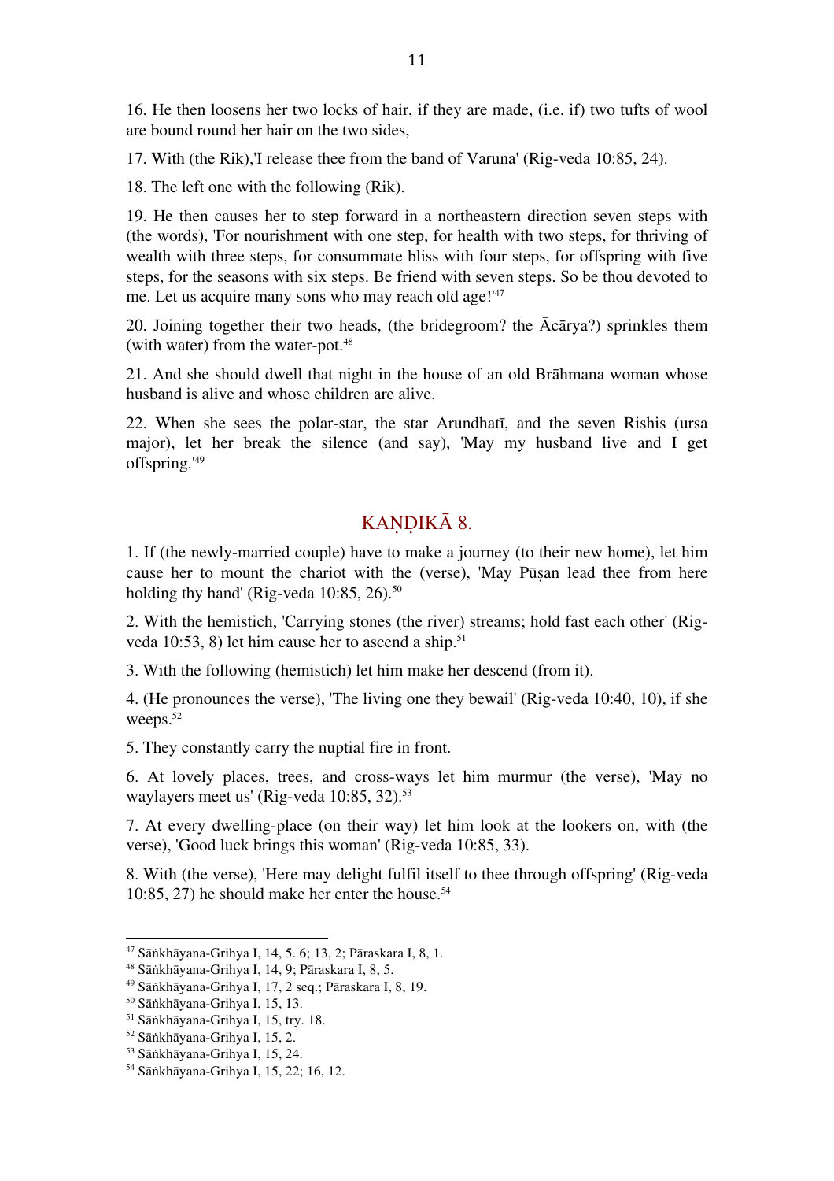16. He then loosens her two locks of hair, if they are made, (i.e. if) two tufts of wool are bound round her hair on the two sides,

17. With (the Rik),'I release thee from the band of Varuna' (Rig-veda 10:85, 24).

18. The left one with the following (Rik).

19. He then causes her to step forward in a northeastern direction seven steps with (the words), 'For nourishment with one step, for health with two steps, for thriving of wealth with three steps, for consummate bliss with four steps, for offspring with five steps, for the seasons with six steps. Be friend with seven steps. So be thou devoted to me. Let us acquire many sons who may reach old age!'[47]

20. Joining together their two heads, (the bridegroom? the Ācārya?) sprinkles them (with water) from the water-pot.[48]

21. And she should dwell that night in the house of an old Brāhmana woman whose husband is alive and whose children are alive.

22. When she sees the polar-star, the star Arundhatī, and the seven Rishis (ursa major), let her break the silence (and say), 'May my husband live and I get offspring.'[49]

## KAṆḌIKĀ 8.

1. If (the newly-married couple) have to make a journey (to their new home), let him cause her to mount the chariot with the (verse), 'May Pūṣan lead thee from here holding thy hand' (Rig-veda 10:85, 26).[50]

2. With the hemistich, 'Carrying stones (the river) streams; hold fast each other' (Rig-veda 10:53, 8) let him cause her to ascend a ship.[51]

3. With the following (hemistich) let him make her descend (from it).

4. (He pronounces the verse), 'The living one they bewail' (Rig-veda 10:40, 10), if she weeps.[52]

5. They constantly carry the nuptial fire in front.

6. At lovely places, trees, and cross-ways let him murmur (the verse), 'May no waylayers meet us' (Rig-veda 10:85, 32).[53]

7. At every dwelling-place (on their way) let him look at the lookers on, with (the verse), 'Good luck brings this woman' (Rig-veda 10:85, 33).

8. With (the verse), 'Here may delight fulfil itself to thee through offspring' (Rig-veda 10:85, 27) he should make her enter the house.[54]

---

[47] Sāṅkhāyana-Grihya I, 14, 5. 6; 13, 2; Pāraskara I, 8, 1.

[48] Sāṅkhāyana-Grihya I, 14, 9; Pāraskara I, 8, 5.

[49] Sāṅkhāyana-Grihya I, 17, 2 seq.; Pāraskara I, 8, 19.

[50] Sāṅkhāyana-Grihya I, 15, 13.

[51] Sāṅkhāyana-Grihya I, 15, try. 18.

[52] Sāṅkhāyana-Grihya I, 15, 2.

[53] Sāṅkhāyana-Grihya I, 15, 24.

[54] Sāṅkhāyana-Grihya I, 15, 22; 16, 12.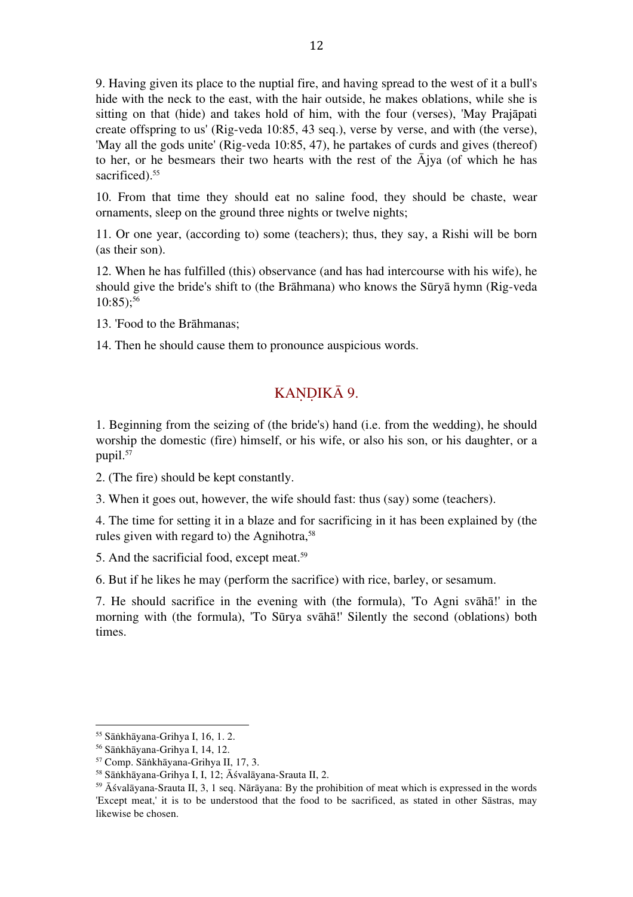9. Having given its place to the nuptial fire, and having spread to the west of it a bull's hide with the neck to the east, with the hair outside, he makes oblations, while she is sitting on that (hide) and takes hold of him, with the four (verses), 'May Prajāpati create offspring to us' (Rig-veda 10:85, 43 seq.), verse by verse, and with (the verse), 'May all the gods unite' (Rig-veda 10:85, 47), he partakes of curds and gives (thereof) to her, or he besmears their two hearts with the rest of the Ājya (of which he has sacrificed).[55]

10. From that time they should eat no saline food, they should be chaste, wear ornaments, sleep on the ground three nights or twelve nights;

11. Or one year, (according to) some (teachers); thus, they say, a Rishi will be born (as their son).

12. When he has fulfilled (this) observance (and has had intercourse with his wife), he should give the bride's shift to (the Brāhmana) who knows the Sūryā hymn (Rig-veda 10:85);[56]

13. 'Food to the Brāhmanas;

14. Then he should cause them to pronounce auspicious words.

## KAṆḌIKĀ 9.

1. Beginning from the seizing of (the bride's) hand (i.e. from the wedding), he should worship the domestic (fire) himself, or his wife, or also his son, or his daughter, or a pupil.[57]

2. (The fire) should be kept constantly.

3. When it goes out, however, the wife should fast: thus (say) some (teachers).

4. The time for setting it in a blaze and for sacrificing in it has been explained by (the rules given with regard to) the Agnihotra,[58]

5. And the sacrificial food, except meat.[59]

6. But if he likes he may (perform the sacrifice) with rice, barley, or sesamum.

7. He should sacrifice in the evening with (the formula), 'To Agni svāhā!' in the morning with (the formula), 'To Sūrya svāhā!' Silently the second (oblations) both times.

---

[55] Sāṅkhāyana-Grihya I, 16, 1. 2.

[56] Sāṅkhāyana-Grihya I, 14, 12.

[57] Comp. Sāṅkhāyana-Grihya II, 17, 3.

[58] Sāṅkhāyana-Grihya I, I, 12; Āśvalāyana-Srauta II, 2.

[59] Āśvalāyana-Srauta II, 3, 1 seq. Nārāyana: By the prohibition of meat which is expressed in the words 'Except meat,' it is to be understood that the food to be sacrificed, as stated in other Sāstras, may likewise be chosen.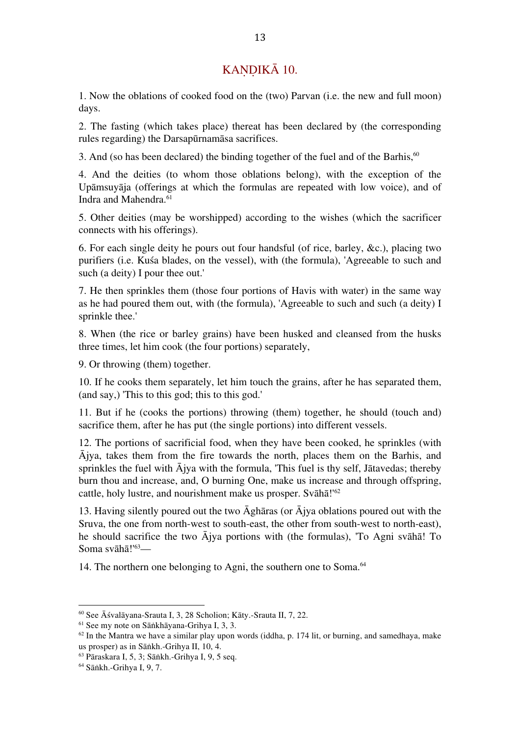## KAṆḌIKĀ 10.

1. Now the oblations of cooked food on the (two) Parvan (i.e. the new and full moon) days.

2. The fasting (which takes place) thereat has been declared by (the corresponding rules regarding) the Darsapūrnamāsa sacrifices.

3. And (so has been declared) the binding together of the fuel and of the Barhis,[60]

4. And the deities (to whom those oblations belong), with the exception of the Upāmsuyāja (offerings at which the formulas are repeated with low voice), and of Indra and Mahendra.[61]

5. Other deities (may be worshipped) according to the wishes (which the sacrificer connects with his offerings).

6. For each single deity he pours out four handsful (of rice, barley, &c.), placing two purifiers (i.e. Kuśa blades, on the vessel), with (the formula), 'Agreeable to such and such (a deity) I pour thee out.'

7. He then sprinkles them (those four portions of Havis with water) in the same way as he had poured them out, with (the formula), 'Agreeable to such and such (a deity) I sprinkle thee.'

8. When (the rice or barley grains) have been husked and cleansed from the husks three times, let him cook (the four portions) separately,

9. Or throwing (them) together.

10. If he cooks them separately, let him touch the grains, after he has separated them, (and say,) 'This to this god; this to this god.'

11. But if he (cooks the portions) throwing (them) together, he should (touch and) sacrifice them, after he has put (the single portions) into different vessels.

12. The portions of sacrificial food, when they have been cooked, he sprinkles (with Ājya, takes them from the fire towards the north, places them on the Barhis, and sprinkles the fuel with Ājya with the formula, 'This fuel is thy self, Jātavedas; thereby burn thou and increase, and, O burning One, make us increase and through offspring, cattle, holy lustre, and nourishment make us prosper. Svāhā!'[62]

13. Having silently poured out the two Āghāras (or Ājya oblations poured out with the Sruva, the one from north-west to south-east, the other from south-west to north-east), he should sacrifice the two Ājya portions with (the formulas), 'To Agni svāhā! To Soma svāhā!'[63]—

14. The northern one belonging to Agni, the southern one to Soma.[64]

---

[60] See Āśvalāyana-Srauta I, 3, 28 Scholion; Kāty.-Srauta II, 7, 22.

[61] See my note on Sāṅkhāyana-Grihya I, 3, 3.

[62] In the Mantra we have a similar play upon words (iddha, p. 174 lit, or burning, and samedhaya, make us prosper) as in Sāṅkh.-Grihya II, 10, 4.

[63] Pāraskara I, 5, 3; Sāṅkh.-Grihya I, 9, 5 seq.

[64] Sāṅkh.-Grihya I, 9, 7.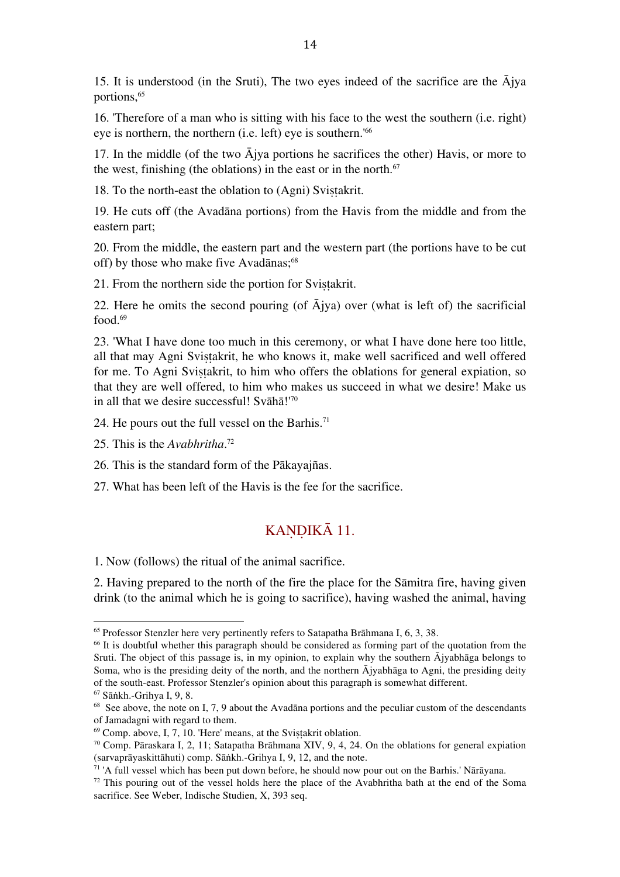15. It is understood (in the Sruti), The two eyes indeed of the sacrifice are the Ājya portions,[65]

16. 'Therefore of a man who is sitting with his face to the west the southern (i.e. right) eye is northern, the northern (i.e. left) eye is southern.'[66]

17. In the middle (of the two Ājya portions he sacrifices the other) Havis, or more to the west, finishing (the oblations) in the east or in the north.[67]

18. To the north-east the oblation to (Agni) Svishṭakrit.

19. He cuts off (the Avadāna portions) from the Havis from the middle and from the eastern part;

20. From the middle, the eastern part and the western part (the portions have to be cut off) by those who make five Avadānas;[68]

21. From the northern side the portion for Svishṭakrit.

22. Here he omits the second pouring (of Ājya) over (what is left of) the sacrificial food.[69]

23. 'What I have done too much in this ceremony, or what I have done here too little, all that may Agni Svishṭakrit, he who knows it, make well sacrificed and well offered for me. To Agni Svishṭakrit, to him who offers the oblations for general expiation, so that they are well offered, to him who makes us succeed in what we desire! Make us in all that we desire successful! Svāhā!'[70]

24. He pours out the full vessel on the Barhis.[71]

25. This is the *Avabhritha*.[72]

26. This is the standard form of the Pākayajñas.

27. What has been left of the Havis is the fee for the sacrifice.

## KAṆḌIKĀ 11.

1. Now (follows) the ritual of the animal sacrifice.

2. Having prepared to the north of the fire the place for the Sāmitra fire, having given drink (to the animal which he is going to sacrifice), having washed the animal, having

---

[65] Professor Stenzler here very pertinently refers to Satapatha Brāhmana I, 6, 3, 38.

[66] It is doubtful whether this paragraph should be considered as forming part of the quotation from the Sruti. The object of this passage is, in my opinion, to explain why the southern Ājyabhāga belongs to Soma, who is the presiding deity of the north, and the northern Ājyabhāga to Agni, the presiding deity of the south-east. Professor Stenzler's opinion about this paragraph is somewhat different.

[67] Sāṅkh.-Grihya I, 9, 8.

[68] See above, the note on I, 7, 9 about the Avadāna portions and the peculiar custom of the descendants of Jamadagni with regard to them.

[69] Comp. above, I, 7, 10. 'Here' means, at the Svishṭakrit oblation.

[70] Comp. Pāraskara I, 2, 11; Satapatha Brāhmana XIV, 9, 4, 24. On the oblations for general expiation (sarvaprāyaskittāhuti) comp. Sāṅkh.-Grihya I, 9, 12, and the note.

[71] 'A full vessel which has been put down before, he should now pour out on the Barhis.' Nārāyana.

[72] This pouring out of the vessel holds here the place of the Avabhritha bath at the end of the Soma sacrifice. See Weber, Indische Studien, X, 393 seq.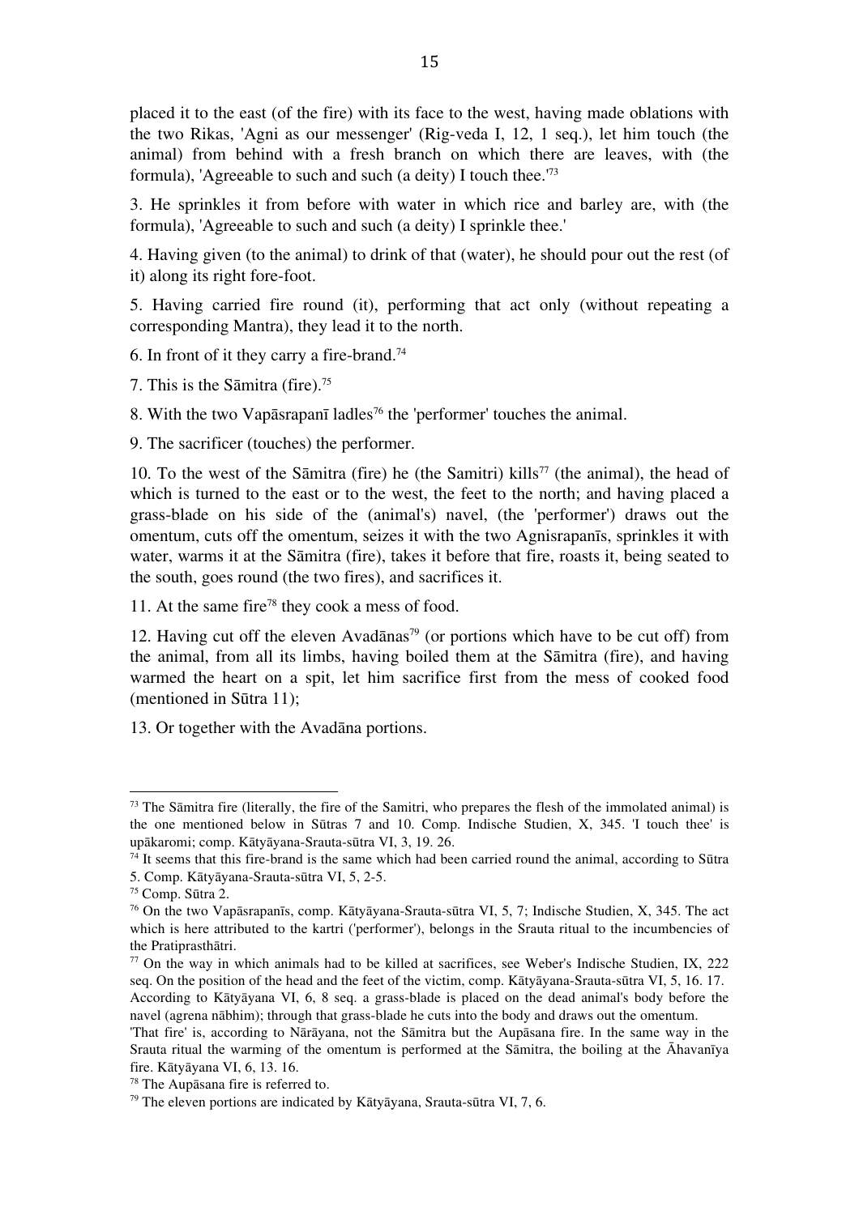placed it to the east (of the fire) with its face to the west, having made oblations with the two Rikas, 'Agni as our messenger' (Rig-veda I, 12, 1 seq.), let him touch (the animal) from behind with a fresh branch on which there are leaves, with (the formula), 'Agreeable to such and such (a deity) I touch thee.'[73]

3. He sprinkles it from before with water in which rice and barley are, with (the formula), 'Agreeable to such and such (a deity) I sprinkle thee.'

4. Having given (to the animal) to drink of that (water), he should pour out the rest (of it) along its right fore-foot.

5. Having carried fire round (it), performing that act only (without repeating a corresponding Mantra), they lead it to the north.

6. In front of it they carry a fire-brand.[74]

7. This is the Sāmitra (fire).[75]

8. With the two Vapāsrapanī ladles[76] the 'performer' touches the animal.

9. The sacrificer (touches) the performer.

10. To the west of the Sāmitra (fire) he (the Samitri) kills[77] (the animal), the head of which is turned to the east or to the west, the feet to the north; and having placed a grass-blade on his side of the (animal's) navel, (the 'performer') draws out the omentum, cuts off the omentum, seizes it with the two Agnisrapanīs, sprinkles it with water, warms it at the Sāmitra (fire), takes it before that fire, roasts it, being seated to the south, goes round (the two fires), and sacrifices it.

11. At the same fire[78] they cook a mess of food.

12. Having cut off the eleven Avadānas[79] (or portions which have to be cut off) from the animal, from all its limbs, having boiled them at the Sāmitra (fire), and having warmed the heart on a spit, let him sacrifice first from the mess of cooked food (mentioned in Sūtra 11);

13. Or together with the Avadāna portions.

---

[73] The Sāmitra fire (literally, the fire of the Samitri, who prepares the flesh of the immolated animal) is the one mentioned below in Sūtras 7 and 10. Comp. Indische Studien, X, 345. 'I touch thee' is upākaromi; comp. Kātyāyana-Srauta-sūtra VI, 3, 19. 26.

[74] It seems that this fire-brand is the same which had been carried round the animal, according to Sūtra 5. Comp. Kātyāyana-Srauta-sūtra VI, 5, 2-5.

[75] Comp. Sūtra 2.

[76] On the two Vapāsrapanīs, comp. Kātyāyana-Srauta-sūtra VI, 5, 7; Indische Studien, X, 345. The act which is here attributed to the kartri ('performer'), belongs in the Srauta ritual to the incumbencies of the Pratiprasthātri.

[77] On the way in which animals had to be killed at sacrifices, see Weber's Indische Studien, IX, 222 seq. On the position of the head and the feet of the victim, comp. Kātyāyana-Srauta-sūtra VI, 5, 16. 17. According to Kātyāyana VI, 6, 8 seq. a grass-blade is placed on the dead animal's body before the navel (agrena nābhim); through that grass-blade he cuts into the body and draws out the omentum. 'That fire' is, according to Nārāyana, not the Sāmitra but the Aupāsana fire. In the same way in the Srauta ritual the warming of the omentum is performed at the Sāmitra, the boiling at the Āhavanīya fire. Kātyāyana VI, 6, 13. 16.

[78] The Aupāsana fire is referred to.

[79] The eleven portions are indicated by Kātyāyana, Srauta-sūtra VI, 7, 6.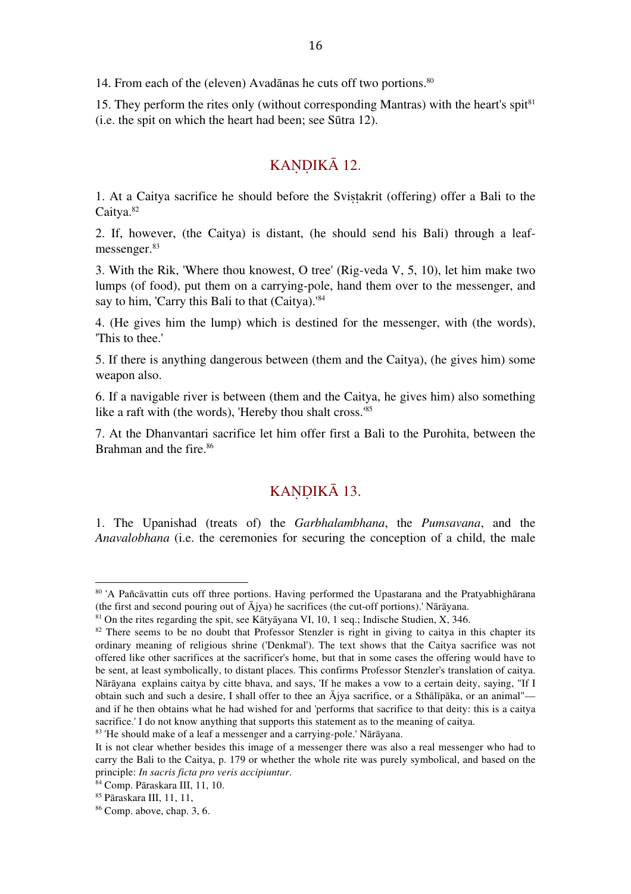14. From each of the (eleven) Avadānas he cuts off two portions.[80]

15. They perform the rites only (without corresponding Mantras) with the heart's spit[81] (i.e. the spit on which the heart had been; see Sūtra 12).

## KAṆḌIKĀ 12.

1. At a Caitya sacrifice he should before the Sviṣṭakrit (offering) offer a Bali to the Caitya.[82]

2. If, however, (the Caitya) is distant, (he should send his Bali) through a leaf-messenger.[83]

3. With the Rik, 'Where thou knowest, O tree' (Rig-veda V, 5, 10), let him make two lumps (of food), put them on a carrying-pole, hand them over to the messenger, and say to him, 'Carry this Bali to that (Caitya).'[84]

4. (He gives him the lump) which is destined for the messenger, with (the words), 'This to thee.'

5. If there is anything dangerous between (them and the Caitya), (he gives him) some weapon also.

6. If a navigable river is between (them and the Caitya, he gives him) also something like a raft with (the words), 'Hereby thou shalt cross.'[85]

7. At the Dhanvantari sacrifice let him offer first a Bali to the Purohita, between the Brahman and the fire.[86]

## KAṆḌIKĀ 13.

1. The Upanishad (treats of) the *Garbhalambhana*, the *Pumsavana*, and the *Anavalobhana* (i.e. the ceremonies for securing the conception of a child, the male

---

[80] 'A Pañcāvattin cuts off three portions. Having performed the Upastarana and the Pratyabhighārana (the first and second pouring out of Ājya) he sacrifices (the cut-off portions).' Nārāyana.

[81] On the rites regarding the spit, see Kātyāyana VI, 10, 1 seq.; Indische Studien, X, 346.

[82] There seems to be no doubt that Professor Stenzler is right in giving to caitya in this chapter its ordinary meaning of religious shrine ('Denkmal'). The text shows that the Caitya sacrifice was not offered like other sacrifices at the sacrificer's home, but that in some cases the offering would have to be sent, at least symbolically, to distant places. This confirms Professor Stenzler's translation of caitya. Nārāyana explains caitya by citte bhava, and says, 'If he makes a vow to a certain deity, saying, "If I obtain such and such a desire, I shall offer to thee an Ājya sacrifice, or a Sthālīpāka, or an animal"—and if he then obtains what he had wished for and 'performs that sacrifice to that deity: this is a caitya sacrifice.' I do not know anything that supports this statement as to the meaning of caitya.

[83] 'He should make of a leaf a messenger and a carrying-pole.' Nārāyana.
It is not clear whether besides this image of a messenger there was also a real messenger who had to carry the Bali to the Caitya, p. 179 or whether the whole rite was purely symbolical, and based on the principle: *In sacris ficta pro veris accipiuntur*.

[84] Comp. Pāraskara III, 11, 10.

[85] Pāraskara III, 11, 11,

[86] Comp. above, chap. 3, 6.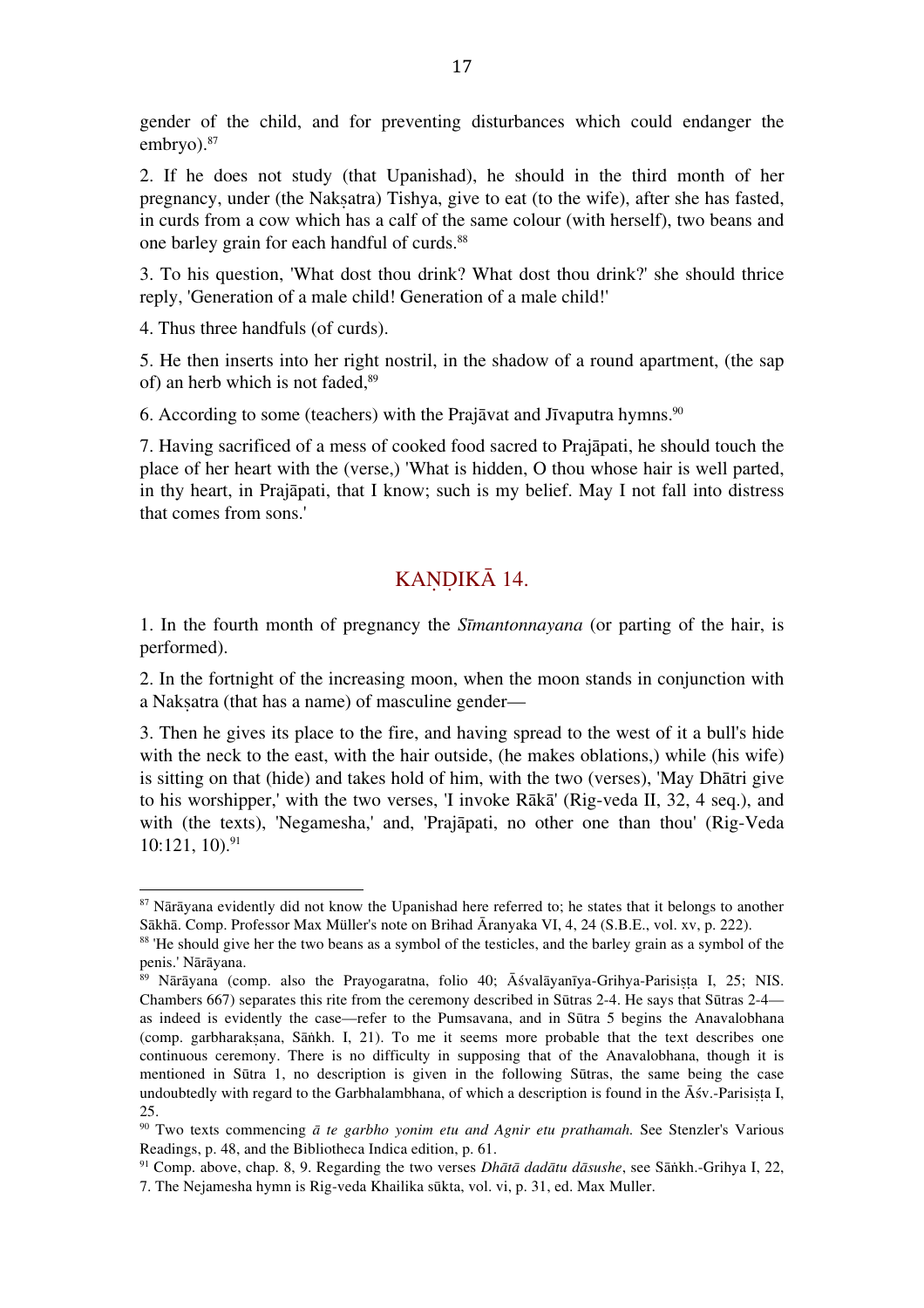gender of the child, and for preventing disturbances which could endanger the embryo).[87]

2. If he does not study (that Upanishad), he should in the third month of her pregnancy, under (the Nakṣatra) Tishya, give to eat (to the wife), after she has fasted, in curds from a cow which has a calf of the same colour (with herself), two beans and one barley grain for each handful of curds.[88]

3. To his question, 'What dost thou drink? What dost thou drink?' she should thrice reply, 'Generation of a male child! Generation of a male child!'

4. Thus three handfuls (of curds).

5. He then inserts into her right nostril, in the shadow of a round apartment, (the sap of) an herb which is not faded,[89]

6. According to some (teachers) with the Prajāvat and Jīvaputra hymns.[90]

7. Having sacrificed of a mess of cooked food sacred to Prajāpati, he should touch the place of her heart with the (verse,) 'What is hidden, O thou whose hair is well parted, in thy heart, in Prajāpati, that I know; such is my belief. May I not fall into distress that comes from sons.'

## KAṆḌIKĀ 14.

1. In the fourth month of pregnancy the *Sīmantonnayana* (or parting of the hair, is performed).

2. In the fortnight of the increasing moon, when the moon stands in conjunction with a Nakṣatra (that has a name) of masculine gender—

3. Then he gives its place to the fire, and having spread to the west of it a bull's hide with the neck to the east, with the hair outside, (he makes oblations,) while (his wife) is sitting on that (hide) and takes hold of him, with the two (verses), 'May Dhātri give to his worshipper,' with the two verses, 'I invoke Rākā' (Rig-veda II, 32, 4 seq.), and with (the texts), 'Negamesha,' and, 'Prajāpati, no other one than thou' (Rig-Veda 10:121, 10).[91]

---

[87] Nārāyana evidently did not know the Upanishad here referred to; he states that it belongs to another Sākhā. Comp. Professor Max Müller's note on Brihad Āranyaka VI, 4, 24 (S.B.E., vol. xv, p. 222).

[88] 'He should give her the two beans as a symbol of the testicles, and the barley grain as a symbol of the penis.' Nārāyana.

[89] Nārāyana (comp. also the Prayogaratna, folio 40; Āśvalāyanīya-Grihya-Parisiṣṭa I, 25; NIS. Chambers 667) separates this rite from the ceremony described in Sūtras 2-4. He says that Sūtras 2-4—as indeed is evidently the case—refer to the Pumsavana, and in Sūtra 5 begins the Anavalobhana (comp. garbharakṣana, Sāṅkh. I, 21). To me it seems more probable that the text describes one continuous ceremony. There is no difficulty in supposing that of the Anavalobhana, though it is mentioned in Sūtra 1, no description is given in the following Sūtras, the same being the case undoubtedly with regard to the Garbhalambhana, of which a description is found in the Āśv.-Parisiṣṭa I, 25.

[90] Two texts commencing *ā te garbho yonim etu and Agnir etu prathamah.* See Stenzler's Various Readings, p. 48, and the Bibliotheca Indica edition, p. 61.

[91] Comp. above, chap. 8, 9. Regarding the two verses *Dhātā dadātu dāsushe*, see Sāṅkh.-Grihya I, 22, 7. The Nejamesha hymn is Rig-veda Khailika sūkta, vol. vi, p. 31, ed. Max Muller.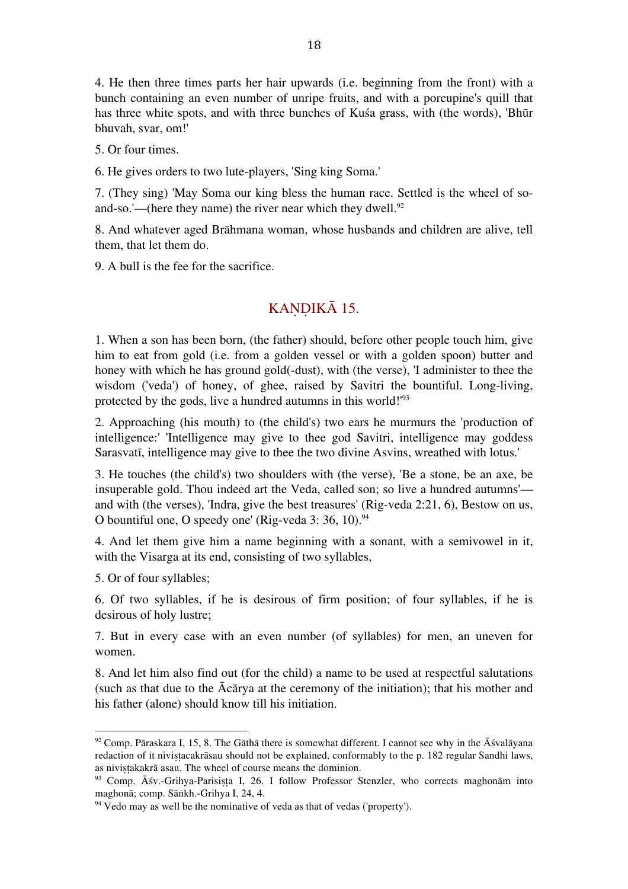4. He then three times parts her hair upwards (i.e. beginning from the front) with a bunch containing an even number of unripe fruits, and with a porcupine's quill that has three white spots, and with three bunches of Kuśa grass, with (the words), 'Bhūr bhuvah, svar, om!'

5. Or four times.

6. He gives orders to two lute-players, 'Sing king Soma.'

7. (They sing) 'May Soma our king bless the human race. Settled is the wheel of so-and-so.'—(here they name) the river near which they dwell.[92]

8. And whatever aged Brāhmana woman, whose husbands and children are alive, tell them, that let them do.

9. A bull is the fee for the sacrifice.

## KAṆḌIKĀ 15.

1. When a son has been born, (the father) should, before other people touch him, give him to eat from gold (i.e. from a golden vessel or with a golden spoon) butter and honey with which he has ground gold(-dust), with (the verse), 'I administer to thee the wisdom ('veda') of honey, of ghee, raised by Savitri the bountiful. Long-living, protected by the gods, live a hundred autumns in this world!'[93]

2. Approaching (his mouth) to (the child's) two ears he murmurs the 'production of intelligence:' 'Intelligence may give to thee god Savitri, intelligence may goddess Sarasvatī, intelligence may give to thee the two divine Asvins, wreathed with lotus.'

3. He touches (the child's) two shoulders with (the verse), 'Be a stone, be an axe, be insuperable gold. Thou indeed art the Veda, called son; so live a hundred autumns'—and with (the verses), 'Indra, give the best treasures' (Rig-veda 2:21, 6), Bestow on us, O bountiful one, O speedy one' (Rig-veda 3: 36, 10).[94]

4. And let them give him a name beginning with a sonant, with a semivowel in it, with the Visarga at its end, consisting of two syllables,

5. Or of four syllables;

6. Of two syllables, if he is desirous of firm position; of four syllables, if he is desirous of holy lustre;

7. But in every case with an even number (of syllables) for men, an uneven for women.

8. And let him also find out (for the child) a name to be used at respectful salutations (such as that due to the Ācārya at the ceremony of the initiation); that his mother and his father (alone) should know till his initiation.

---

[92] Comp. Pāraskara I, 15, 8. The Gāthā there is somewhat different. I cannot see why in the Āśvalāyana redaction of it niviṣṭacakrāsau should not be explained, conformably to the p. 182 regular Sandhi laws, as niviṣṭakakrā asau. The wheel of course means the dominion.

[93] Comp. Āśv.-Grihya-Parisiṣṭa I, 26. I follow Professor Stenzler, who corrects maghonām into maghonā; comp. Sāṅkh.-Grihya I, 24, 4.

[94] Vedo may as well be the nominative of veda as that of vedas ('property').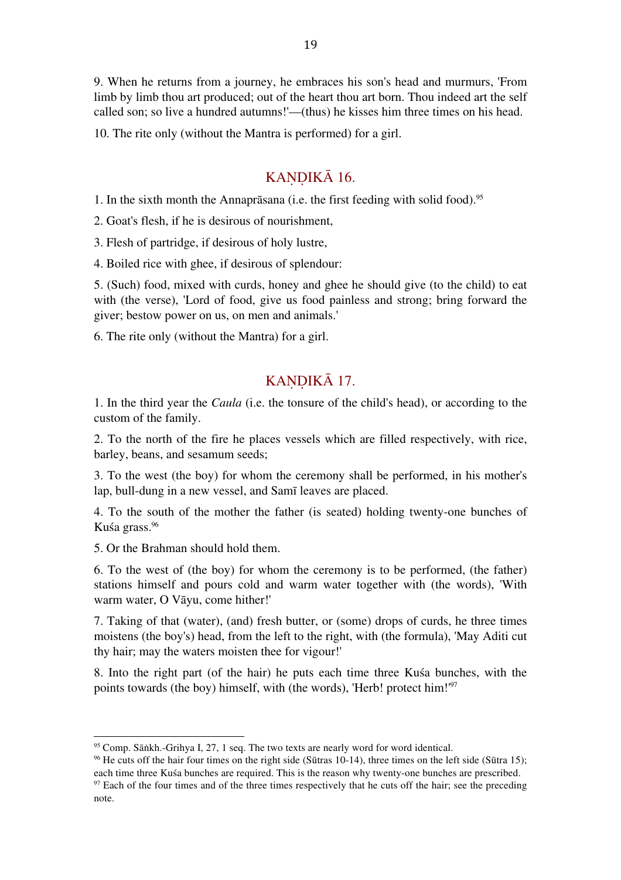9. When he returns from a journey, he embraces his son's head and murmurs, 'From limb by limb thou art produced; out of the heart thou art born. Thou indeed art the self called son; so live a hundred autumns!'—(thus) he kisses him three times on his head.

10. The rite only (without the Mantra is performed) for a girl.

## KAṆḌIKĀ 16.

1. In the sixth month the Annaprāsana (i.e. the first feeding with solid food).[95]

2. Goat's flesh, if he is desirous of nourishment,

3. Flesh of partridge, if desirous of holy lustre,

4. Boiled rice with ghee, if desirous of splendour:

5. (Such) food, mixed with curds, honey and ghee he should give (to the child) to eat with (the verse), 'Lord of food, give us food painless and strong; bring forward the giver; bestow power on us, on men and animals.'

6. The rite only (without the Mantra) for a girl.

## KAṆḌIKĀ 17.

1. In the third year the *Caula* (i.e. the tonsure of the child's head), or according to the custom of the family.

2. To the north of the fire he places vessels which are filled respectively, with rice, barley, beans, and sesamum seeds;

3. To the west (the boy) for whom the ceremony shall be performed, in his mother's lap, bull-dung in a new vessel, and Samī leaves are placed.

4. To the south of the mother the father (is seated) holding twenty-one bunches of Kuśa grass.[96]

5. Or the Brahman should hold them.

6. To the west of (the boy) for whom the ceremony is to be performed, (the father) stations himself and pours cold and warm water together with (the words), 'With warm water, O Vāyu, come hither!'

7. Taking of that (water), (and) fresh butter, or (some) drops of curds, he three times moistens (the boy's) head, from the left to the right, with (the formula), 'May Aditi cut thy hair; may the waters moisten thee for vigour!'

8. Into the right part (of the hair) he puts each time three Kuśa bunches, with the points towards (the boy) himself, with (the words), 'Herb! protect him!'[97]

---

[95] Comp. Sāṅkh.-Grihya I, 27, 1 seq. The two texts are nearly word for word identical.

[96] He cuts off the hair four times on the right side (Sūtras 10-14), three times on the left side (Sūtra 15); each time three Kuśa bunches are required. This is the reason why twenty-one bunches are prescribed.

[97] Each of the four times and of the three times respectively that he cuts off the hair; see the preceding note.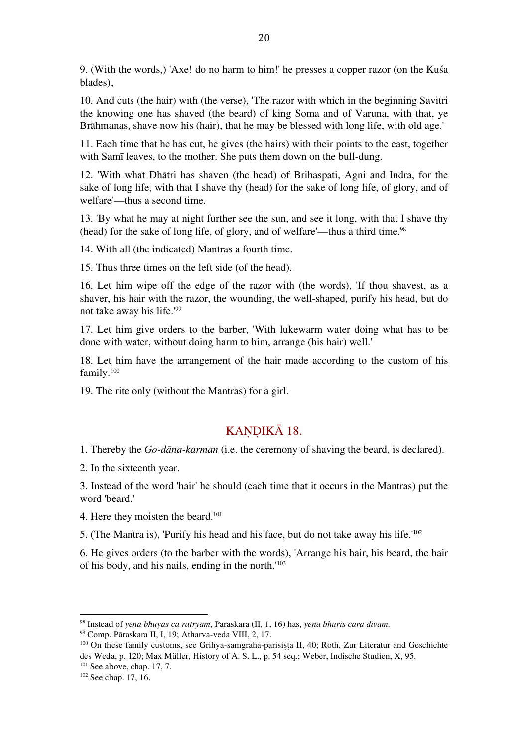9. (With the words,) 'Axe! do no harm to him!' he presses a copper razor (on the Kuśa blades),

10. And cuts (the hair) with (the verse), 'The razor with which in the beginning Savitri the knowing one has shaved (the beard) of king Soma and of Varuna, with that, ye Brāhmanas, shave now his (hair), that he may be blessed with long life, with old age.'

11. Each time that he has cut, he gives (the hairs) with their points to the east, together with Samī leaves, to the mother. She puts them down on the bull-dung.

12. 'With what Dhātri has shaven (the head) of Brihaspati, Agni and Indra, for the sake of long life, with that I shave thy (head) for the sake of long life, of glory, and of welfare'—thus a second time.

13. 'By what he may at night further see the sun, and see it long, with that I shave thy (head) for the sake of long life, of glory, and of welfare'—thus a third time.[98]

14. With all (the indicated) Mantras a fourth time.

15. Thus three times on the left side (of the head).

16. Let him wipe off the edge of the razor with (the words), 'If thou shavest, as a shaver, his hair with the razor, the wounding, the well-shaped, purify his head, but do not take away his life.'[99]

17. Let him give orders to the barber, 'With lukewarm water doing what has to be done with water, without doing harm to him, arrange (his hair) well.'

18. Let him have the arrangement of the hair made according to the custom of his family.[100]

19. The rite only (without the Mantras) for a girl.

## KAṆḌIKĀ 18.

1. Thereby the *Go-dāna-karman* (i.e. the ceremony of shaving the beard, is declared).

2. In the sixteenth year.

3. Instead of the word 'hair' he should (each time that it occurs in the Mantras) put the word 'beard.'

4. Here they moisten the beard.[101]

5. (The Mantra is), 'Purify his head and his face, but do not take away his life.'[102]

6. He gives orders (to the barber with the words), 'Arrange his hair, his beard, the hair of his body, and his nails, ending in the north.'[103]

---

[98] Instead of *yena bhūyas ca rātryām*, Pāraskara (II, 1, 16) has, *yena bhūris carā divam.*

[99] Comp. Pāraskara II, I, 19; Atharva-veda VIII, 2, 17.

[100] On these family customs, see Grihya-samgraha-parisiṣṭa II, 40; Roth, Zur Literatur und Geschichte des Weda, p. 120; Max Müller, History of A. S. L., p. 54 seq.; Weber, Indische Studien, X, 95.

[101] See above, chap. 17, 7.

[102] See chap. 17, 16.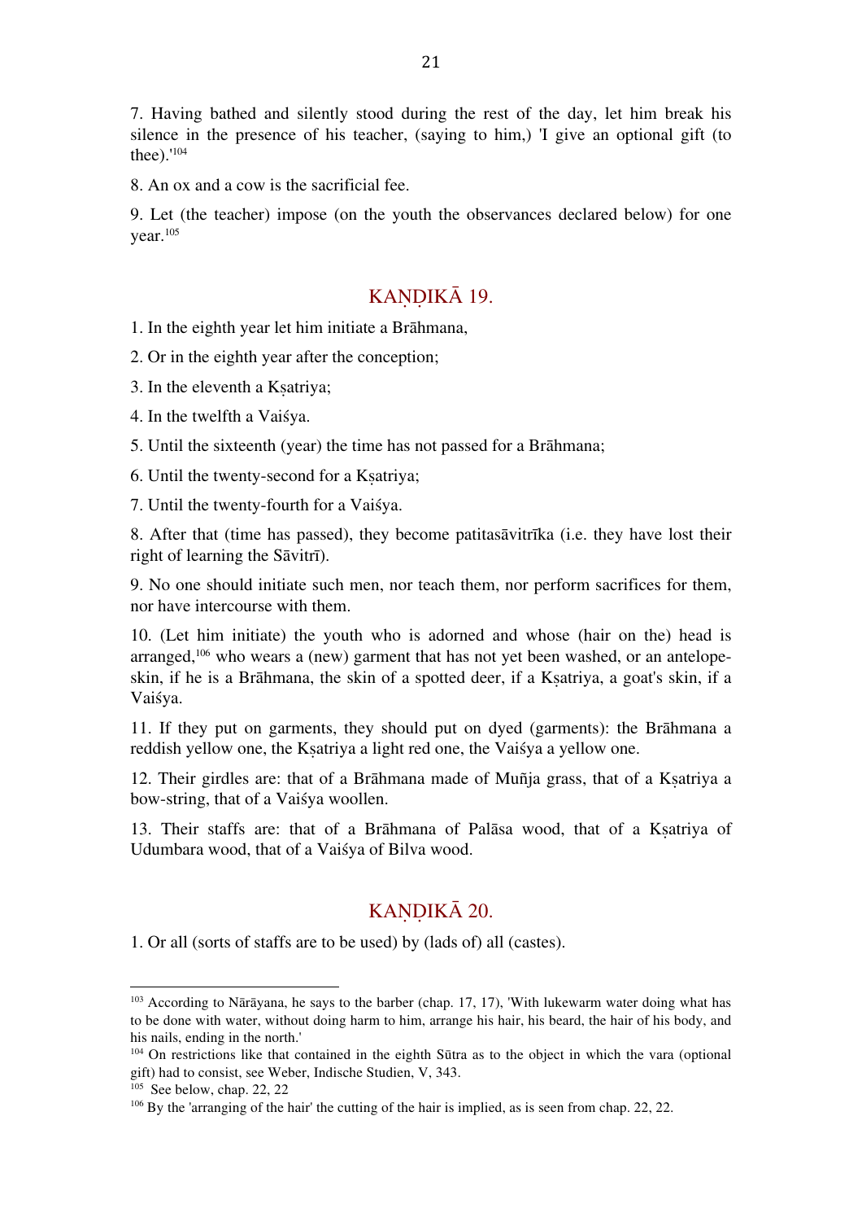7. Having bathed and silently stood during the rest of the day, let him break his silence in the presence of his teacher, (saying to him,) 'I give an optional gift (to thee).'[104]

8. An ox and a cow is the sacrificial fee.

9. Let (the teacher) impose (on the youth the observances declared below) for one year.[105]

## KAṆḌIKĀ 19.

1. In the eighth year let him initiate a Brāhmana,

2. Or in the eighth year after the conception;

3. In the eleventh a Kṣatriya;

4. In the twelfth a Vaiśya.

5. Until the sixteenth (year) the time has not passed for a Brāhmana;

6. Until the twenty-second for a Kṣatriya;

7. Until the twenty-fourth for a Vaiśya.

8. After that (time has passed), they become patitasāvitrīka (i.e. they have lost their right of learning the Sāvitrī).

9. No one should initiate such men, nor teach them, nor perform sacrifices for them, nor have intercourse with them.

10. (Let him initiate) the youth who is adorned and whose (hair on the) head is arranged,[106] who wears a (new) garment that has not yet been washed, or an antelope-skin, if he is a Brāhmana, the skin of a spotted deer, if a Kṣatriya, a goat's skin, if a Vaiśya.

11. If they put on garments, they should put on dyed (garments): the Brāhmana a reddish yellow one, the Kṣatriya a light red one, the Vaiśya a yellow one.

12. Their girdles are: that of a Brāhmana made of Muñja grass, that of a Kṣatriya a bow-string, that of a Vaiśya woollen.

13. Their staffs are: that of a Brāhmana of Palāsa wood, that of a Kṣatriya of Udumbara wood, that of a Vaiśya of Bilva wood.

## KAṆḌIKĀ 20.

1. Or all (sorts of staffs are to be used) by (lads of) all (castes).

---

[103] According to Nārāyana, he says to the barber (chap. 17, 17), 'With lukewarm water doing what has to be done with water, without doing harm to him, arrange his hair, his beard, the hair of his body, and his nails, ending in the north.'

[104] On restrictions like that contained in the eighth Sūtra as to the object in which the vara (optional gift) had to consist, see Weber, Indische Studien, V, 343.

[105] See below, chap. 22, 22

[106] By the 'arranging of the hair' the cutting of the hair is implied, as is seen from chap. 22, 22.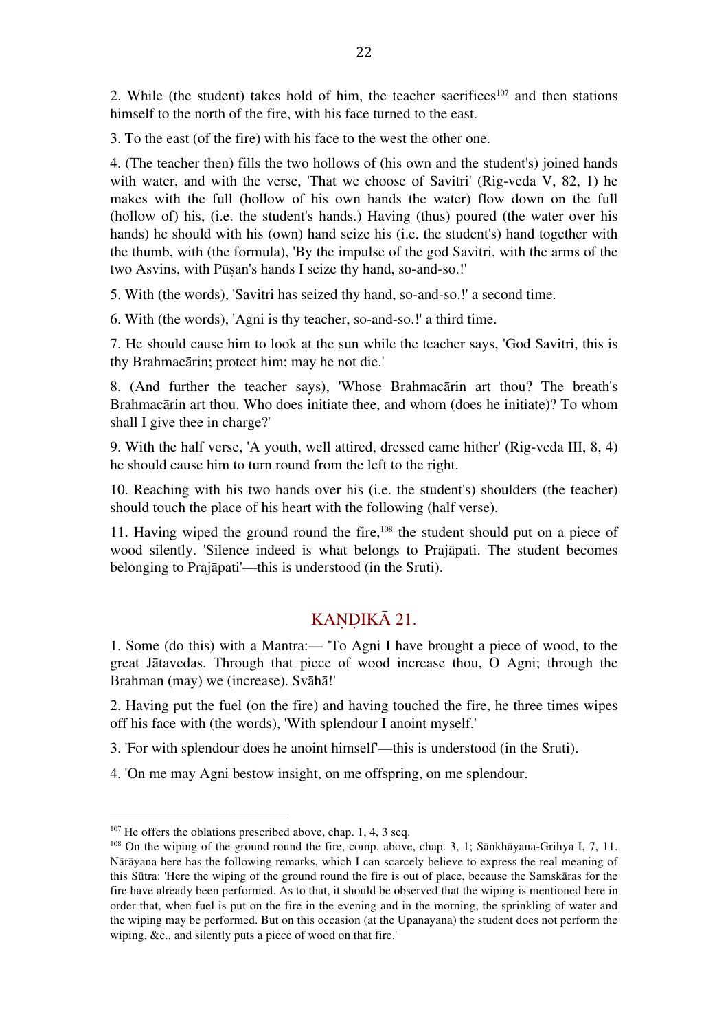2. While (the student) takes hold of him, the teacher sacrifices[107] and then stations himself to the north of the fire, with his face turned to the east.

3. To the east (of the fire) with his face to the west the other one.

4. (The teacher then) fills the two hollows of (his own and the student's) joined hands with water, and with the verse, 'That we choose of Savitri' (Rig-veda V, 82, 1) he makes with the full (hollow of his own hands the water) flow down on the full (hollow of) his, (i.e. the student's hands.) Having (thus) poured (the water over his hands) he should with his (own) hand seize his (i.e. the student's) hand together with the thumb, with (the formula), 'By the impulse of the god Savitri, with the arms of the two Asvins, with Pūṣan's hands I seize thy hand, so-and-so.!'

5. With (the words), 'Savitri has seized thy hand, so-and-so.!' a second time.

6. With (the words), 'Agni is thy teacher, so-and-so.!' a third time.

7. He should cause him to look at the sun while the teacher says, 'God Savitri, this is thy Brahmacārin; protect him; may he not die.'

8. (And further the teacher says), 'Whose Brahmacārin art thou? The breath's Brahmacārin art thou. Who does initiate thee, and whom (does he initiate)? To whom shall I give thee in charge?'

9. With the half verse, 'A youth, well attired, dressed came hither' (Rig-veda III, 8, 4) he should cause him to turn round from the left to the right.

10. Reaching with his two hands over his (i.e. the student's) shoulders (the teacher) should touch the place of his heart with the following (half verse).

11. Having wiped the ground round the fire,[108] the student should put on a piece of wood silently. 'Silence indeed is what belongs to Prajāpati. The student becomes belonging to Prajāpati'—this is understood (in the Sruti).

## KAṆḌIKĀ 21.

1. Some (do this) with a Mantra:— 'To Agni I have brought a piece of wood, to the great Jātavedas. Through that piece of wood increase thou, O Agni; through the Brahman (may) we (increase). Svāhā!'

2. Having put the fuel (on the fire) and having touched the fire, he three times wipes off his face with (the words), 'With splendour I anoint myself.'

3. 'For with splendour does he anoint himself'—this is understood (in the Sruti).

4. 'On me may Agni bestow insight, on me offspring, on me splendour.

---

[107] He offers the oblations prescribed above, chap. 1, 4, 3 seq.

[108] On the wiping of the ground round the fire, comp. above, chap. 3, 1; Sāṅkhāyana-Grihya I, 7, 11. Nārāyana here has the following remarks, which I can scarcely believe to express the real meaning of this Sūtra: 'Here the wiping of the ground round the fire is out of place, because the Samskāras for the fire have already been performed. As to that, it should be observed that the wiping is mentioned here in order that, when fuel is put on the fire in the evening and in the morning, the sprinkling of water and the wiping may be performed. But on this occasion (at the Upanayana) the student does not perform the wiping, &c., and silently puts a piece of wood on that fire.'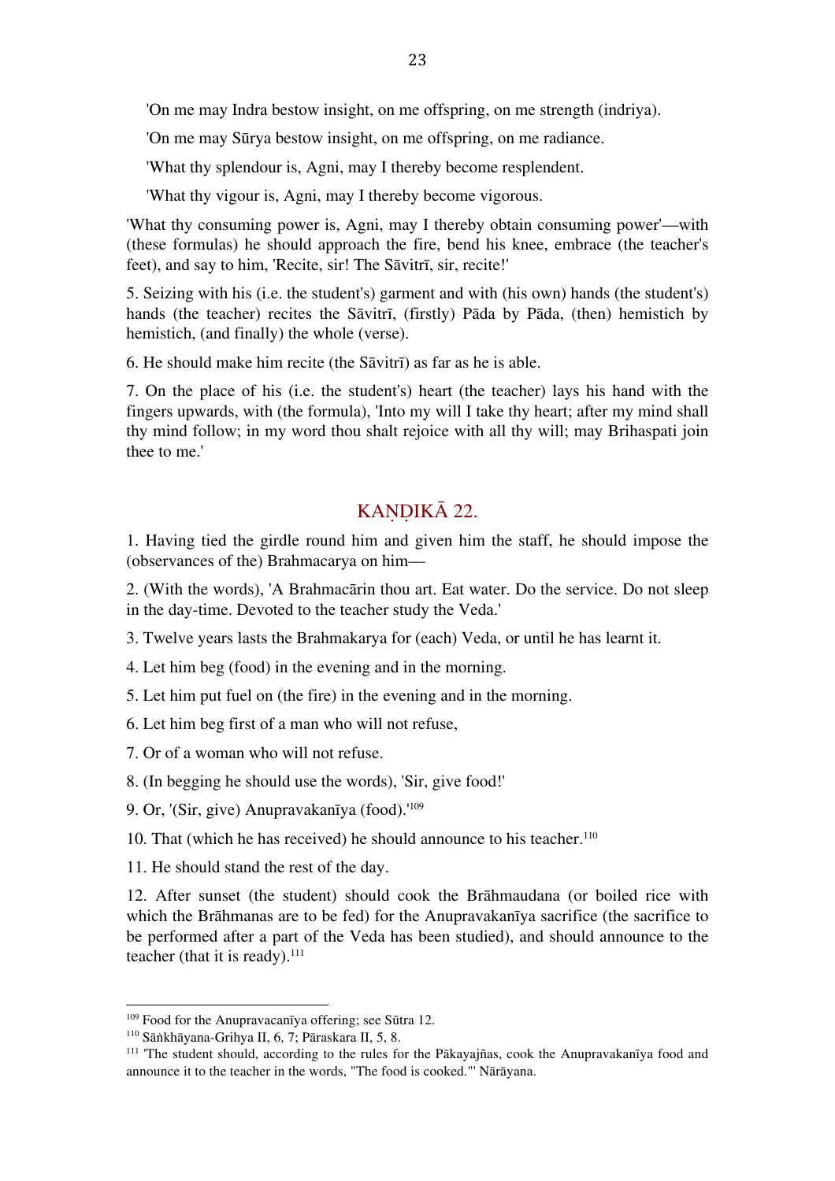'On me may Indra bestow insight, on me offspring, on me strength (indriya).

'On me may Sūrya bestow insight, on me offspring, on me radiance.

'What thy splendour is, Agni, may I thereby become resplendent.

'What thy vigour is, Agni, may I thereby become vigorous.

'What thy consuming power is, Agni, may I thereby obtain consuming power'—with (these formulas) he should approach the fire, bend his knee, embrace (the teacher's feet), and say to him, 'Recite, sir! The Sāvitrī, sir, recite!'

5. Seizing with his (i.e. the student's) garment and with (his own) hands (the student's) hands (the teacher) recites the Sāvitrī, (firstly) Pāda by Pāda, (then) hemistich by hemistich, (and finally) the whole (verse).

6. He should make him recite (the Sāvitrī) as far as he is able.

7. On the place of his (i.e. the student's) heart (the teacher) lays his hand with the fingers upwards, with (the formula), 'Into my will I take thy heart; after my mind shall thy mind follow; in my word thou shalt rejoice with all thy will; may Brihaspati join thee to me.'

## KAṆḌIKĀ 22.

1. Having tied the girdle round him and given him the staff, he should impose the (observances of the) Brahmacarya on him—

2. (With the words), 'A Brahmacārin thou art. Eat water. Do the service. Do not sleep in the day-time. Devoted to the teacher study the Veda.'

3. Twelve years lasts the Brahmakarya for (each) Veda, or until he has learnt it.

4. Let him beg (food) in the evening and in the morning.

5. Let him put fuel on (the fire) in the evening and in the morning.

6. Let him beg first of a man who will not refuse,

7. Or of a woman who will not refuse.

8. (In begging he should use the words), 'Sir, give food!'

9. Or, '(Sir, give) Anupravakanīya (food).'[109]

10. That (which he has received) he should announce to his teacher.[110]

11. He should stand the rest of the day.

12. After sunset (the student) should cook the Brāhmaudana (or boiled rice with which the Brāhmanas are to be fed) for the Anupravakanīya sacrifice (the sacrifice to be performed after a part of the Veda has been studied), and should announce to the teacher (that it is ready).[111]

---

[109] Food for the Anupravacanīya offering; see Sūtra 12.

[110] Sāṅkhāyana-Grihya II, 6, 7; Pāraskara II, 5, 8.

[111] 'The student should, according to the rules for the Pākayajñas, cook the Anupravakanīya food and announce it to the teacher in the words, "The food is cooked."' Nārāyana.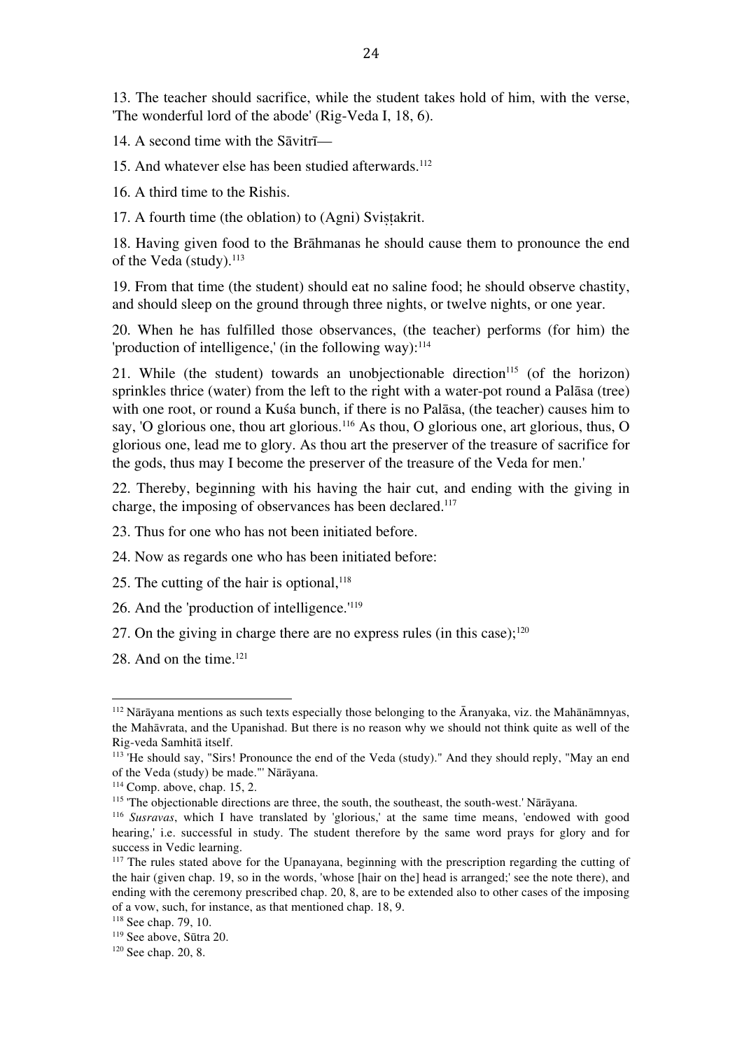13. The teacher should sacrifice, while the student takes hold of him, with the verse, 'The wonderful lord of the abode' (Rig-Veda I, 18, 6).

14. A second time with the Sāvitrī—

15. And whatever else has been studied afterwards.[112]

16. A third time to the Rishis.

17. A fourth time (the oblation) to (Agni) Svisṭakrit.

18. Having given food to the Brāhmanas he should cause them to pronounce the end of the Veda (study).[113]

19. From that time (the student) should eat no saline food; he should observe chastity, and should sleep on the ground through three nights, or twelve nights, or one year.

20. When he has fulfilled those observances, (the teacher) performs (for him) the 'production of intelligence,' (in the following way):[114]

21. While (the student) towards an unobjectionable direction[115] (of the horizon) sprinkles thrice (water) from the left to the right with a water-pot round a Palāsa (tree) with one root, or round a Kuśa bunch, if there is no Palāsa, (the teacher) causes him to say, 'O glorious one, thou art glorious.[116] As thou, O glorious one, art glorious, thus, O glorious one, lead me to glory. As thou art the preserver of the treasure of sacrifice for the gods, thus may I become the preserver of the treasure of the Veda for men.'

22. Thereby, beginning with his having the hair cut, and ending with the giving in charge, the imposing of observances has been declared.[117]

23. Thus for one who has not been initiated before.

24. Now as regards one who has been initiated before:

25. The cutting of the hair is optional,[118]

26. And the 'production of intelligence.'[119]

27. On the giving in charge there are no express rules (in this case);[120]

28. And on the time.[121]

---

[112] Nārāyana mentions as such texts especially those belonging to the Āranyaka, viz. the Mahānāmnyas, the Mahāvrata, and the Upanishad. But there is no reason why we should not think quite as well of the Rig-veda Samhitā itself.

[113] 'He should say, "Sirs! Pronounce the end of the Veda (study)." And they should reply, "May an end of the Veda (study) be made."' Nārāyana.

[114] Comp. above, chap. 15, 2.

[115] 'The objectionable directions are three, the south, the southeast, the south-west.' Nārāyana.

[116] *Susravas*, which I have translated by 'glorious,' at the same time means, 'endowed with good hearing,' i.e. successful in study. The student therefore by the same word prays for glory and for success in Vedic learning.

[117] The rules stated above for the Upanayana, beginning with the prescription regarding the cutting of the hair (given chap. 19, so in the words, 'whose [hair on the] head is arranged;' see the note there), and ending with the ceremony prescribed chap. 20, 8, are to be extended also to other cases of the imposing of a vow, such, for instance, as that mentioned chap. 18, 9.

[118] See chap. 79, 10.

[119] See above, Sūtra 20.

[120] See chap. 20, 8.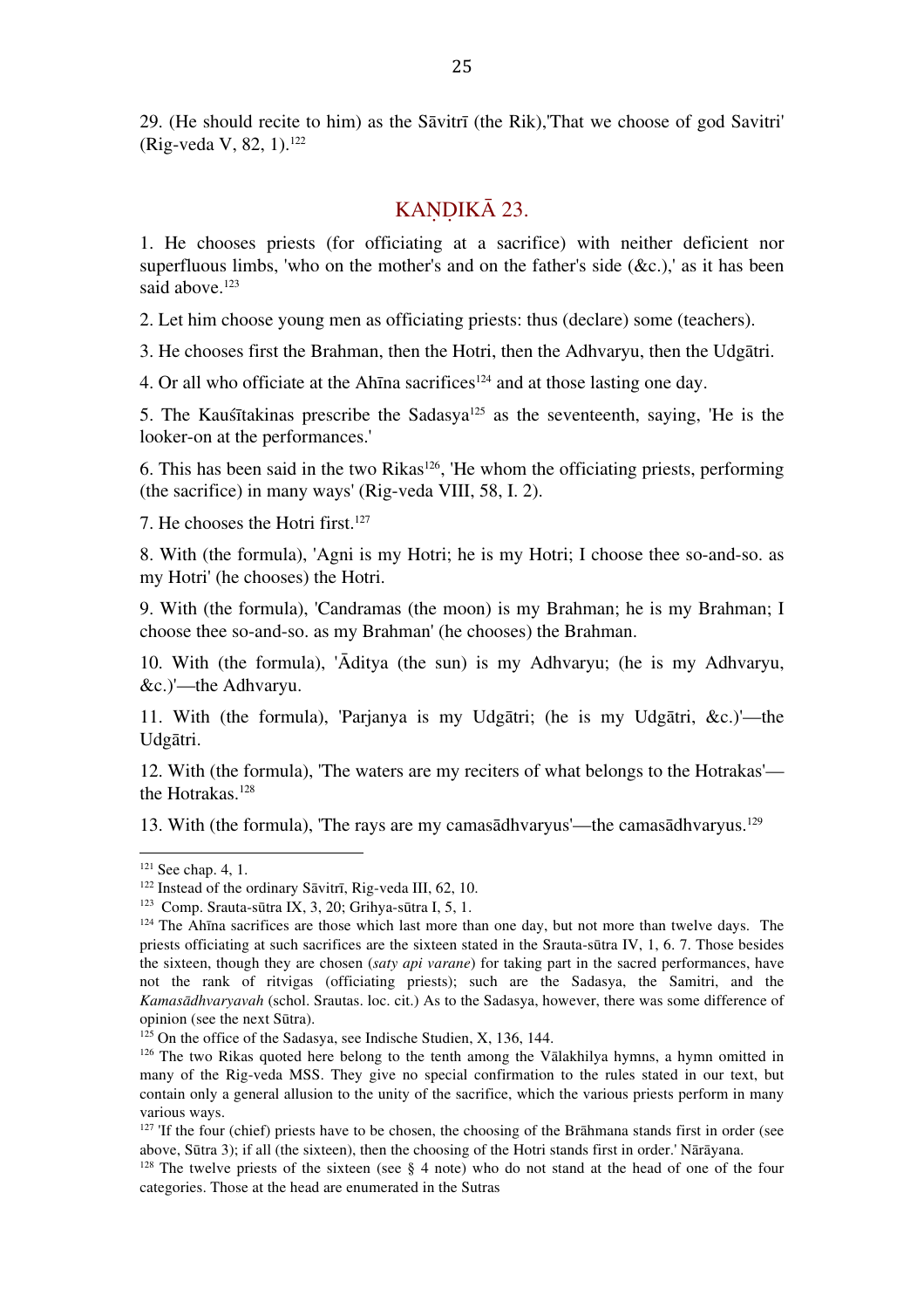29. (He should recite to him) as the Sāvitrī (the Rik),'That we choose of god Savitri' (Rig-veda V, 82, 1).[122]

## KAṆḌIKĀ 23.

1. He chooses priests (for officiating at a sacrifice) with neither deficient nor superfluous limbs, 'who on the mother's and on the father's side (&c.),' as it has been said above.[123]

2. Let him choose young men as officiating priests: thus (declare) some (teachers).

3. He chooses first the Brahman, then the Hotri, then the Adhvaryu, then the Udgātri.

4. Or all who officiate at the Ahīna sacrifices[124] and at those lasting one day.

5. The Kauśītakinas prescribe the Sadasya[125] as the seventeenth, saying, 'He is the looker-on at the performances.'

6. This has been said in the two Rikas[126], 'He whom the officiating priests, performing (the sacrifice) in many ways' (Rig-veda VIII, 58, I. 2).

7. He chooses the Hotri first.[127]

8. With (the formula), 'Agni is my Hotri; he is my Hotri; I choose thee so-and-so. as my Hotri' (he chooses) the Hotri.

9. With (the formula), 'Candramas (the moon) is my Brahman; he is my Brahman; I choose thee so-and-so. as my Brahman' (he chooses) the Brahman.

10. With (the formula), 'Āditya (the sun) is my Adhvaryu; (he is my Adhvaryu, &c.)'—the Adhvaryu.

11. With (the formula), 'Parjanya is my Udgātri; (he is my Udgātri, &c.)'—the Udgātri.

12. With (the formula), 'The waters are my reciters of what belongs to the Hotrakas'—the Hotrakas.[128]

13. With (the formula), 'The rays are my camasādhvaryus'—the camasādhvaryus.[129]

---

[121] See chap. 4, 1.

[122] Instead of the ordinary Sāvitrī, Rig-veda III, 62, 10.

[123] Comp. Srauta-sūtra IX, 3, 20; Grihya-sūtra I, 5, 1.

[124] The Ahīna sacrifices are those which last more than one day, but not more than twelve days. The priests officiating at such sacrifices are the sixteen stated in the Srauta-sūtra IV, 1, 6. 7. Those besides the sixteen, though they are chosen (*saty api varane*) for taking part in the sacred performances, have not the rank of ritvigas (officiating priests); such are the Sadasya, the Samitri, and the *Kamasādhvaryavah* (schol. Srautas. loc. cit.) As to the Sadasya, however, there was some difference of opinion (see the next Sūtra).

[125] On the office of the Sadasya, see Indische Studien, X, 136, 144.

[126] The two Rikas quoted here belong to the tenth among the Vālakhilya hymns, a hymn omitted in many of the Rig-veda MSS. They give no special confirmation to the rules stated in our text, but contain only a general allusion to the unity of the sacrifice, which the various priests perform in many various ways.

[127] 'If the four (chief) priests have to be chosen, the choosing of the Brāhmana stands first in order (see above, Sūtra 3); if all (the sixteen), then the choosing of the Hotri stands first in order.' Nārāyana.

[128] The twelve priests of the sixteen (see § 4 note) who do not stand at the head of one of the four categories. Those at the head are enumerated in the Sutras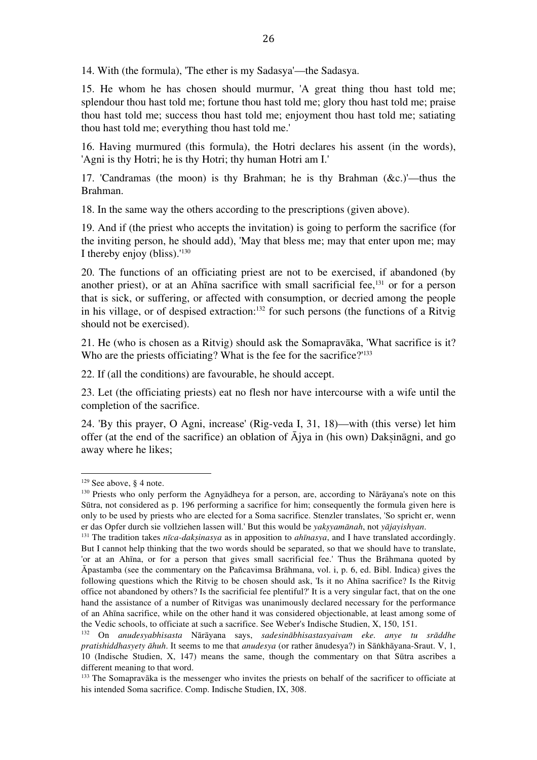14. With (the formula), 'The ether is my Sadasya'—the Sadasya.

15. He whom he has chosen should murmur, 'A great thing thou hast told me; splendour thou hast told me; fortune thou hast told me; glory thou hast told me; praise thou hast told me; success thou hast told me; enjoyment thou hast told me; satiating thou hast told me; everything thou hast told me.'

16. Having murmured (this formula), the Hotri declares his assent (in the words), 'Agni is thy Hotri; he is thy Hotri; thy human Hotri am I.'

17. 'Candramas (the moon) is thy Brahman; he is thy Brahman (&c.)'—thus the Brahman.

18. In the same way the others according to the prescriptions (given above).

19. And if (the priest who accepts the invitation) is going to perform the sacrifice (for the inviting person, he should add), 'May that bless me; may that enter upon me; may I thereby enjoy (bliss).'[130]

20. The functions of an officiating priest are not to be exercised, if abandoned (by another priest), or at an Ahīna sacrifice with small sacrificial fee,[131] or for a person that is sick, or suffering, or affected with consumption, or decried among the people in his village, or of despised extraction:[132] for such persons (the functions of a Ritvig should not be exercised).

21. He (who is chosen as a Ritvig) should ask the Somapravāka, 'What sacrifice is it? Who are the priests officiating? What is the fee for the sacrifice?'[133]

22. If (all the conditions) are favourable, he should accept.

23. Let (the officiating priests) eat no flesh nor have intercourse with a wife until the completion of the sacrifice.

24. 'By this prayer, O Agni, increase' (Rig-veda I, 31, 18)—with (this verse) let him offer (at the end of the sacrifice) an oblation of Ājya in (his own) Dakṣināgni, and go away where he likes;

---

[129] See above, § 4 note.

[130] Priests who only perform the Agnyādheya for a person, are, according to Nārāyana's note on this Sūtra, not considered as p. 196 performing a sacrifice for him; consequently the formula given here is only to be used by priests who are elected for a Soma sacrifice. Stenzler translates, 'So spricht er, wenn er das Opfer durch sie vollziehen lassen will.' But this would be *yakṣyamānah*, not *yājayishyan*.

[131] The tradition takes *nīca-dakṣinasya* as in apposition to *ahīnasya*, and I have translated accordingly. But I cannot help thinking that the two words should be separated, so that we should have to translate, 'or at an Ahīna, or for a person that gives small sacrificial fee.' Thus the Brāhmana quoted by Āpastamba (see the commentary on the Pañcavimsa Brāhmana, vol. i, p. 6, ed. Bibl. Indica) gives the following questions which the Ritvig to be chosen should ask, 'Is it no Ahīna sacrifice? Is the Ritvig office not abandoned by others? Is the sacrificial fee plentiful?' It is a very singular fact, that on the one hand the assistance of a number of Ritvigas was unanimously declared necessary for the performance of an Ahīna sacrifice, while on the other hand it was considered objectionable, at least among some of the Vedic schools, to officiate at such a sacrifice. See Weber's Indische Studien, X, 150, 151.

[132] On *anudesyabhisasta* Nārāyana says, *sadesinābhisastasyaivam eke. anye tu srāddhe pratishiddhasyety āhuh*. It seems to me that *anudesya* (or rather ānudesya?) in Sāṅkhāyana-Sraut. V, 1, 10 (Indische Studien, X, 147) means the same, though the commentary on that Sūtra ascribes a different meaning to that word.

[133] The Somapravāka is the messenger who invites the priests on behalf of the sacrificer to officiate at his intended Soma sacrifice. Comp. Indische Studien, IX, 308.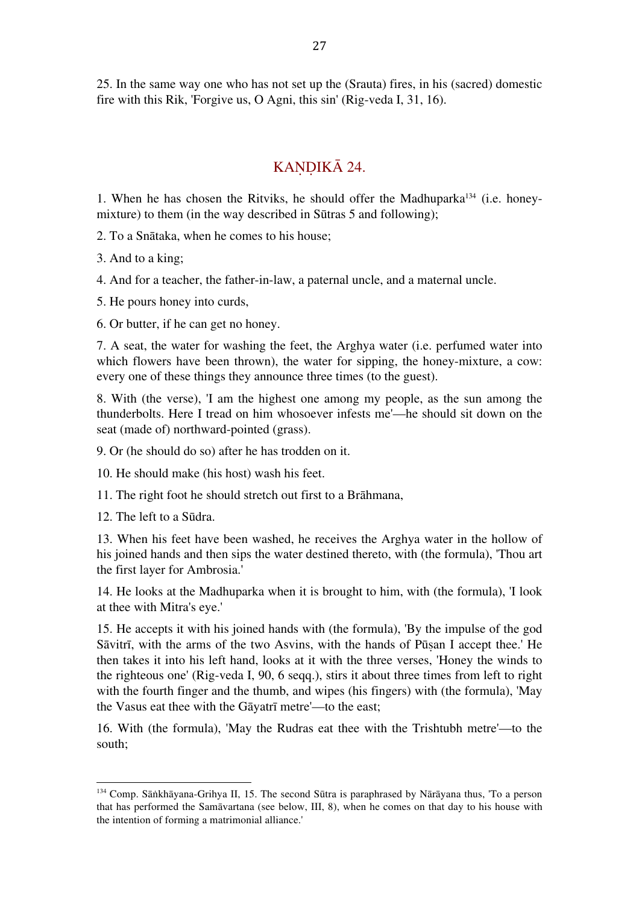25. In the same way one who has not set up the (Srauta) fires, in his (sacred) domestic fire with this Rik, 'Forgive us, O Agni, this sin' (Rig-veda I, 31, 16).

## KAṆḌIKĀ 24.

1. When he has chosen the Ritviks, he should offer the Madhuparka[134] (i.e. honey-mixture) to them (in the way described in Sūtras 5 and following);

2. To a Snātaka, when he comes to his house;

3. And to a king;

4. And for a teacher, the father-in-law, a paternal uncle, and a maternal uncle.

5. He pours honey into curds,

6. Or butter, if he can get no honey.

7. A seat, the water for washing the feet, the Arghya water (i.e. perfumed water into which flowers have been thrown), the water for sipping, the honey-mixture, a cow: every one of these things they announce three times (to the guest).

8. With (the verse), 'I am the highest one among my people, as the sun among the thunderbolts. Here I tread on him whosoever infests me'—he should sit down on the seat (made of) northward-pointed (grass).

9. Or (he should do so) after he has trodden on it.

10. He should make (his host) wash his feet.

11. The right foot he should stretch out first to a Brāhmana,

12. The left to a Sūdra.

13. When his feet have been washed, he receives the Arghya water in the hollow of his joined hands and then sips the water destined thereto, with (the formula), 'Thou art the first layer for Ambrosia.'

14. He looks at the Madhuparka when it is brought to him, with (the formula), 'I look at thee with Mitra's eye.'

15. He accepts it with his joined hands with (the formula), 'By the impulse of the god Sāvitrī, with the arms of the two Asvins, with the hands of Pūṣan I accept thee.' He then takes it into his left hand, looks at it with the three verses, 'Honey the winds to the righteous one' (Rig-veda I, 90, 6 seqq.), stirs it about three times from left to right with the fourth finger and the thumb, and wipes (his fingers) with (the formula), 'May the Vasus eat thee with the Gāyatrī metre'—to the east;

16. With (the formula), 'May the Rudras eat thee with the Trishtubh metre'—to the south;

---

[134] Comp. Sāṅkhāyana-Grihya II, 15. The second Sūtra is paraphrased by Nārāyana thus, 'To a person that has performed the Samāvartana (see below, III, 8), when he comes on that day to his house with the intention of forming a matrimonial alliance.'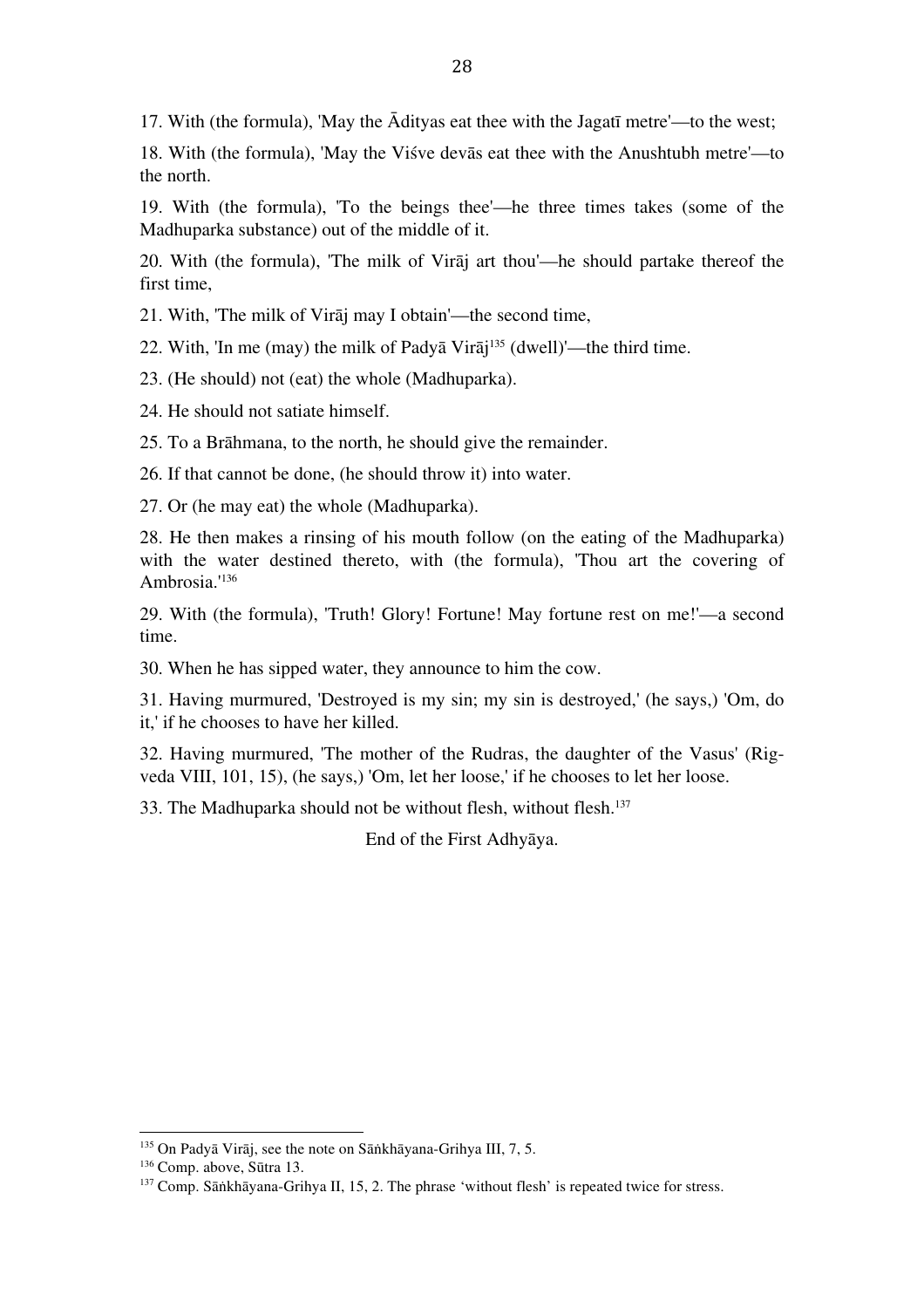17. With (the formula), 'May the Ādityas eat thee with the Jagatī metre'—to the west;

18. With (the formula), 'May the Viśve devās eat thee with the Anushtubh metre'—to the north.

19. With (the formula), 'To the beings thee'—he three times takes (some of the Madhuparka substance) out of the middle of it.

20. With (the formula), 'The milk of Virāj art thou'—he should partake thereof the first time,

21. With, 'The milk of Virāj may I obtain'—the second time,

22. With, 'In me (may) the milk of Padyā Virāj[135] (dwell)'—the third time.

23. (He should) not (eat) the whole (Madhuparka).

24. He should not satiate himself.

25. To a Brāhmana, to the north, he should give the remainder.

26. If that cannot be done, (he should throw it) into water.

27. Or (he may eat) the whole (Madhuparka).

28. He then makes a rinsing of his mouth follow (on the eating of the Madhuparka) with the water destined thereto, with (the formula), 'Thou art the covering of Ambrosia.'[136]

29. With (the formula), 'Truth! Glory! Fortune! May fortune rest on me!'—a second time.

30. When he has sipped water, they announce to him the cow.

31. Having murmured, 'Destroyed is my sin; my sin is destroyed,' (he says,) 'Om, do it,' if he chooses to have her killed.

32. Having murmured, 'The mother of the Rudras, the daughter of the Vasus' (Rig-veda VIII, 101, 15), (he says,) 'Om, let her loose,' if he chooses to let her loose.

33. The Madhuparka should not be without flesh, without flesh.[137]

End of the First Adhyāya.

---

[135] On Padyā Virāj, see the note on Sāṅkhāyana-Grihya III, 7, 5.

[136] Comp. above, Sūtra 13.

[137] Comp. Sāṅkhāyana-Grihya II, 15, 2. The phrase 'without flesh' is repeated twice for stress.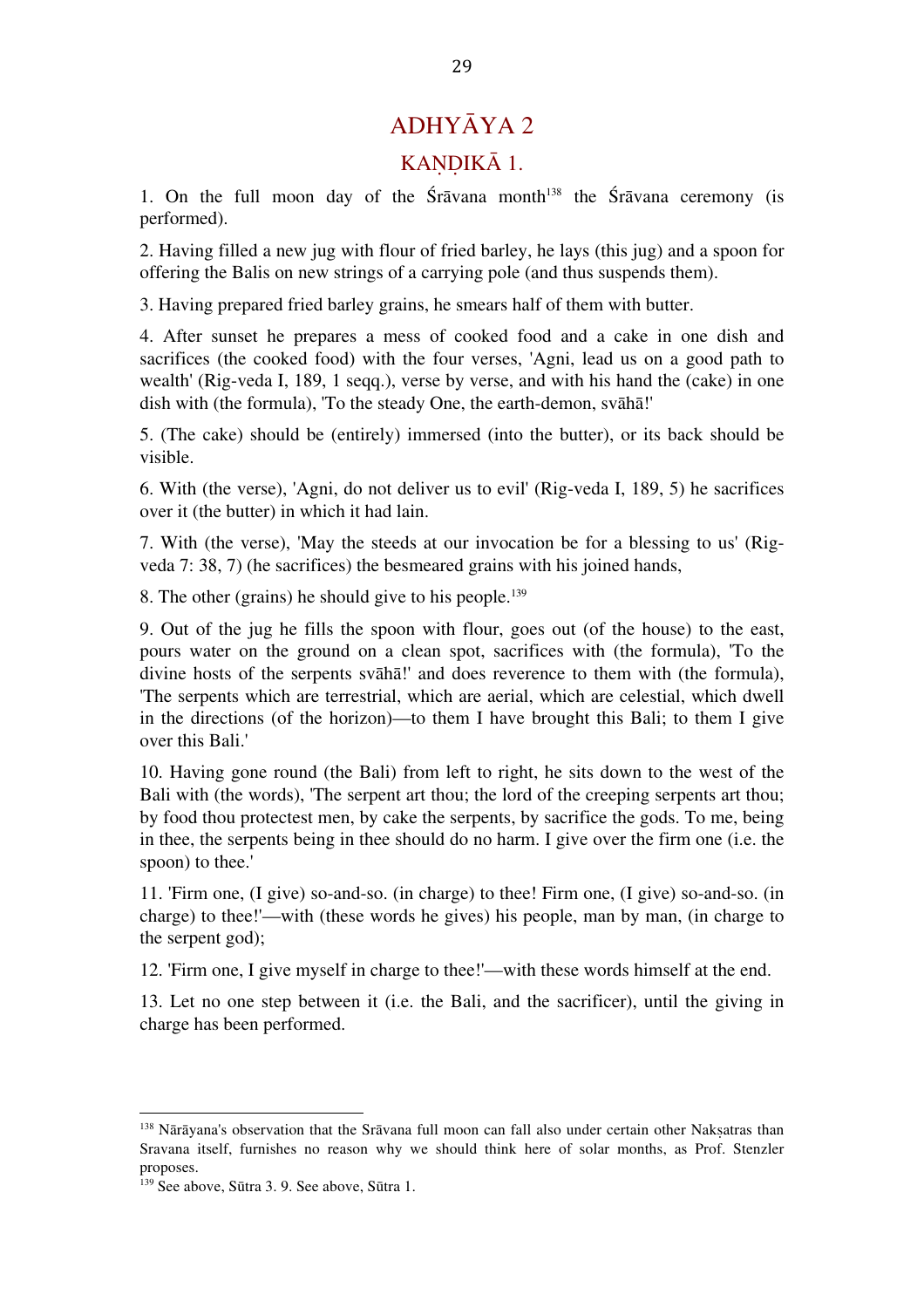# ADHYĀYA 2

## KAṆḌIKĀ 1.

1. On the full moon day of the Śrāvana month[138] the Śrāvana ceremony (is performed).

2. Having filled a new jug with flour of fried barley, he lays (this jug) and a spoon for offering the Balis on new strings of a carrying pole (and thus suspends them).

3. Having prepared fried barley grains, he smears half of them with butter.

4. After sunset he prepares a mess of cooked food and a cake in one dish and sacrifices (the cooked food) with the four verses, 'Agni, lead us on a good path to wealth' (Rig-veda I, 189, 1 seqq.), verse by verse, and with his hand the (cake) in one dish with (the formula), 'To the steady One, the earth-demon, svāhā!'

5. (The cake) should be (entirely) immersed (into the butter), or its back should be visible.

6. With (the verse), 'Agni, do not deliver us to evil' (Rig-veda I, 189, 5) he sacrifices over it (the butter) in which it had lain.

7. With (the verse), 'May the steeds at our invocation be for a blessing to us' (Rig-veda 7: 38, 7) (he sacrifices) the besmeared grains with his joined hands,

8. The other (grains) he should give to his people.[139]

9. Out of the jug he fills the spoon with flour, goes out (of the house) to the east, pours water on the ground on a clean spot, sacrifices with (the formula), 'To the divine hosts of the serpents svāhā!' and does reverence to them with (the formula), 'The serpents which are terrestrial, which are aerial, which are celestial, which dwell in the directions (of the horizon)—to them I have brought this Bali; to them I give over this Bali.'

10. Having gone round (the Bali) from left to right, he sits down to the west of the Bali with (the words), 'The serpent art thou; the lord of the creeping serpents art thou; by food thou protectest men, by cake the serpents, by sacrifice the gods. To me, being in thee, the serpents being in thee should do no harm. I give over the firm one (i.e. the spoon) to thee.'

11. 'Firm one, (I give) so-and-so. (in charge) to thee! Firm one, (I give) so-and-so. (in charge) to thee!'—with (these words he gives) his people, man by man, (in charge to the serpent god);

12. 'Firm one, I give myself in charge to thee!'—with these words himself at the end.

13. Let no one step between it (i.e. the Bali, and the sacrificer), until the giving in charge has been performed.

---

[138] Nārāyana's observation that the Srāvana full moon can fall also under certain other Nakṣatras than Sravana itself, furnishes no reason why we should think here of solar months, as Prof. Stenzler proposes.

[139] See above, Sūtra 3. 9. See above, Sūtra 1.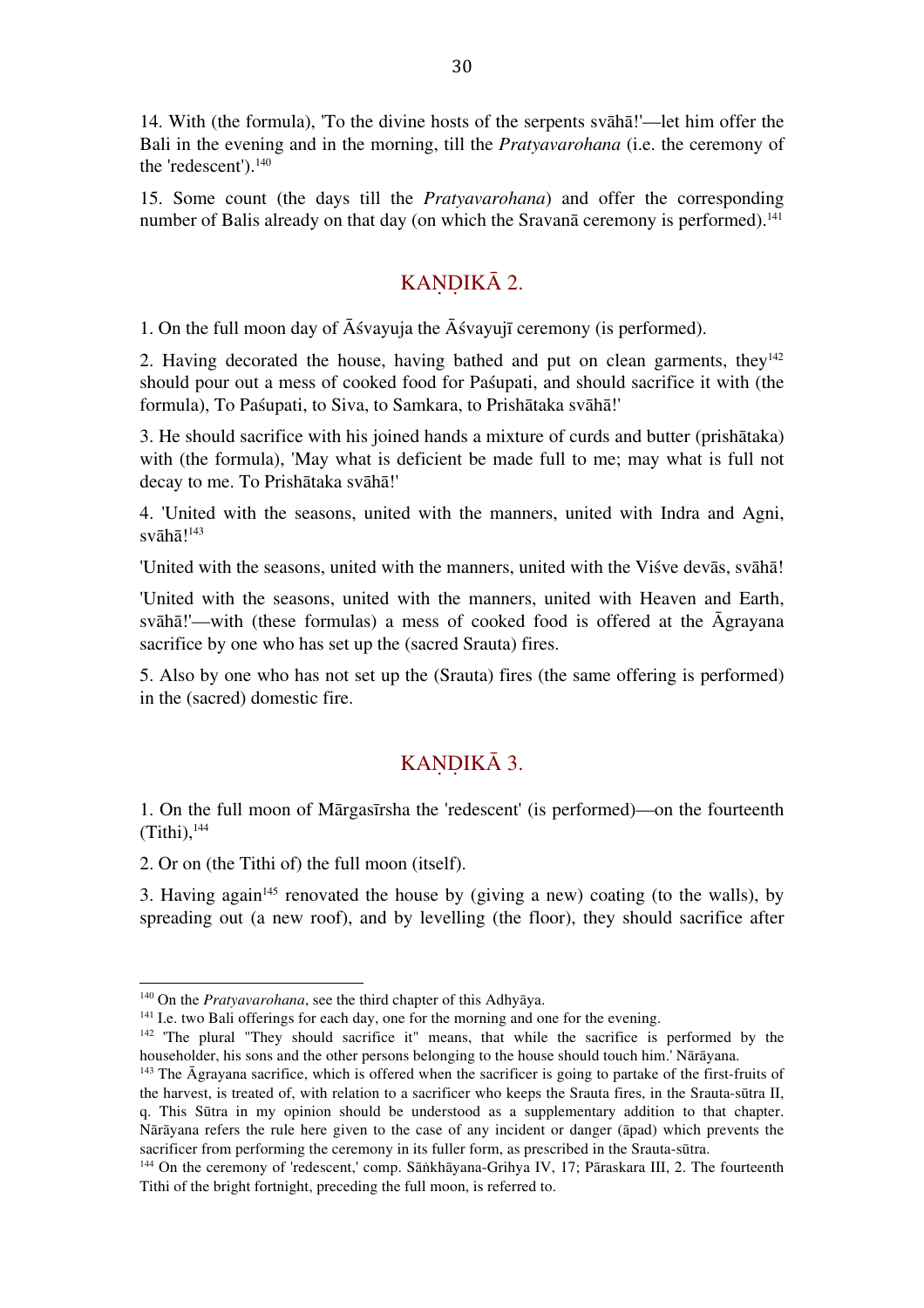14. With (the formula), 'To the divine hosts of the serpents svāhā!'—let him offer the Bali in the evening and in the morning, till the *Pratyavarohana* (i.e. the ceremony of the 'redescent').[140]

15. Some count (the days till the *Pratyavarohana*) and offer the corresponding number of Balis already on that day (on which the Sravanā ceremony is performed).[141]

## KAṆḌIKĀ 2.

1. On the full moon day of Āśvayuja the Āśvayujī ceremony (is performed).

2. Having decorated the house, having bathed and put on clean garments, they[142] should pour out a mess of cooked food for Paśupati, and should sacrifice it with (the formula), To Paśupati, to Siva, to Samkara, to Prishātaka svāhā!'

3. He should sacrifice with his joined hands a mixture of curds and butter (prishātaka) with (the formula), 'May what is deficient be made full to me; may what is full not decay to me. To Prishātaka svāhā!'

4. 'United with the seasons, united with the manners, united with Indra and Agni, svāhā![143]

'United with the seasons, united with the manners, united with the Viśve devās, svāhā!

'United with the seasons, united with the manners, united with Heaven and Earth, svāhā!'—with (these formulas) a mess of cooked food is offered at the Āgrayana sacrifice by one who has set up the (sacred Srauta) fires.

5. Also by one who has not set up the (Srauta) fires (the same offering is performed) in the (sacred) domestic fire.

## KAṆḌIKĀ 3.

1. On the full moon of Mārgasīrsha the 'redescent' (is performed)—on the fourteenth (Tithi),[144]

2. Or on (the Tithi of) the full moon (itself).

3. Having again[145] renovated the house by (giving a new) coating (to the walls), by spreading out (a new roof), and by levelling (the floor), they should sacrifice after

---

[140] On the *Pratyavarohana*, see the third chapter of this Adhyāya.

[141] I.e. two Bali offerings for each day, one for the morning and one for the evening.

[142] 'The plural "They should sacrifice it" means, that while the sacrifice is performed by the householder, his sons and the other persons belonging to the house should touch him.' Nārāyana.

[143] The Āgrayana sacrifice, which is offered when the sacrificer is going to partake of the first-fruits of the harvest, is treated of, with relation to a sacrificer who keeps the Srauta fires, in the Srauta-sūtra II, q. This Sūtra in my opinion should be understood as a supplementary addition to that chapter. Nārāyana refers the rule here given to the case of any incident or danger (āpad) which prevents the sacrificer from performing the ceremony in its fuller form, as prescribed in the Srauta-sūtra.

[144] On the ceremony of 'redescent,' comp. Sāṅkhāyana-Grihya IV, 17; Pāraskara III, 2. The fourteenth Tithi of the bright fortnight, preceding the full moon, is referred to.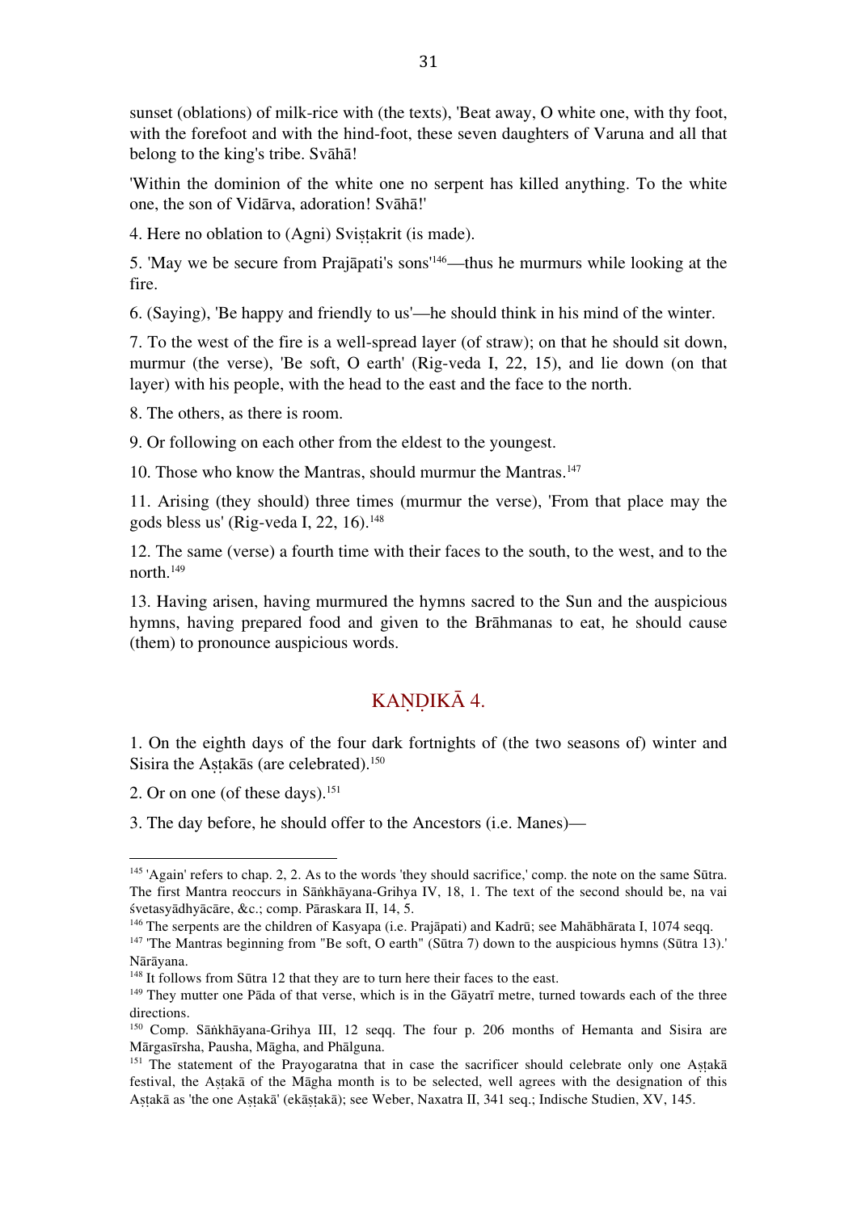sunset (oblations) of milk-rice with (the texts), 'Beat away, O white one, with thy foot, with the forefoot and with the hind-foot, these seven daughters of Varuna and all that belong to the king's tribe. Svāhā!

'Within the dominion of the white one no serpent has killed anything. To the white one, the son of Vidārva, adoration! Svāhā!'

4. Here no oblation to (Agni) Sviṣṭakrit (is made).

5. 'May we be secure from Prajāpati's sons'[146]—thus he murmurs while looking at the fire.

6. (Saying), 'Be happy and friendly to us'—he should think in his mind of the winter.

7. To the west of the fire is a well-spread layer (of straw); on that he should sit down, murmur (the verse), 'Be soft, O earth' (Rig-veda I, 22, 15), and lie down (on that layer) with his people, with the head to the east and the face to the north.

8. The others, as there is room.

9. Or following on each other from the eldest to the youngest.

10. Those who know the Mantras, should murmur the Mantras.[147]

11. Arising (they should) three times (murmur the verse), 'From that place may the gods bless us' (Rig-veda I, 22, 16).[148]

12. The same (verse) a fourth time with their faces to the south, to the west, and to the north.[149]

13. Having arisen, having murmured the hymns sacred to the Sun and the auspicious hymns, having prepared food and given to the Brāhmanas to eat, he should cause (them) to pronounce auspicious words.

## KAṆḌIKĀ 4.

1. On the eighth days of the four dark fortnights of (the two seasons of) winter and Sisira the Aṣṭakās (are celebrated).[150]

2. Or on one (of these days).[151]

3. The day before, he should offer to the Ancestors (i.e. Manes)—

---

[145] 'Again' refers to chap. 2, 2. As to the words 'they should sacrifice,' comp. the note on the same Sūtra. The first Mantra reoccurs in Sāṅkhāyana-Grihya IV, 18, 1. The text of the second should be, na vai śvetasyādhyācāre, &c.; comp. Pāraskara II, 14, 5.

[146] The serpents are the children of Kasyapa (i.e. Prajāpati) and Kadrū; see Mahābhārata I, 1074 seqq.

[147] 'The Mantras beginning from "Be soft, O earth" (Sūtra 7) down to the auspicious hymns (Sūtra 13).' Nārāyana.

[148] It follows from Sūtra 12 that they are to turn here their faces to the east.

[149] They mutter one Pāda of that verse, which is in the Gāyatrī metre, turned towards each of the three directions.

[150] Comp. Sāṅkhāyana-Grihya III, 12 seqq. The four p. 206 months of Hemanta and Sisira are Mārgasīrsha, Pausha, Māgha, and Phālguna.

[151] The statement of the Prayogaratna that in case the sacrificer should celebrate only one Aṣṭakā festival, the Aṣṭakā of the Māgha month is to be selected, well agrees with the designation of this Aṣṭakā as 'the one Aṣṭakā' (ekāṣṭakā); see Weber, Naxatra II, 341 seq.; Indische Studien, XV, 145.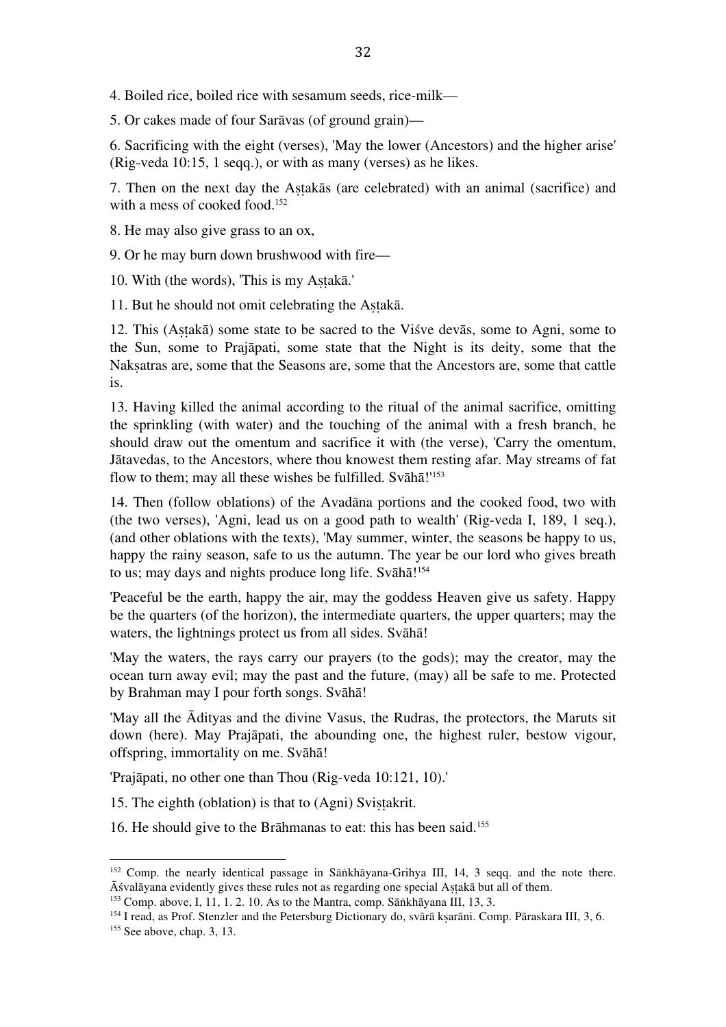4. Boiled rice, boiled rice with sesamum seeds, rice-milk—

5. Or cakes made of four Sarāvas (of ground grain)—

6. Sacrificing with the eight (verses), 'May the lower (Ancestors) and the higher arise' (Rig-veda 10:15, 1 seqq.), or with as many (verses) as he likes.

7. Then on the next day the Aṣṭakās (are celebrated) with an animal (sacrifice) and with a mess of cooked food.[152]

8. He may also give grass to an ox,

9. Or he may burn down brushwood with fire—

10. With (the words), 'This is my Aṣṭakā.'

11. But he should not omit celebrating the Aṣṭakā.

12. This (Aṣṭakā) some state to be sacred to the Viśve devās, some to Agni, some to the Sun, some to Prajāpati, some state that the Night is its deity, some that the Nakṣatras are, some that the Seasons are, some that the Ancestors are, some that cattle is.

13. Having killed the animal according to the ritual of the animal sacrifice, omitting the sprinkling (with water) and the touching of the animal with a fresh branch, he should draw out the omentum and sacrifice it with (the verse), 'Carry the omentum, Jātavedas, to the Ancestors, where thou knowest them resting afar. May streams of fat flow to them; may all these wishes be fulfilled. Svāhā!'[153]

14. Then (follow oblations) of the Avadāna portions and the cooked food, two with (the two verses), 'Agni, lead us on a good path to wealth' (Rig-veda I, 189, 1 seq.), (and other oblations with the texts), 'May summer, winter, the seasons be happy to us, happy the rainy season, safe to us the autumn. The year be our lord who gives breath to us; may days and nights produce long life. Svāhā![154]

'Peaceful be the earth, happy the air, may the goddess Heaven give us safety. Happy be the quarters (of the horizon), the intermediate quarters, the upper quarters; may the waters, the lightnings protect us from all sides. Svāhā!

'May the waters, the rays carry our prayers (to the gods); may the creator, may the ocean turn away evil; may the past and the future, (may) all be safe to me. Protected by Brahman may I pour forth songs. Svāhā!

'May all the Ādityas and the divine Vasus, the Rudras, the protectors, the Maruts sit down (here). May Prajāpati, the abounding one, the highest ruler, bestow vigour, offspring, immortality on me. Svāhā!

'Prajāpati, no other one than Thou (Rig-veda 10:121, 10).'

15. The eighth (oblation) is that to (Agni) Sviṣṭakrit.

16. He should give to the Brāhmanas to eat: this has been said.[155]

---

[152] Comp. the nearly identical passage in Sāṅkhāyana-Grihya III, 14, 3 seqq. and the note there. Āśvalāyana evidently gives these rules not as regarding one special Aṣṭakā but all of them.

[153] Comp. above, I, 11, 1. 2. 10. As to the Mantra, comp. Sāṅkhāyana III, 13, 3.

[154] I read, as Prof. Stenzler and the Petersburg Dictionary do, svārā kṣarāni. Comp. Pāraskara III, 3, 6.

[155] See above, chap. 3, 13.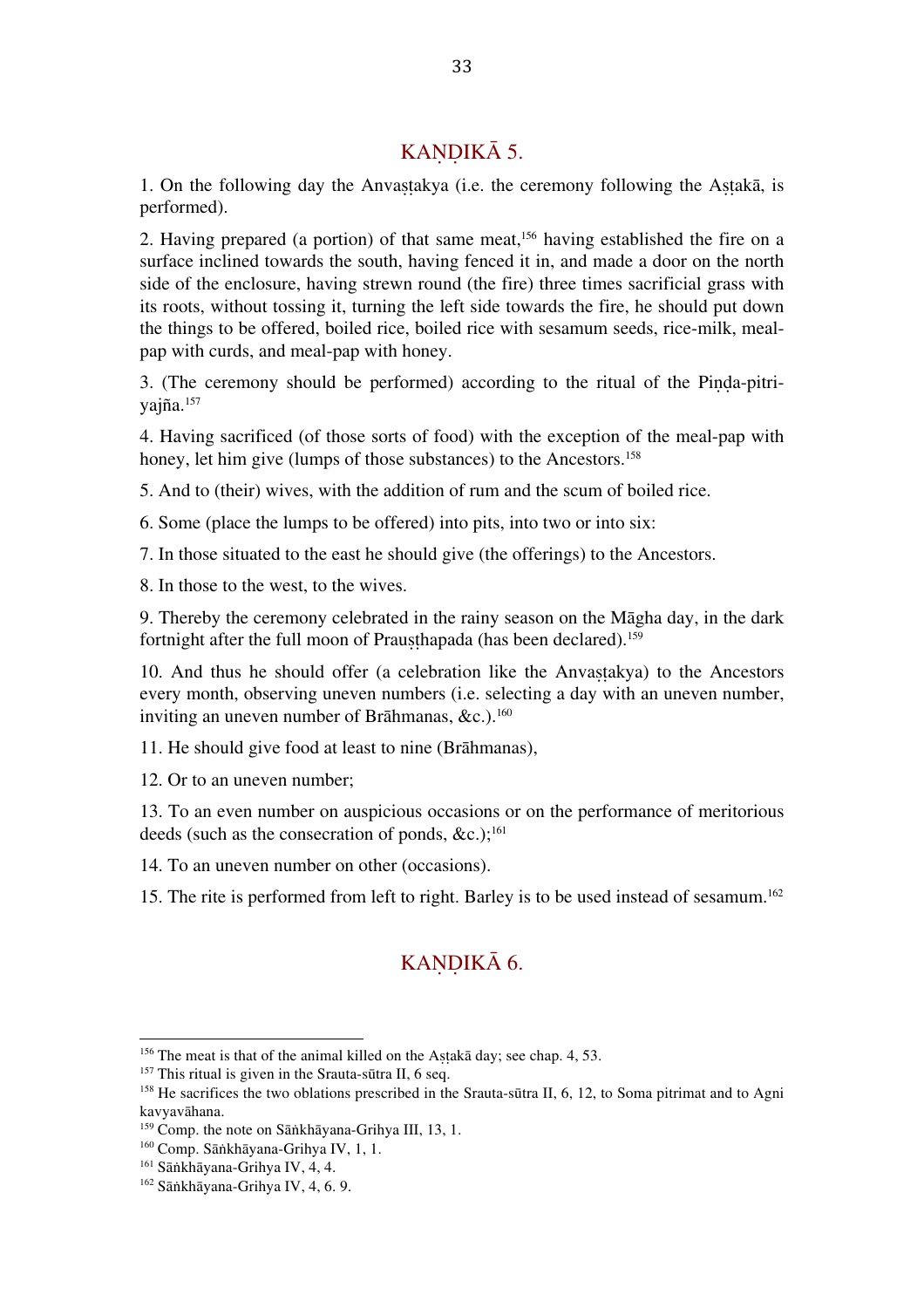## KAṆḌIKĀ 5.

1. On the following day the Anvaṣṭakya (i.e. the ceremony following the Aṣṭakā, is performed).

2. Having prepared (a portion) of that same meat,[156] having established the fire on a surface inclined towards the south, having fenced it in, and made a door on the north side of the enclosure, having strewn round (the fire) three times sacrificial grass with its roots, without tossing it, turning the left side towards the fire, he should put down the things to be offered, boiled rice, boiled rice with sesamum seeds, rice-milk, meal-pap with curds, and meal-pap with honey.

3. (The ceremony should be performed) according to the ritual of the Piṇḍa-pitri-yajña.[157]

4. Having sacrificed (of those sorts of food) with the exception of the meal-pap with honey, let him give (lumps of those substances) to the Ancestors.[158]

5. And to (their) wives, with the addition of rum and the scum of boiled rice.

6. Some (place the lumps to be offered) into pits, into two or into six:

7. In those situated to the east he should give (the offerings) to the Ancestors.

8. In those to the west, to the wives.

9. Thereby the ceremony celebrated in the rainy season on the Māgha day, in the dark fortnight after the full moon of Prauṣṭhapada (has been declared).[159]

10. And thus he should offer (a celebration like the Anvaṣṭakya) to the Ancestors every month, observing uneven numbers (i.e. selecting a day with an uneven number, inviting an uneven number of Brāhmanas, &c.).[160]

11. He should give food at least to nine (Brāhmanas),

12. Or to an uneven number;

13. To an even number on auspicious occasions or on the performance of meritorious deeds (such as the consecration of ponds, &c.);[161]

14. To an uneven number on other (occasions).

15. The rite is performed from left to right. Barley is to be used instead of sesamum.[162]

## KAṆḌIKĀ 6.

---

[156] The meat is that of the animal killed on the Aṣṭakā day; see chap. 4, 53.

[157] This ritual is given in the Srauta-sūtra II, 6 seq.

[158] He sacrifices the two oblations prescribed in the Srauta-sūtra II, 6, 12, to Soma pitrimat and to Agni kavyavāhana.

[159] Comp. the note on Sāṅkhāyana-Grihya III, 13, 1.

[160] Comp. Sāṅkhāyana-Grihya IV, 1, 1.

[161] Sāṅkhāyana-Grihya IV, 4, 4.

[162] Sāṅkhāyana-Grihya IV, 4, 6. 9.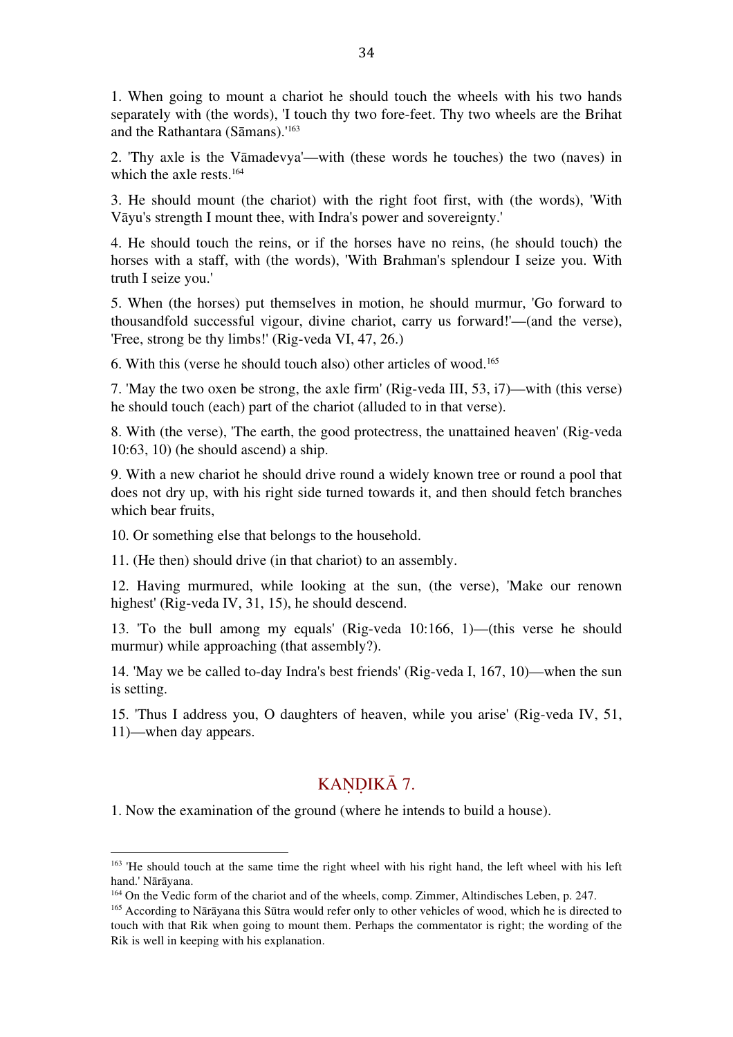1. When going to mount a chariot he should touch the wheels with his two hands separately with (the words), 'I touch thy two fore-feet. Thy two wheels are the Brihat and the Rathantara (Sāmans).'[163]

2. 'Thy axle is the Vāmadevya'—with (these words he touches) the two (naves) in which the axle rests.[164]

3. He should mount (the chariot) with the right foot first, with (the words), 'With Vāyu's strength I mount thee, with Indra's power and sovereignty.'

4. He should touch the reins, or if the horses have no reins, (he should touch) the horses with a staff, with (the words), 'With Brahman's splendour I seize you. With truth I seize you.'

5. When (the horses) put themselves in motion, he should murmur, 'Go forward to thousandfold successful vigour, divine chariot, carry us forward!'—(and the verse), 'Free, strong be thy limbs!' (Rig-veda VI, 47, 26.)

6. With this (verse he should touch also) other articles of wood.[165]

7. 'May the two oxen be strong, the axle firm' (Rig-veda III, 53, i7)—with (this verse) he should touch (each) part of the chariot (alluded to in that verse).

8. With (the verse), 'The earth, the good protectress, the unattained heaven' (Rig-veda 10:63, 10) (he should ascend) a ship.

9. With a new chariot he should drive round a widely known tree or round a pool that does not dry up, with his right side turned towards it, and then should fetch branches which bear fruits,

10. Or something else that belongs to the household.

11. (He then) should drive (in that chariot) to an assembly.

12. Having murmured, while looking at the sun, (the verse), 'Make our renown highest' (Rig-veda IV, 31, 15), he should descend.

13. 'To the bull among my equals' (Rig-veda 10:166, 1)—(this verse he should murmur) while approaching (that assembly?).

14. 'May we be called to-day Indra's best friends' (Rig-veda I, 167, 10)—when the sun is setting.

15. 'Thus I address you, O daughters of heaven, while you arise' (Rig-veda IV, 51, 11)—when day appears.

## KAṆḌIKĀ 7.

1. Now the examination of the ground (where he intends to build a house).

---

[163] 'He should touch at the same time the right wheel with his right hand, the left wheel with his left hand.' Nārāyana.

[164] On the Vedic form of the chariot and of the wheels, comp. Zimmer, Altindisches Leben, p. 247.

[165] According to Nārāyana this Sūtra would refer only to other vehicles of wood, which he is directed to touch with that Rik when going to mount them. Perhaps the commentator is right; the wording of the Rik is well in keeping with his explanation.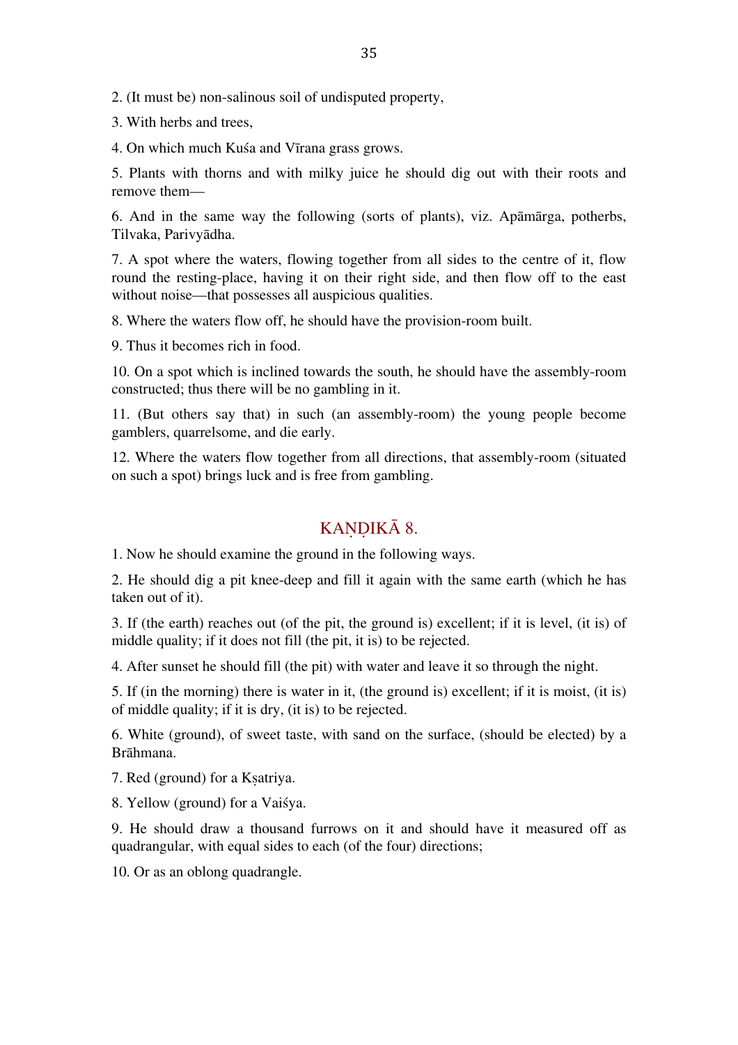2. (It must be) non-salinous soil of undisputed property,

3. With herbs and trees,

4. On which much Kuśa and Vīrana grass grows.

5. Plants with thorns and with milky juice he should dig out with their roots and remove them—

6. And in the same way the following (sorts of plants), viz. Apāmārga, potherbs, Tilvaka, Parivyādha.

7. A spot where the waters, flowing together from all sides to the centre of it, flow round the resting-place, having it on their right side, and then flow off to the east without noise—that possesses all auspicious qualities.

8. Where the waters flow off, he should have the provision-room built.

9. Thus it becomes rich in food.

10. On a spot which is inclined towards the south, he should have the assembly-room constructed; thus there will be no gambling in it.

11. (But others say that) in such (an assembly-room) the young people become gamblers, quarrelsome, and die early.

12. Where the waters flow together from all directions, that assembly-room (situated on such a spot) brings luck and is free from gambling.

## KAṆḌIKĀ 8.

1. Now he should examine the ground in the following ways.

2. He should dig a pit knee-deep and fill it again with the same earth (which he has taken out of it).

3. If (the earth) reaches out (of the pit, the ground is) excellent; if it is level, (it is) of middle quality; if it does not fill (the pit, it is) to be rejected.

4. After sunset he should fill (the pit) with water and leave it so through the night.

5. If (in the morning) there is water in it, (the ground is) excellent; if it is moist, (it is) of middle quality; if it is dry, (it is) to be rejected.

6. White (ground), of sweet taste, with sand on the surface, (should be elected) by a Brāhmana.

7. Red (ground) for a Kṣatriya.

8. Yellow (ground) for a Vaiśya.

9. He should draw a thousand furrows on it and should have it measured off as quadrangular, with equal sides to each (of the four) directions;

10. Or as an oblong quadrangle.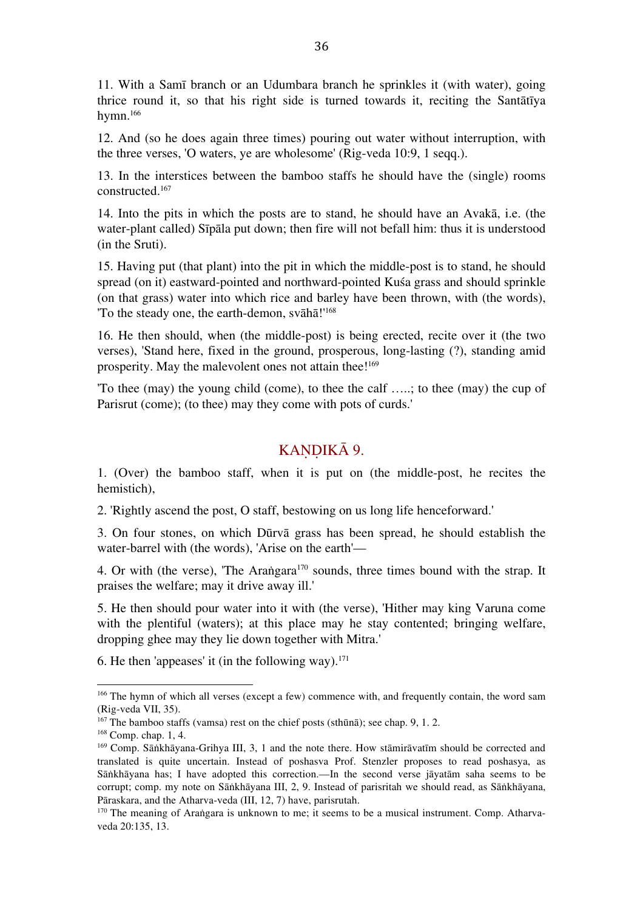11. With a Samī branch or an Udumbara branch he sprinkles it (with water), going thrice round it, so that his right side is turned towards it, reciting the Santātīya hymn.[166]

12. And (so he does again three times) pouring out water without interruption, with the three verses, 'O waters, ye are wholesome' (Rig-veda 10:9, 1 seqq.).

13. In the interstices between the bamboo staffs he should have the (single) rooms constructed.[167]

14. Into the pits in which the posts are to stand, he should have an Avakā, i.e. (the water-plant called) Sīpāla put down; then fire will not befall him: thus it is understood (in the Sruti).

15. Having put (that plant) into the pit in which the middle-post is to stand, he should spread (on it) eastward-pointed and northward-pointed Kuśa grass and should sprinkle (on that grass) water into which rice and barley have been thrown, with (the words), 'To the steady one, the earth-demon, svāhā!'[168]

16. He then should, when (the middle-post) is being erected, recite over it (the two verses), 'Stand here, fixed in the ground, prosperous, long-lasting (?), standing amid prosperity. May the malevolent ones not attain thee![169]

'To thee (may) the young child (come), to thee the calf .....; to thee (may) the cup of Parisrut (come); (to thee) may they come with pots of curds.'

## KAṆḌIKĀ 9.

1. (Over) the bamboo staff, when it is put on (the middle-post, he recites the hemistich),

2. 'Rightly ascend the post, O staff, bestowing on us long life henceforward.'

3. On four stones, on which Dūrvā grass has been spread, he should establish the water-barrel with (the words), 'Arise on the earth'—

4. Or with (the verse), 'The Araṅgara[170] sounds, three times bound with the strap. It praises the welfare; may it drive away ill.'

5. He then should pour water into it with (the verse), 'Hither may king Varuna come with the plentiful (waters); at this place may he stay contented; bringing welfare, dropping ghee may they lie down together with Mitra.'

6. He then 'appeases' it (in the following way).[171]

---

[166] The hymn of which all verses (except a few) commence with, and frequently contain, the word sam (Rig-veda VII, 35).

[167] The bamboo staffs (vamsa) rest on the chief posts (sthūnā); see chap. 9, 1. 2.

[168] Comp. chap. 1, 4.

[169] Comp. Sāṅkhāyana-Grihya III, 3, 1 and the note there. How stāmirāvatīm should be corrected and translated is quite uncertain. Instead of poshasva Prof. Stenzler proposes to read poshasya, as Sāṅkhāyana has; I have adopted this correction.—In the second verse jāyatām saha seems to be corrupt; comp. my note on Sāṅkhāyana III, 2, 9. Instead of parisritah we should read, as Sāṅkhāyana, Pāraskara, and the Atharva-veda (III, 12, 7) have, parisrutah.

[170] The meaning of Araṅgara is unknown to me; it seems to be a musical instrument. Comp. Atharva-veda 20:135, 13.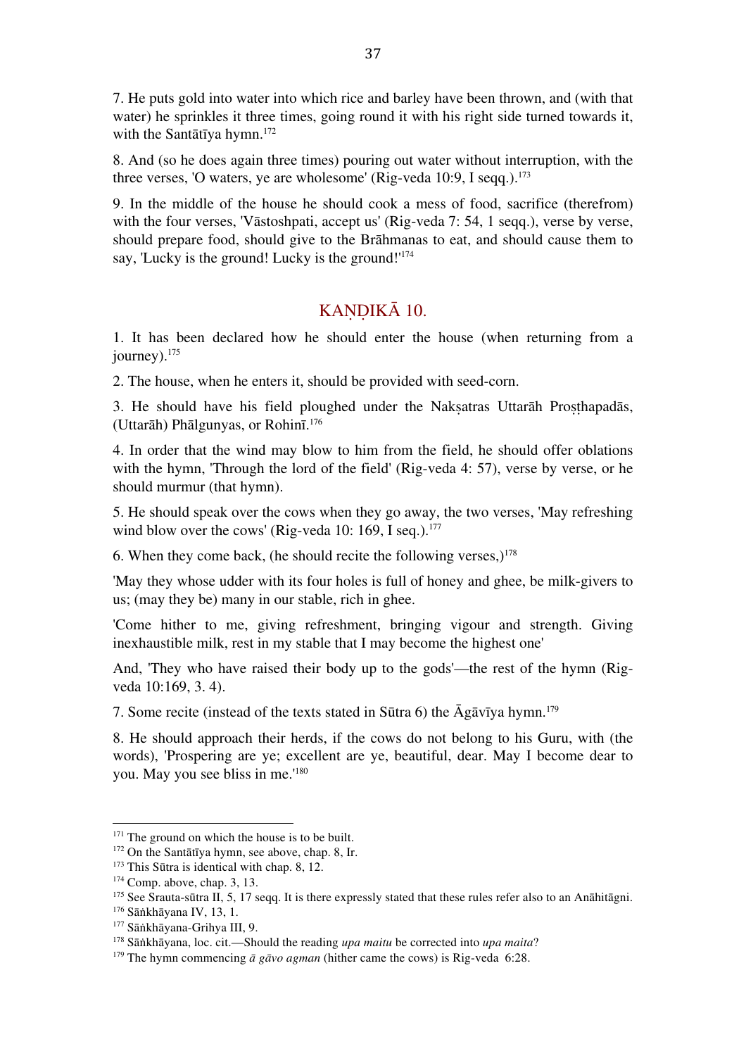7. He puts gold into water into which rice and barley have been thrown, and (with that water) he sprinkles it three times, going round it with his right side turned towards it, with the Santātīya hymn.[172]

8. And (so he does again three times) pouring out water without interruption, with the three verses, 'O waters, ye are wholesome' (Rig-veda 10:9, I seqq.).[173]

9. In the middle of the house he should cook a mess of food, sacrifice (therefrom) with the four verses, 'Vāstoshpati, accept us' (Rig-veda 7: 54, 1 seqq.), verse by verse, should prepare food, should give to the Brāhmanas to eat, and should cause them to say, 'Lucky is the ground! Lucky is the ground!'[174]

## KAṆḌIKĀ 10.

1. It has been declared how he should enter the house (when returning from a journey).[175]

2. The house, when he enters it, should be provided with seed-corn.

3. He should have his field ploughed under the Nakṣatras Uttarāh Proṣṭhapadās, (Uttarāh) Phālgunyas, or Rohinī.[176]

4. In order that the wind may blow to him from the field, he should offer oblations with the hymn, 'Through the lord of the field' (Rig-veda 4: 57), verse by verse, or he should murmur (that hymn).

5. He should speak over the cows when they go away, the two verses, 'May refreshing wind blow over the cows' (Rig-veda 10: 169, I seq.).[177]

6. When they come back, (he should recite the following verses,)[178]

'May they whose udder with its four holes is full of honey and ghee, be milk-givers to us; (may they be) many in our stable, rich in ghee.

'Come hither to me, giving refreshment, bringing vigour and strength. Giving inexhaustible milk, rest in my stable that I may become the highest one'

And, 'They who have raised their body up to the gods'—the rest of the hymn (Rig-veda 10:169, 3. 4).

7. Some recite (instead of the texts stated in Sūtra 6) the Āgāvīya hymn.[179]

8. He should approach their herds, if the cows do not belong to his Guru, with (the words), 'Prospering are ye; excellent are ye, beautiful, dear. May I become dear to you. May you see bliss in me.'[180]

---

[171] The ground on which the house is to be built.

[172] On the Santātīya hymn, see above, chap. 8, Ir.

[173] This Sūtra is identical with chap. 8, 12.

[174] Comp. above, chap. 3, 13.

[175] See Srauta-sūtra II, 5, 17 seqq. It is there expressly stated that these rules refer also to an Anāhitāgni.

[176] Sāṅkhāyana IV, 13, 1.

[177] Sāṅkhāyana-Grihya III, 9.

[178] Sāṅkhāyana, loc. cit.—Should the reading *upa maitu* be corrected into *upa maita*?

[179] The hymn commencing *ā gāvo agman* (hither came the cows) is Rig-veda 6:28.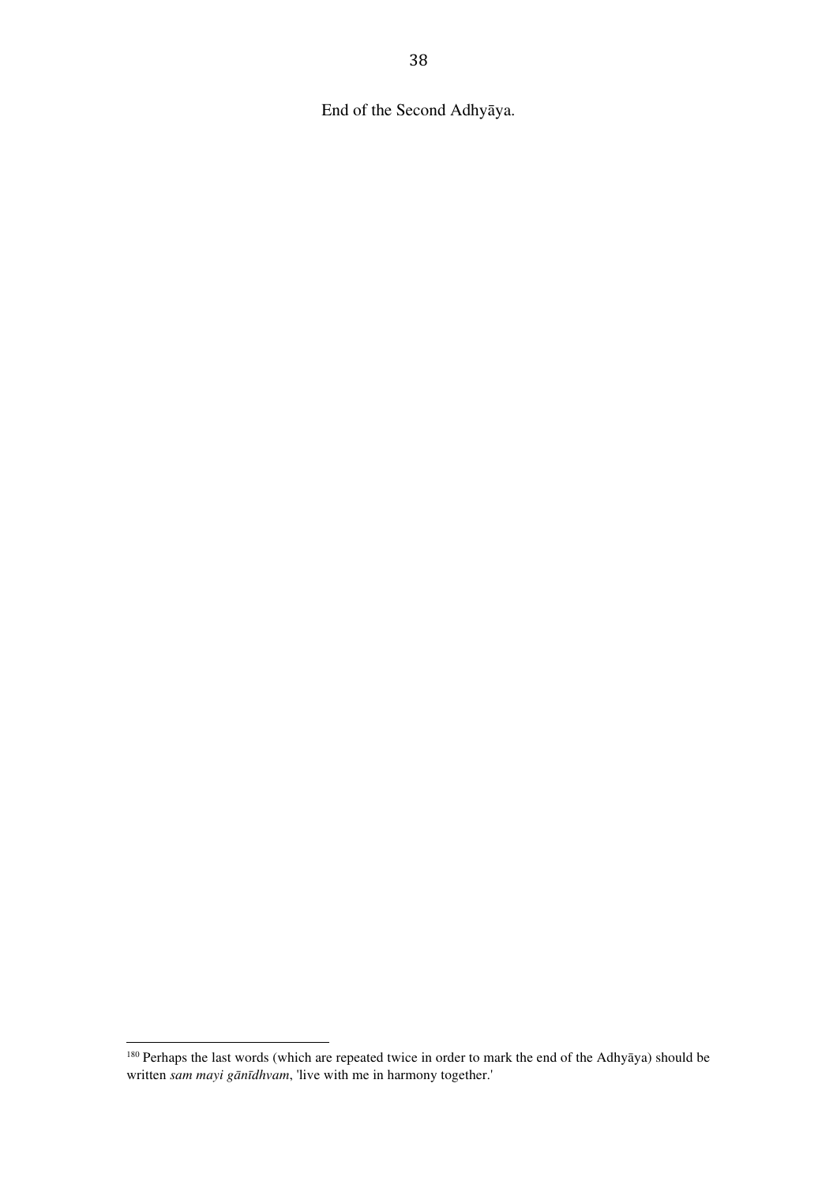End of the Second Adhyāya.

[180] Perhaps the last words (which are repeated twice in order to mark the end of the Adhyāya) should be written *sam mayi gānīdhvam*, 'live with me in harmony together.'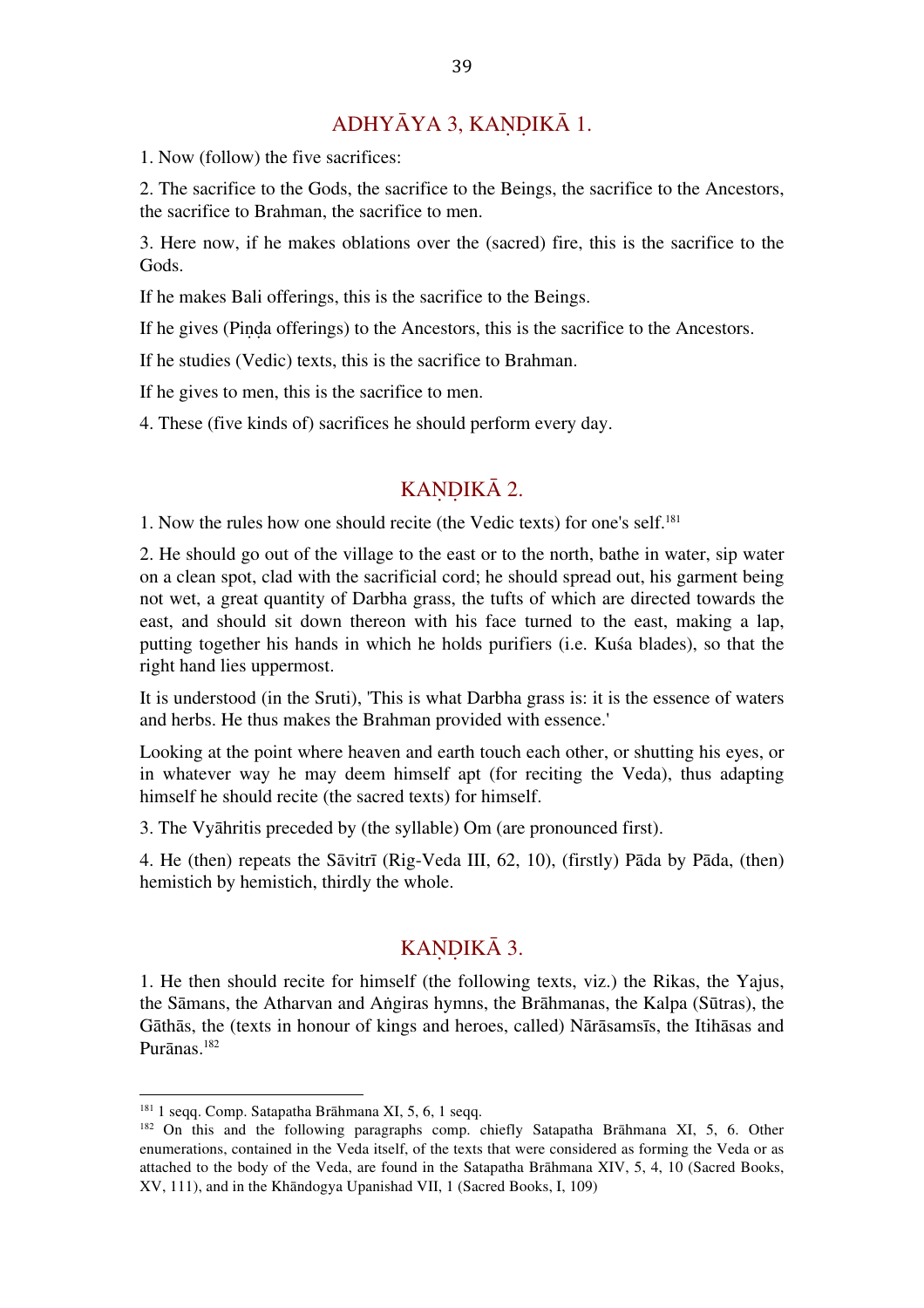## ADHYĀYA 3, KAṆḌIKĀ 1.

1. Now (follow) the five sacrifices:

2. The sacrifice to the Gods, the sacrifice to the Beings, the sacrifice to the Ancestors, the sacrifice to Brahman, the sacrifice to men.

3. Here now, if he makes oblations over the (sacred) fire, this is the sacrifice to the Gods.

If he makes Bali offerings, this is the sacrifice to the Beings.

If he gives (Piṇḍa offerings) to the Ancestors, this is the sacrifice to the Ancestors.

If he studies (Vedic) texts, this is the sacrifice to Brahman.

If he gives to men, this is the sacrifice to men.

4. These (five kinds of) sacrifices he should perform every day.

## KAṆḌIKĀ 2.

1. Now the rules how one should recite (the Vedic texts) for one's self.[181]

2. He should go out of the village to the east or to the north, bathe in water, sip water on a clean spot, clad with the sacrificial cord; he should spread out, his garment being not wet, a great quantity of Darbha grass, the tufts of which are directed towards the east, and should sit down thereon with his face turned to the east, making a lap, putting together his hands in which he holds purifiers (i.e. Kuśa blades), so that the right hand lies uppermost.

It is understood (in the Sruti), 'This is what Darbha grass is: it is the essence of waters and herbs. He thus makes the Brahman provided with essence.'

Looking at the point where heaven and earth touch each other, or shutting his eyes, or in whatever way he may deem himself apt (for reciting the Veda), thus adapting himself he should recite (the sacred texts) for himself.

3. The Vyāhritis preceded by (the syllable) Om (are pronounced first).

4. He (then) repeats the Sāvitrī (Rig-Veda III, 62, 10), (firstly) Pāda by Pāda, (then) hemistich by hemistich, thirdly the whole.

## KAṆḌIKĀ 3.

1. He then should recite for himself (the following texts, viz.) the Rikas, the Yajus, the Sāmans, the Atharvan and Aṅgiras hymns, the Brāhmanas, the Kalpa (Sūtras), the Gāthās, the (texts in honour of kings and heroes, called) Nārāsamsīs, the Itihāsas and Purānas.[182]

---

[181] 1 seqq. Comp. Satapatha Brāhmana XI, 5, 6, 1 seqq.

[182] On this and the following paragraphs comp. chiefly Satapatha Brāhmana XI, 5, 6. Other enumerations, contained in the Veda itself, of the texts that were considered as forming the Veda or as attached to the body of the Veda, are found in the Satapatha Brāhmana XIV, 5, 4, 10 (Sacred Books, XV, 111), and in the Khāndogya Upanishad VII, 1 (Sacred Books, I, 109)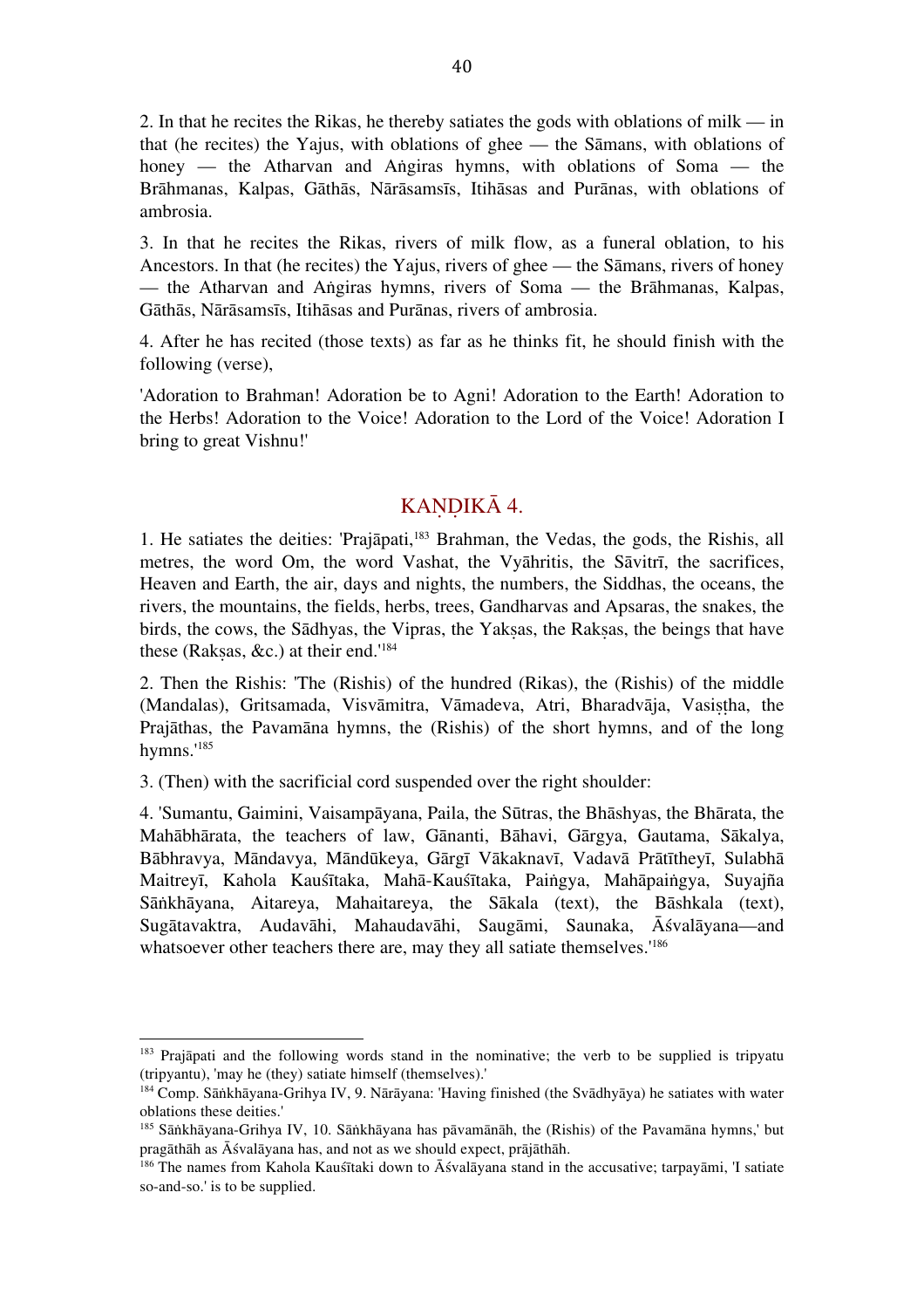2. In that he recites the Rikas, he thereby satiates the gods with oblations of milk — in that (he recites) the Yajus, with oblations of ghee — the Sāmans, with oblations of honey — the Atharvan and Aṅgiras hymns, with oblations of Soma — the Brāhmanas, Kalpas, Gāthās, Nārāsamsīs, Itihāsas and Purānas, with oblations of ambrosia.

3. In that he recites the Rikas, rivers of milk flow, as a funeral oblation, to his Ancestors. In that (he recites) the Yajus, rivers of ghee — the Sāmans, rivers of honey — the Atharvan and Aṅgiras hymns, rivers of Soma — the Brāhmanas, Kalpas, Gāthās, Nārāsamsīs, Itihāsas and Purānas, rivers of ambrosia.

4. After he has recited (those texts) as far as he thinks fit, he should finish with the following (verse),

'Adoration to Brahman! Adoration be to Agni! Adoration to the Earth! Adoration to the Herbs! Adoration to the Voice! Adoration to the Lord of the Voice! Adoration I bring to great Vishnu!'

## KAṆḌIKĀ 4.

1. He satiates the deities: 'Prajāpati,[183] Brahman, the Vedas, the gods, the Rishis, all metres, the word Om, the word Vashat, the Vyāhritis, the Sāvitrī, the sacrifices, Heaven and Earth, the air, days and nights, the numbers, the Siddhas, the oceans, the rivers, the mountains, the fields, herbs, trees, Gandharvas and Apsaras, the snakes, the birds, the cows, the Sādhyas, the Vipras, the Yakṣas, the Rakṣas, the beings that have these (Rakṣas, &c.) at their end.'[184]

2. Then the Rishis: 'The (Rishis) of the hundred (Rikas), the (Rishis) of the middle (Mandalas), Gritsamada, Visvāmitra, Vāmadeva, Atri, Bharadvāja, Vasiṣṭha, the Prajāthas, the Pavamāna hymns, the (Rishis) of the short hymns, and of the long hymns.'[185]

3. (Then) with the sacrificial cord suspended over the right shoulder:

4. 'Sumantu, Gaimini, Vaisampāyana, Paila, the Sūtras, the Bhāshyas, the Bhārata, the Mahābhārata, the teachers of law, Gānanti, Bāhavi, Gārgya, Gautama, Sākalya, Bābhravya, Māndavya, Māndūkeya, Gārgī Vākaknavī, Vadavā Prātītheyī, Sulabhā Maitreyī, Kahola Kauśītaka, Mahā-Kauśītaka, Paiṅgya, Mahāpaiṅgya, Suyajña Sāṅkhāyana, Aitareya, Mahaitareya, the Sākala (text), the Bāshkala (text), Sugātavaktra, Audavāhi, Mahaudavāhi, Saugāmi, Saunaka, Āśvalāyana—and whatsoever other teachers there are, may they all satiate themselves.'[186]

---

[183] Prajāpati and the following words stand in the nominative; the verb to be supplied is tripyatu (tripyantu), 'may he (they) satiate himself (themselves).'

[184] Comp. Sāṅkhāyana-Grihya IV, 9. Nārāyana: 'Having finished (the Svādhyāya) he satiates with water oblations these deities.'

[185] Sāṅkhāyana-Grihya IV, 10. Sāṅkhāyana has pāvamānāh, the (Rishis) of the Pavamāna hymns,' but pragāthāh as Āśvalāyana has, and not as we should expect, prājāthāh.

[186] The names from Kahola Kauśītaki down to Āśvalāyana stand in the accusative; tarpayāmi, 'I satiate so-and-so.' is to be supplied.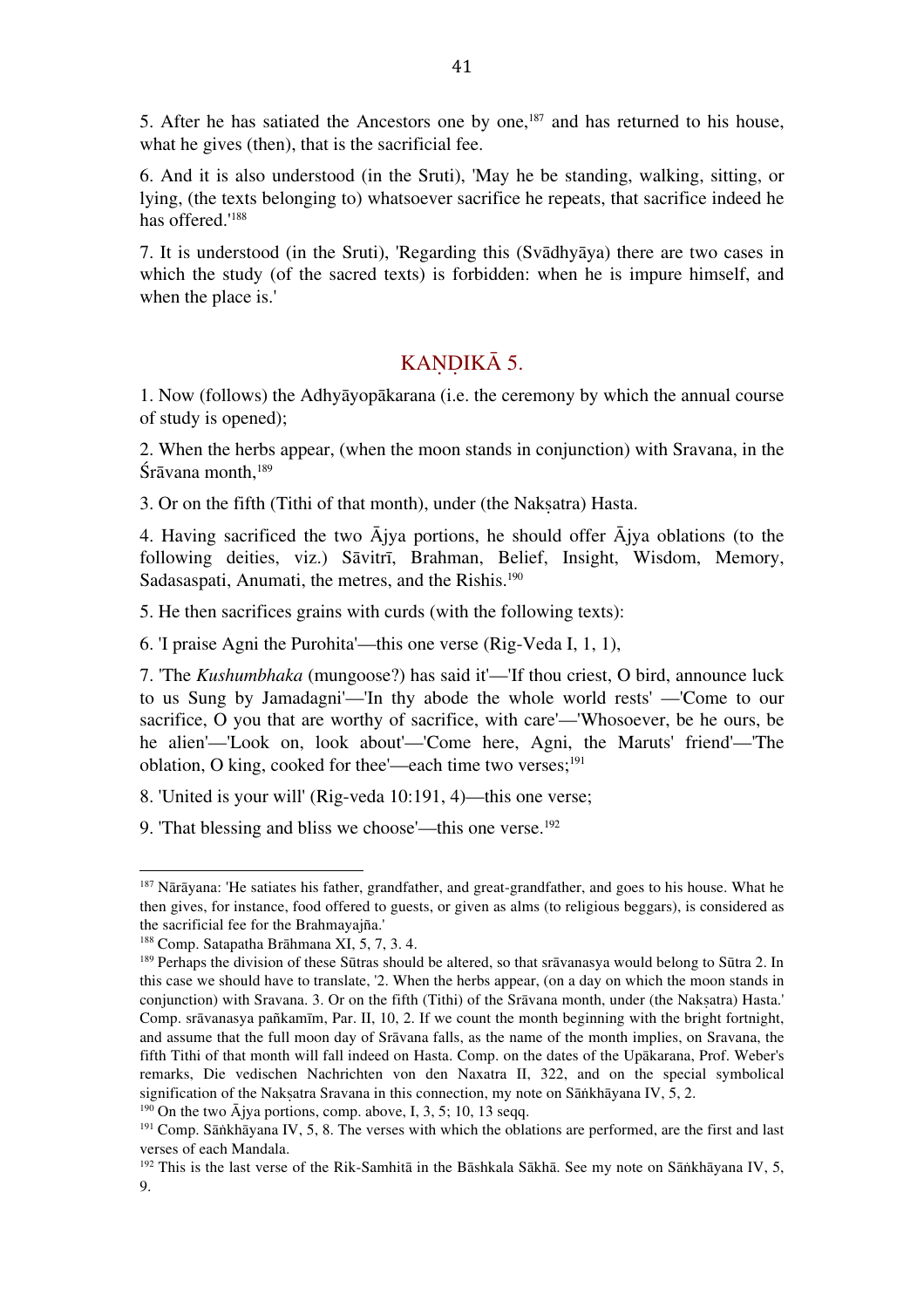5. After he has satiated the Ancestors one by one,[187] and has returned to his house, what he gives (then), that is the sacrificial fee.

6. And it is also understood (in the Sruti), 'May he be standing, walking, sitting, or lying, (the texts belonging to) whatsoever sacrifice he repeats, that sacrifice indeed he has offered.'[188]

7. It is understood (in the Sruti), 'Regarding this (Svādhyāya) there are two cases in which the study (of the sacred texts) is forbidden: when he is impure himself, and when the place is.'

## KAṆḌIKĀ 5.

1. Now (follows) the Adhyāyopākarana (i.e. the ceremony by which the annual course of study is opened);

2. When the herbs appear, (when the moon stands in conjunction) with Sravana, in the Śrāvana month,[189]

3. Or on the fifth (Tithi of that month), under (the Nakṣatra) Hasta.

4. Having sacrificed the two Ājya portions, he should offer Ājya oblations (to the following deities, viz.) Sāvitrī, Brahman, Belief, Insight, Wisdom, Memory, Sadasaspati, Anumati, the metres, and the Rishis.[190]

5. He then sacrifices grains with curds (with the following texts):

6. 'I praise Agni the Purohita'—this one verse (Rig-Veda I, 1, 1),

7. 'The *Kushumbhaka* (mungoose?) has said it'—'If thou criest, O bird, announce luck to us Sung by Jamadagni'—'In thy abode the whole world rests' —'Come to our sacrifice, O you that are worthy of sacrifice, with care'—'Whosoever, be he ours, be he alien'—'Look on, look about'—'Come here, Agni, the Maruts' friend'—'The oblation, O king, cooked for thee'—each time two verses;[191]

8. 'United is your will' (Rig-veda 10:191, 4)—this one verse;

9. 'That blessing and bliss we choose'—this one verse.[192]

---

[187] Nārāyana: 'He satiates his father, grandfather, and great-grandfather, and goes to his house. What he then gives, for instance, food offered to guests, or given as alms (to religious beggars), is considered as the sacrificial fee for the Brahmayajña.'

[188] Comp. Satapatha Brāhmana XI, 5, 7, 3. 4.

[189] Perhaps the division of these Sūtras should be altered, so that srāvanasya would belong to Sūtra 2. In this case we should have to translate, '2. When the herbs appear, (on a day on which the moon stands in conjunction) with Sravana. 3. Or on the fifth (Tithi) of the Srāvana month, under (the Nakṣatra) Hasta.' Comp. srāvanasya pañkamīm, Par. II, 10, 2. If we count the month beginning with the bright fortnight, and assume that the full moon day of Srāvana falls, as the name of the month implies, on Sravana, the fifth Tithi of that month will fall indeed on Hasta. Comp. on the dates of the Upākarana, Prof. Weber's remarks, Die vedischen Nachrichten von den Naxatra II, 322, and on the special symbolical signification of the Nakṣatra Sravana in this connection, my note on Sāṅkhāyana IV, 5, 2.

[190] On the two Ājya portions, comp. above, I, 3, 5; 10, 13 seqq.

[191] Comp. Sāṅkhāyana IV, 5, 8. The verses with which the oblations are performed, are the first and last verses of each Mandala.

[192] This is the last verse of the Rik-Samhitā in the Bāshkala Sākhā. See my note on Sāṅkhāyana IV, 5, 9.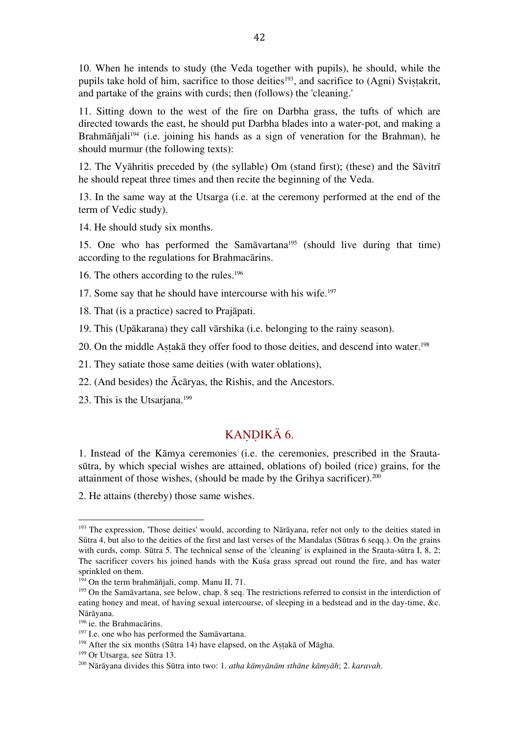10. When he intends to study (the Veda together with pupils), he should, while the pupils take hold of him, sacrifice to those deities[193], and sacrifice to (Agni) Svishṭakrit, and partake of the grains with curds; then (follows) the 'cleaning.'

11. Sitting down to the west of the fire on Darbha grass, the tufts of which are directed towards the east, he should put Darbha blades into a water-pot, and making a Brahmāñjali[194] (i.e. joining his hands as a sign of veneration for the Brahman), he should murmur (the following texts):

12. The Vyāhritis preceded by (the syllable) Om (stand first); (these) and the Sāvitrī he should repeat three times and then recite the beginning of the Veda.

13. In the same way at the Utsarga (i.e. at the ceremony performed at the end of the term of Vedic study).

14. He should study six months.

15. One who has performed the Samāvartana[195] (should live during that time) according to the regulations for Brahmacārins.

16. The others according to the rules.[196]

17. Some say that he should have intercourse with his wife.[197]

18. That (is a practice) sacred to Prajāpati.

19. This (Upākarana) they call vārshika (i.e. belonging to the rainy season).

20. On the middle Aṣṭakā they offer food to those deities, and descend into water.[198]

21. They satiate those same deities (with water oblations),

22. (And besides) the Ācāryas, the Rishis, and the Ancestors.

23. This is the Utsarjana.[199]

## KAṆḌIKĀ 6.

1. Instead of the Kāmya ceremonies (i.e. the ceremonies, prescribed in the Srauta-sūtra, by which special wishes are attained, oblations of) boiled (rice) grains, for the attainment of those wishes, (should be made by the Grihya sacrificer).[200]

2. He attains (thereby) those same wishes.

---

[193] The expression, 'Those deities' would, according to Nārāyana, refer not only to the deities stated in Sūtra 4, but also to the deities of the first and last verses of the Mandalas (Sūtras 6 seqq.). On the grains with curds, comp. Sūtra 5. The technical sense of the 'cleaning' is explained in the Srauta-sūtra I, 8, 2; The sacrificer covers his joined hands with the Kuśa grass spread out round the fire, and has water sprinkled on them.

[194] On the term brahmāñjali, comp. Manu II, 71.

[195] On the Samāvartana, see below, chap. 8 seq. The restrictions referred to consist in the interdiction of eating honey and meat, of having sexual intercourse, of sleeping in a bedstead and in the day-time, &c. Nārāyana.

[196] ie. the Brahmacārins.

[197] I.e. one who has performed the Samāvartana.

[198] After the six months (Sūtra 14) have elapsed, on the Aṣṭakā of Māgha.

[199] Or Utsarga, see Sūtra 13.

[200] Nārāyana divides this Sūtra into two: 1. *atha kāmyānām sthāne kāmyāh*; 2. *karavah*.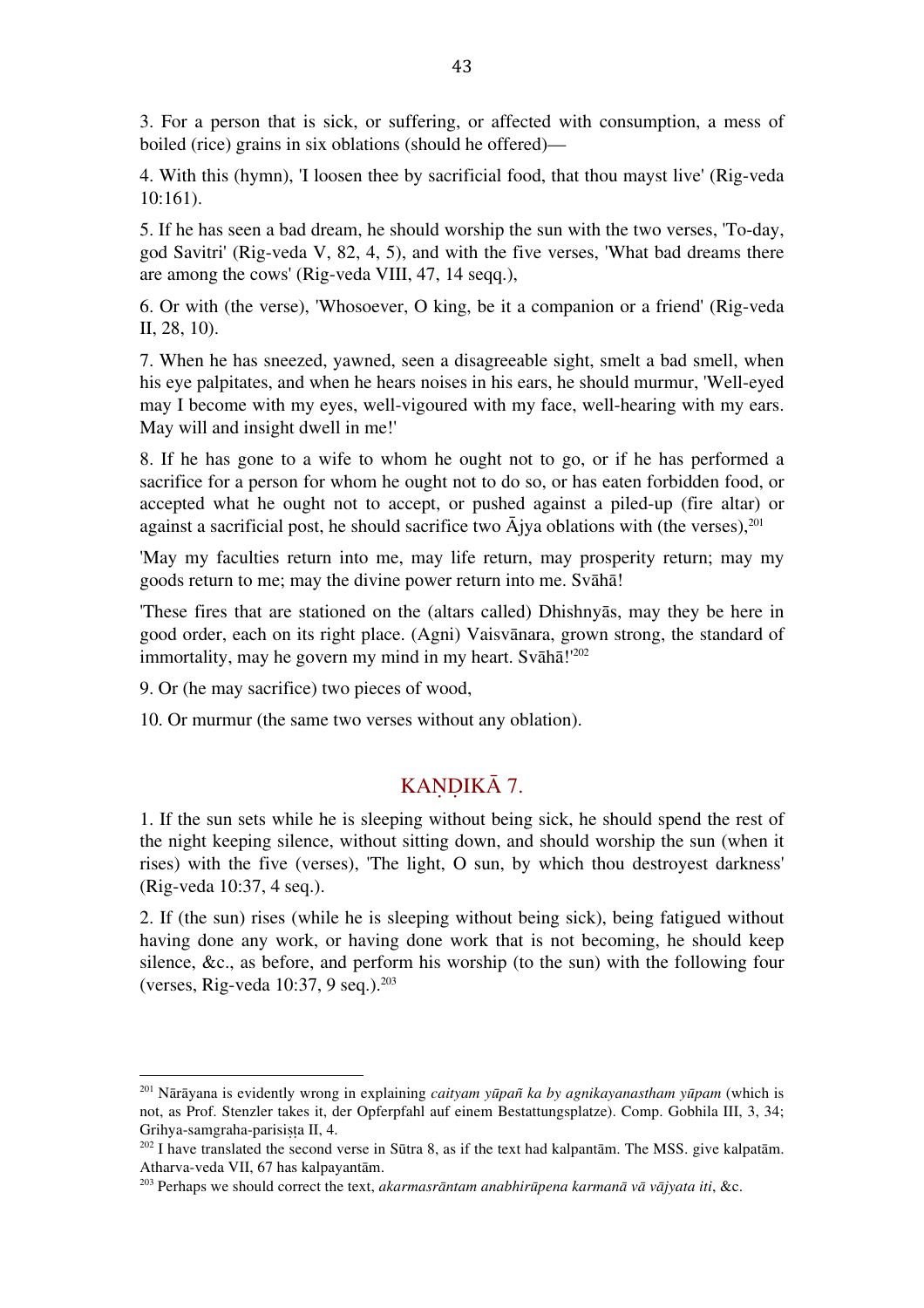3. For a person that is sick, or suffering, or affected with consumption, a mess of boiled (rice) grains in six oblations (should he offered)—

4. With this (hymn), 'I loosen thee by sacrificial food, that thou mayst live' (Rig-veda 10:161).

5. If he has seen a bad dream, he should worship the sun with the two verses, 'To-day, god Savitri' (Rig-veda V, 82, 4, 5), and with the five verses, 'What bad dreams there are among the cows' (Rig-veda VIII, 47, 14 seqq.),

6. Or with (the verse), 'Whosoever, O king, be it a companion or a friend' (Rig-veda II, 28, 10).

7. When he has sneezed, yawned, seen a disagreeable sight, smelt a bad smell, when his eye palpitates, and when he hears noises in his ears, he should murmur, 'Well-eyed may I become with my eyes, well-vigoured with my face, well-hearing with my ears. May will and insight dwell in me!'

8. If he has gone to a wife to whom he ought not to go, or if he has performed a sacrifice for a person for whom he ought not to do so, or has eaten forbidden food, or accepted what he ought not to accept, or pushed against a piled-up (fire altar) or against a sacrificial post, he should sacrifice two Ājya oblations with (the verses),[201]

'May my faculties return into me, may life return, may prosperity return; may my goods return to me; may the divine power return into me. Svāhā!

'These fires that are stationed on the (altars called) Dhishnyās, may they be here in good order, each on its right place. (Agni) Vaisvānara, grown strong, the standard of immortality, may he govern my mind in my heart. Svāhā!'[202]

9. Or (he may sacrifice) two pieces of wood,

10. Or murmur (the same two verses without any oblation).

## KAṆḌIKĀ 7.

1. If the sun sets while he is sleeping without being sick, he should spend the rest of the night keeping silence, without sitting down, and should worship the sun (when it rises) with the five (verses), 'The light, O sun, by which thou destroyest darkness' (Rig-veda 10:37, 4 seq.).

2. If (the sun) rises (while he is sleeping without being sick), being fatigued without having done any work, or having done work that is not becoming, he should keep silence, &c., as before, and perform his worship (to the sun) with the following four (verses, Rig-veda 10:37, 9 seq.).[203]

---

[201] Nārāyana is evidently wrong in explaining *caityam yūpañ ka by agnikayanastham yūpam* (which is not, as Prof. Stenzler takes it, der Opferpfahl auf einem Bestattungsplatze). Comp. Gobhila III, 3, 34; Grihya-samgraha-parisiṣṭa II, 4.

[202] I have translated the second verse in Sūtra 8, as if the text had kalpantām. The MSS. give kalpatām. Atharva-veda VII, 67 has kalpayantām.

[203] Perhaps we should correct the text, *akarmasrāntam anabhirūpena karmanā vā vājyata iti*, &c.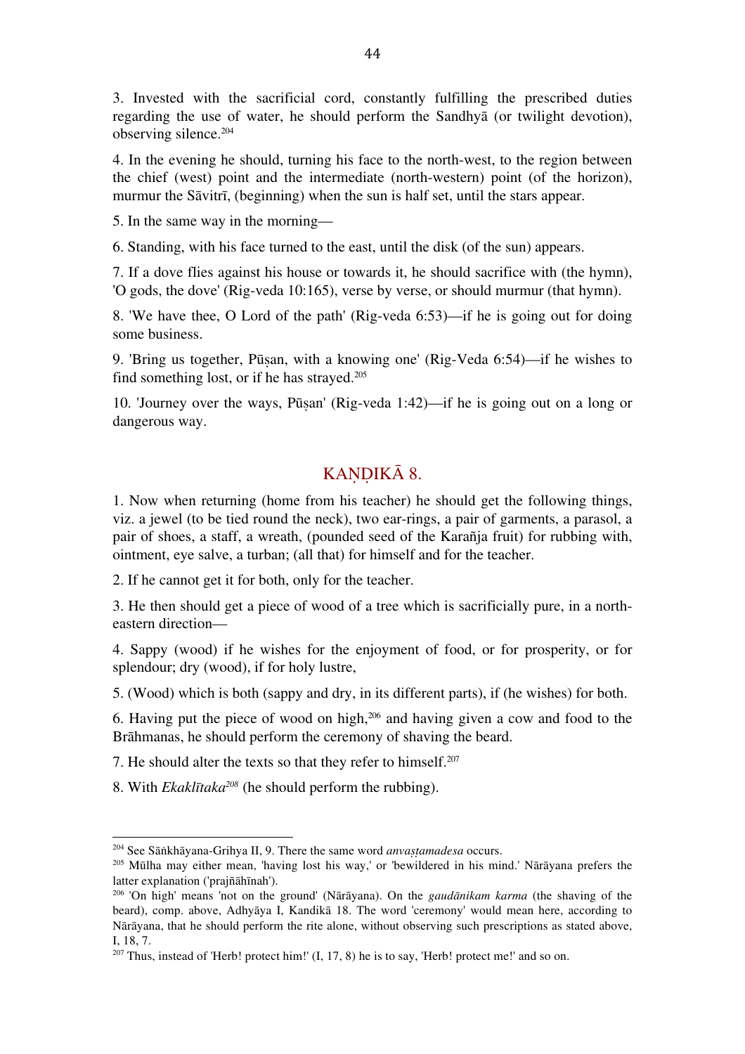3. Invested with the sacrificial cord, constantly fulfilling the prescribed duties regarding the use of water, he should perform the Sandhyā (or twilight devotion), observing silence.[204]

4. In the evening he should, turning his face to the north-west, to the region between the chief (west) point and the intermediate (north-western) point (of the horizon), murmur the Sāvitrī, (beginning) when the sun is half set, until the stars appear.

5. In the same way in the morning—

6. Standing, with his face turned to the east, until the disk (of the sun) appears.

7. If a dove flies against his house or towards it, he should sacrifice with (the hymn), 'O gods, the dove' (Rig-veda 10:165), verse by verse, or should murmur (that hymn).

8. 'We have thee, O Lord of the path' (Rig-veda 6:53)—if he is going out for doing some business.

9. 'Bring us together, Pūṣan, with a knowing one' (Rig-Veda 6:54)—if he wishes to find something lost, or if he has strayed.[205]

10. 'Journey over the ways, Pūṣan' (Rig-veda 1:42)—if he is going out on a long or dangerous way.

## KAṆḌIKĀ 8.

1. Now when returning (home from his teacher) he should get the following things, viz. a jewel (to be tied round the neck), two ear-rings, a pair of garments, a parasol, a pair of shoes, a staff, a wreath, (pounded seed of the Karañja fruit) for rubbing with, ointment, eye salve, a turban; (all that) for himself and for the teacher.

2. If he cannot get it for both, only for the teacher.

3. He then should get a piece of wood of a tree which is sacrificially pure, in a north-eastern direction—

4. Sappy (wood) if he wishes for the enjoyment of food, or for prosperity, or for splendour; dry (wood), if for holy lustre,

5. (Wood) which is both (sappy and dry, in its different parts), if (he wishes) for both.

6. Having put the piece of wood on high,[206] and having given a cow and food to the Brāhmanas, he should perform the ceremony of shaving the beard.

7. He should alter the texts so that they refer to himself.[207]

8. With *Ekaklītaka*[208] (he should perform the rubbing).

---

[204] See Sāṅkhāyana-Grihya II, 9. There the same word *anvaṣṭamadesa* occurs.

[205] Mūlha may either mean, 'having lost his way,' or 'bewildered in his mind.' Nārāyana prefers the latter explanation ('prajñāhīnah').

[206] 'On high' means 'not on the ground' (Nārāyana). On the *gaudānikam karma* (the shaving of the beard), comp. above, Adhyāya I, Kandikā 18. The word 'ceremony' would mean here, according to Nārāyana, that he should perform the rite alone, without observing such prescriptions as stated above, I, 18, 7.

[207] Thus, instead of 'Herb! protect him!' (I, 17, 8) he is to say, 'Herb! protect me!' and so on.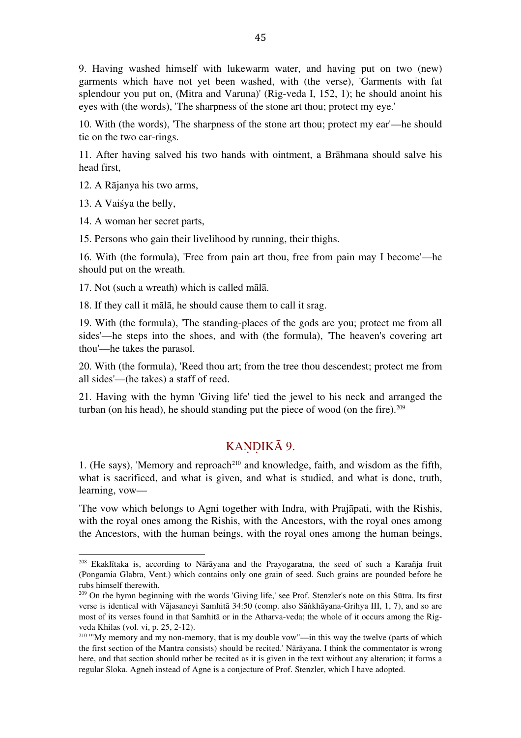9. Having washed himself with lukewarm water, and having put on two (new) garments which have not yet been washed, with (the verse), 'Garments with fat splendour you put on, (Mitra and Varuna)' (Rig-veda I, 152, 1); he should anoint his eyes with (the words), 'The sharpness of the stone art thou; protect my eye.'

10. With (the words), 'The sharpness of the stone art thou; protect my ear'—he should tie on the two ear-rings.

11. After having salved his two hands with ointment, a Brāhmana should salve his head first,

12. A Rājanya his two arms,

13. A Vaiśya the belly,

14. A woman her secret parts,

15. Persons who gain their livelihood by running, their thighs.

16. With (the formula), 'Free from pain art thou, free from pain may I become'—he should put on the wreath.

17. Not (such a wreath) which is called mālā.

18. If they call it mālā, he should cause them to call it srag.

19. With (the formula), 'The standing-places of the gods are you; protect me from all sides'—he steps into the shoes, and with (the formula), 'The heaven's covering art thou'—he takes the parasol.

20. With (the formula), 'Reed thou art; from the tree thou descendest; protect me from all sides'—(he takes) a staff of reed.

21. Having with the hymn 'Giving life' tied the jewel to his neck and arranged the turban (on his head), he should standing put the piece of wood (on the fire).[209]

## KAṆḌIKĀ 9.

1. (He says), 'Memory and reproach[210] and knowledge, faith, and wisdom as the fifth, what is sacrificed, and what is given, and what is studied, and what is done, truth, learning, vow—

'The vow which belongs to Agni together with Indra, with Prajāpati, with the Rishis, with the royal ones among the Rishis, with the Ancestors, with the royal ones among the Ancestors, with the human beings, with the royal ones among the human beings,

---

[208] Ekaklītaka is, according to Nārāyana and the Prayogaratna, the seed of such a Karañja fruit (Pongamia Glabra, Vent.) which contains only one grain of seed. Such grains are pounded before he rubs himself therewith.

[209] On the hymn beginning with the words 'Giving life,' see Prof. Stenzler's note on this Sūtra. Its first verse is identical with Vājasaneyi Samhitā 34:50 (comp. also Sāṅkhāyana-Grihya III, 1, 7), and so are most of its verses found in that Samhitā or in the Atharva-veda; the whole of it occurs among the Rig-veda Khilas (vol. vi, p. 25, 2-12).

[210] '"My memory and my non-memory, that is my double vow"—in this way the twelve (parts of which the first section of the Mantra consists) should be recited.' Nārāyana. I think the commentator is wrong here, and that section should rather be recited as it is given in the text without any alteration; it forms a regular Sloka. Agneh instead of Agne is a conjecture of Prof. Stenzler, which I have adopted.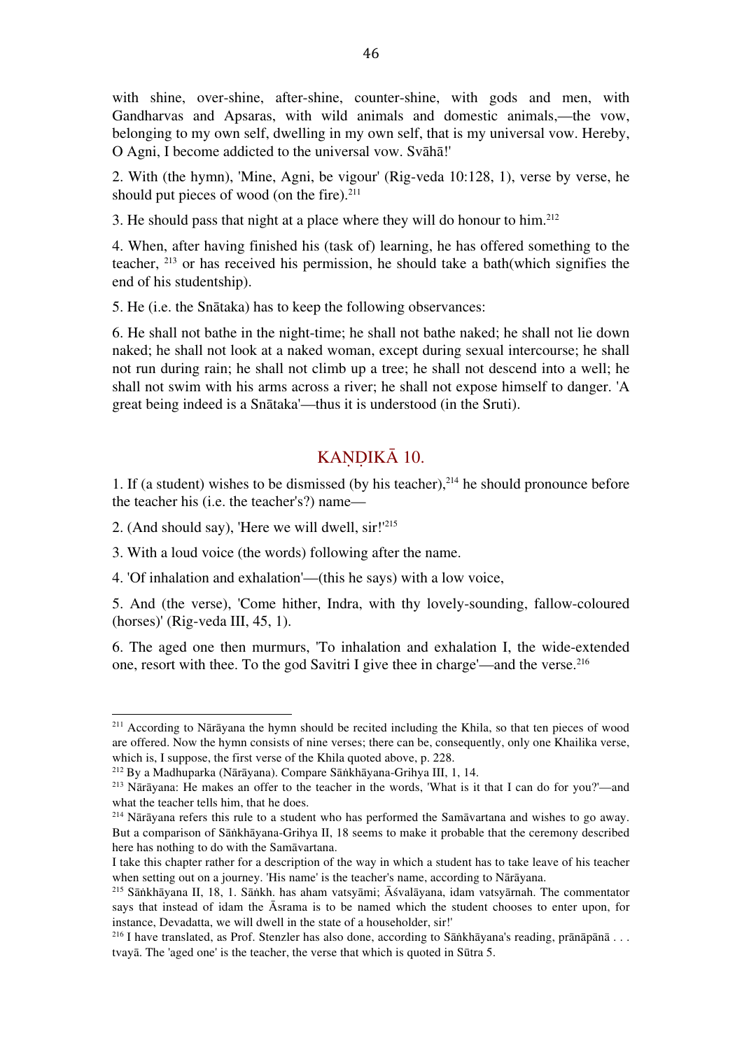with shine, over-shine, after-shine, counter-shine, with gods and men, with Gandharvas and Apsaras, with wild animals and domestic animals,—the vow, belonging to my own self, dwelling in my own self, that is my universal vow. Hereby, O Agni, I become addicted to the universal vow. Svāhā!'

2. With (the hymn), 'Mine, Agni, be vigour' (Rig-veda 10:128, 1), verse by verse, he should put pieces of wood (on the fire).[211]

3. He should pass that night at a place where they will do honour to him.[212]

4. When, after having finished his (task of) learning, he has offered something to the teacher, [213] or has received his permission, he should take a bath(which signifies the end of his studentship).

5. He (i.e. the Snātaka) has to keep the following observances:

6. He shall not bathe in the night-time; he shall not bathe naked; he shall not lie down naked; he shall not look at a naked woman, except during sexual intercourse; he shall not run during rain; he shall not climb up a tree; he shall not descend into a well; he shall not swim with his arms across a river; he shall not expose himself to danger. 'A great being indeed is a Snātaka'—thus it is understood (in the Sruti).

## KAṆḌIKĀ 10.

1. If (a student) wishes to be dismissed (by his teacher),[214] he should pronounce before the teacher his (i.e. the teacher's?) name—

2. (And should say), 'Here we will dwell, sir!'[215]

3. With a loud voice (the words) following after the name.

4. 'Of inhalation and exhalation'—(this he says) with a low voice,

5. And (the verse), 'Come hither, Indra, with thy lovely-sounding, fallow-coloured (horses)' (Rig-veda III, 45, 1).

6. The aged one then murmurs, 'To inhalation and exhalation I, the wide-extended one, resort with thee. To the god Savitri I give thee in charge'—and the verse.[216]

---

[211] According to Nārāyana the hymn should be recited including the Khila, so that ten pieces of wood are offered. Now the hymn consists of nine verses; there can be, consequently, only one Khailika verse, which is, I suppose, the first verse of the Khila quoted above, p. 228.

[212] By a Madhuparka (Nārāyana). Compare Sāṅkhāyana-Grihya III, 1, 14.

[213] Nārāyana: He makes an offer to the teacher in the words, 'What is it that I can do for you?'—and what the teacher tells him, that he does.

[214] Nārāyana refers this rule to a student who has performed the Samāvartana and wishes to go away. But a comparison of Sāṅkhāyana-Grihya II, 18 seems to make it probable that the ceremony described here has nothing to do with the Samāvartana.

I take this chapter rather for a description of the way in which a student has to take leave of his teacher when setting out on a journey. 'His name' is the teacher's name, according to Nārāyana.

[215] Sāṅkhāyana II, 18, 1. Sāṅkh. has aham vatsyāmi; Āśvalāyana, idam vatsyārnah. The commentator says that instead of idam the Āsrama is to be named which the student chooses to enter upon, for instance, Devadatta, we will dwell in the state of a householder, sir!'

[216] I have translated, as Prof. Stenzler has also done, according to Sāṅkhāyana's reading, prānāpānā . . . tvayā. The 'aged one' is the teacher, the verse that which is quoted in Sūtra 5.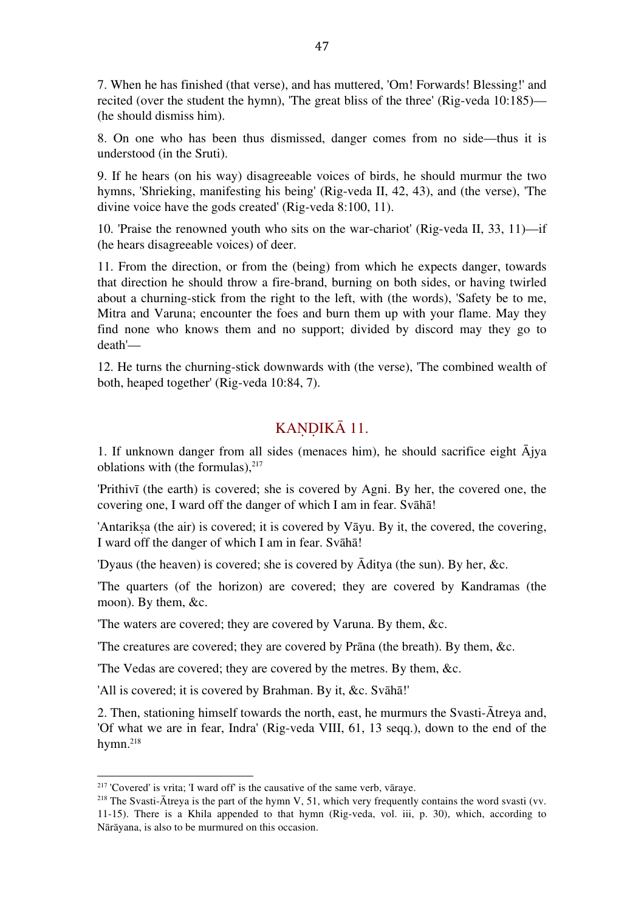7. When he has finished (that verse), and has muttered, 'Om! Forwards! Blessing!' and recited (over the student the hymn), 'The great bliss of the three' (Rig-veda 10:185)—(he should dismiss him).

8. On one who has been thus dismissed, danger comes from no side—thus it is understood (in the Sruti).

9. If he hears (on his way) disagreeable voices of birds, he should murmur the two hymns, 'Shrieking, manifesting his being' (Rig-veda II, 42, 43), and (the verse), 'The divine voice have the gods created' (Rig-veda 8:100, 11).

10. 'Praise the renowned youth who sits on the war-chariot' (Rig-veda II, 33, 11)—if (he hears disagreeable voices) of deer.

11. From the direction, or from the (being) from which he expects danger, towards that direction he should throw a fire-brand, burning on both sides, or having twirled about a churning-stick from the right to the left, with (the words), 'Safety be to me, Mitra and Varuna; encounter the foes and burn them up with your flame. May they find none who knows them and no support; divided by discord may they go to death'—

12. He turns the churning-stick downwards with (the verse), 'The combined wealth of both, heaped together' (Rig-veda 10:84, 7).

## KAṆḌIKĀ 11.

1. If unknown danger from all sides (menaces him), he should sacrifice eight Ājya oblations with (the formulas),[217]

'Prithivī (the earth) is covered; she is covered by Agni. By her, the covered one, the covering one, I ward off the danger of which I am in fear. Svāhā!

'Antarikṣa (the air) is covered; it is covered by Vāyu. By it, the covered, the covering, I ward off the danger of which I am in fear. Svāhā!

'Dyaus (the heaven) is covered; she is covered by Āditya (the sun). By her, &c.

'The quarters (of the horizon) are covered; they are covered by Kandramas (the moon). By them, &c.

'The waters are covered; they are covered by Varuna. By them, &c.

'The creatures are covered; they are covered by Prāna (the breath). By them, &c.

'The Vedas are covered; they are covered by the metres. By them, &c.

'All is covered; it is covered by Brahman. By it, &c. Svāhā!'

2. Then, stationing himself towards the north, east, he murmurs the Svasti-Ātreya and, 'Of what we are in fear, Indra' (Rig-veda VIII, 61, 13 seqq.), down to the end of the hymn.[218]

---

[217] 'Covered' is vrita; 'I ward off' is the causative of the same verb, vāraye.

[218] The Svasti-Ātreya is the part of the hymn V, 51, which very frequently contains the word svasti (vv. 11-15). There is a Khila appended to that hymn (Rig-veda, vol. iii, p. 30), which, according to Nārāyana, is also to be murmured on this occasion.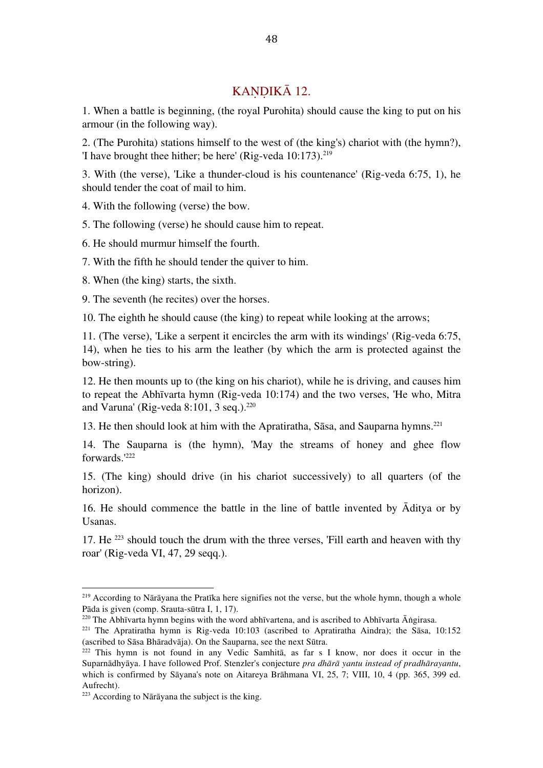## KAṆḌIKĀ 12.

1. When a battle is beginning, (the royal Purohita) should cause the king to put on his armour (in the following way).

2. (The Purohita) stations himself to the west of (the king's) chariot with (the hymn?), 'I have brought thee hither; be here' (Rig-veda 10:173).[219]

3. With (the verse), 'Like a thunder-cloud is his countenance' (Rig-veda 6:75, 1), he should tender the coat of mail to him.

4. With the following (verse) the bow.

5. The following (verse) he should cause him to repeat.

6. He should murmur himself the fourth.

7. With the fifth he should tender the quiver to him.

8. When (the king) starts, the sixth.

9. The seventh (he recites) over the horses.

10. The eighth he should cause (the king) to repeat while looking at the arrows;

11. (The verse), 'Like a serpent it encircles the arm with its windings' (Rig-veda 6:75, 14), when he ties to his arm the leather (by which the arm is protected against the bow-string).

12. He then mounts up to (the king on his chariot), while he is driving, and causes him to repeat the Abhīvarta hymn (Rig-veda 10:174) and the two verses, 'He who, Mitra and Varuna' (Rig-veda 8:101, 3 seq.).[220]

13. He then should look at him with the Apratiratha, Sāsa, and Sauparna hymns.[221]

14. The Sauparna is (the hymn), 'May the streams of honey and ghee flow forwards.'[222]

15. (The king) should drive (in his chariot successively) to all quarters (of the horizon).

16. He should commence the battle in the line of battle invented by Āditya or by Usanas.

17. He [223] should touch the drum with the three verses, 'Fill earth and heaven with thy roar' (Rig-veda VI, 47, 29 seqq.).

---

[219] According to Nārāyana the Pratīka here signifies not the verse, but the whole hymn, though a whole Pāda is given (comp. Srauta-sūtra I, 1, 17).

[220] The Abhīvarta hymn begins with the word abhīvartena, and is ascribed to Abhīvarta Āṅgirasa.

[221] The Apratiratha hymn is Rig-veda 10:103 (ascribed to Apratiratha Aindra); the Sāsa, 10:152 (ascribed to Sāsa Bhāradvāja). On the Sauparna, see the next Sūtra.

[222] This hymn is not found in any Vedic Samhitā, as far s I know, nor does it occur in the Suparnādhyāya. I have followed Prof. Stenzler's conjecture *pra dhārā yantu instead of pradhārayantu*, which is confirmed by Sāyana's note on Aitareya Brāhmana VI, 25, 7; VIII, 10, 4 (pp. 365, 399 ed. Aufrecht).

[223] According to Nārāyana the subject is the king.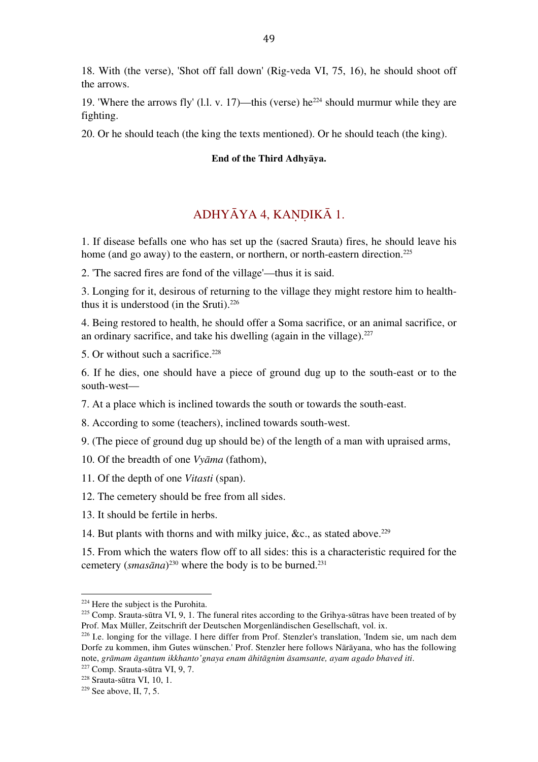18. With (the verse), 'Shot off fall down' (Rig-veda VI, 75, 16), he should shoot off the arrows.

19. 'Where the arrows fly' (l.l. v. 17)—this (verse) he[224] should murmur while they are fighting.

20. Or he should teach (the king the texts mentioned). Or he should teach (the king).

**End of the Third Adhyāya.**

## ADHYĀYA 4, KAṆḌIKĀ 1.

1. If disease befalls one who has set up the (sacred Srauta) fires, he should leave his home (and go away) to the eastern, or northern, or north-eastern direction.[225]

2. 'The sacred fires are fond of the village'—thus it is said.

3. Longing for it, desirous of returning to the village they might restore him to health-thus it is understood (in the Sruti).[226]

4. Being restored to health, he should offer a Soma sacrifice, or an animal sacrifice, or an ordinary sacrifice, and take his dwelling (again in the village).[227]

5. Or without such a sacrifice.[228]

6. If he dies, one should have a piece of ground dug up to the south-east or to the south-west—

7. At a place which is inclined towards the south or towards the south-east.

8. According to some (teachers), inclined towards south-west.

9. (The piece of ground dug up should be) of the length of a man with upraised arms,

10. Of the breadth of one *Vyāma* (fathom),

11. Of the depth of one *Vitasti* (span).

12. The cemetery should be free from all sides.

13. It should be fertile in herbs.

14. But plants with thorns and with milky juice, &c., as stated above.[229]

15. From which the waters flow off to all sides: this is a characteristic required for the cemetery (*smasāna*)[230] where the body is to be burned.[231]

---

[224] Here the subject is the Purohita.

[225] Comp. Srauta-sūtra VI, 9, 1. The funeral rites according to the Grihya-sūtras have been treated of by Prof. Max Müller, Zeitschrift der Deutschen Morgenländischen Gesellschaft, vol. ix.

[226] I.e. longing for the village. I here differ from Prof. Stenzler's translation, 'Indem sie, um nach dem Dorfe zu kommen, ihm Gutes wünschen.' Prof. Stenzler here follows Nārāyana, who has the following note, *grāmam āgantum ikkhanto'gnaya enam āhitāgnim āsamsante, ayam agado bhaved iti.*

[227] Comp. Srauta-sūtra VI, 9, 7.

[228] Srauta-sūtra VI, 10, 1.

[229] See above, II, 7, 5.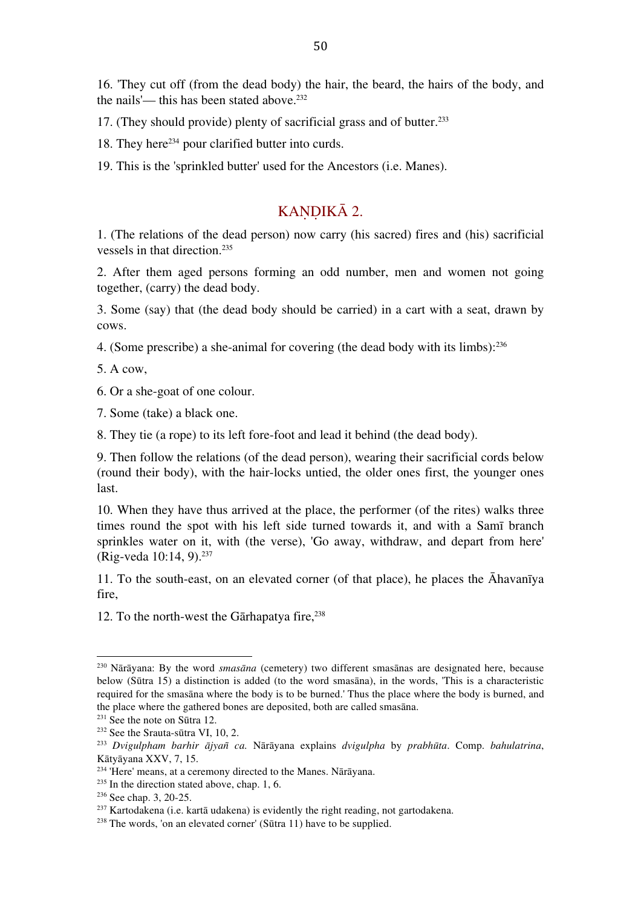16. 'They cut off (from the dead body) the hair, the beard, the hairs of the body, and the nails'— this has been stated above.[232]

17. (They should provide) plenty of sacrificial grass and of butter.[233]

18. They here[234] pour clarified butter into curds.

19. This is the 'sprinkled butter' used for the Ancestors (i.e. Manes).

## KAṆḌIKĀ 2.

1. (The relations of the dead person) now carry (his sacred) fires and (his) sacrificial vessels in that direction.[235]

2. After them aged persons forming an odd number, men and women not going together, (carry) the dead body.

3. Some (say) that (the dead body should be carried) in a cart with a seat, drawn by cows.

4. (Some prescribe) a she-animal for covering (the dead body with its limbs):[236]

5. A cow,

6. Or a she-goat of one colour.

7. Some (take) a black one.

8. They tie (a rope) to its left fore-foot and lead it behind (the dead body).

9. Then follow the relations (of the dead person), wearing their sacrificial cords below (round their body), with the hair-locks untied, the older ones first, the younger ones last.

10. When they have thus arrived at the place, the performer (of the rites) walks three times round the spot with his left side turned towards it, and with a Samī branch sprinkles water on it, with (the verse), 'Go away, withdraw, and depart from here' (Rig-veda 10:14, 9).[237]

11. To the south-east, on an elevated corner (of that place), he places the Āhavanīya fire,

12. To the north-west the Gārhapatya fire,[238]

---

[230] Nārāyana: By the word *smasāna* (cemetery) two different smasānas are designated here, because below (Sūtra 15) a distinction is added (to the word smasāna), in the words, 'This is a characteristic required for the smasāna where the body is to be burned.' Thus the place where the body is burned, and the place where the gathered bones are deposited, both are called smasāna.

[231] See the note on Sūtra 12.

[232] See the Srauta-sūtra VI, 10, 2.

[233] *Dvigulpham barhir ājyañ ca.* Nārāyana explains *dvigulpha* by *prabhūta*. Comp. *bahulatrina*, Kātyāyana XXV, 7, 15.

[234] 'Here' means, at a ceremony directed to the Manes. Nārāyana.

[235] In the direction stated above, chap. 1, 6.

[236] See chap. 3, 20-25.

[237] Kartodakena (i.e. kartā udakena) is evidently the right reading, not gartodakena.

[238] The words, 'on an elevated corner' (Sūtra 11) have to be supplied.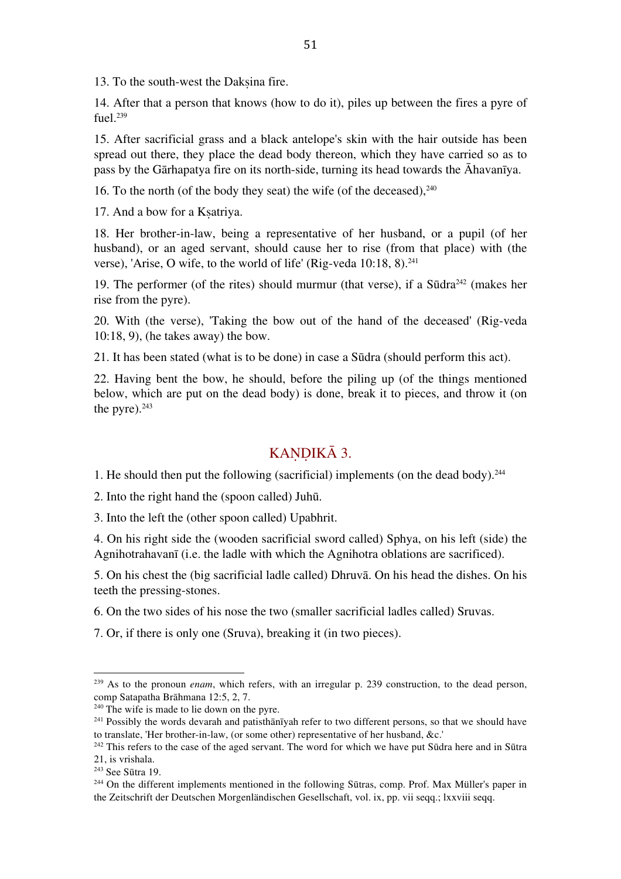13. To the south-west the Dakṣina fire.

14. After that a person that knows (how to do it), piles up between the fires a pyre of fuel.[239]

15. After sacrificial grass and a black antelope's skin with the hair outside has been spread out there, they place the dead body thereon, which they have carried so as to pass by the Gārhapatya fire on its north-side, turning its head towards the Āhavanīya.

16. To the north (of the body they seat) the wife (of the deceased),[240]

17. And a bow for a Kṣatriya.

18. Her brother-in-law, being a representative of her husband, or a pupil (of her husband), or an aged servant, should cause her to rise (from that place) with (the verse), 'Arise, O wife, to the world of life' (Rig-veda 10:18, 8).[241]

19. The performer (of the rites) should murmur (that verse), if a Sūdra[242] (makes her rise from the pyre).

20. With (the verse), 'Taking the bow out of the hand of the deceased' (Rig-veda 10:18, 9), (he takes away) the bow.

21. It has been stated (what is to be done) in case a Sūdra (should perform this act).

22. Having bent the bow, he should, before the piling up (of the things mentioned below, which are put on the dead body) is done, break it to pieces, and throw it (on the pyre).[243]

## KAṆḌIKĀ 3.

1. He should then put the following (sacrificial) implements (on the dead body).[244]

2. Into the right hand the (spoon called) Juhū.

3. Into the left the (other spoon called) Upabhrit.

4. On his right side the (wooden sacrificial sword called) Sphya, on his left (side) the Agnihotrahavanī (i.e. the ladle with which the Agnihotra oblations are sacrificed).

5. On his chest the (big sacrificial ladle called) Dhruvā. On his head the dishes. On his teeth the pressing-stones.

6. On the two sides of his nose the two (smaller sacrificial ladles called) Sruvas.

7. Or, if there is only one (Sruva), breaking it (in two pieces).

---

[239] As to the pronoun *enam*, which refers, with an irregular p. 239 construction, to the dead person, comp Satapatha Brāhmana 12:5, 2, 7.

[240] The wife is made to lie down on the pyre.

[241] Possibly the words devarah and patisthānīyah refer to two different persons, so that we should have to translate, 'Her brother-in-law, (or some other) representative of her husband, &c.'

[242] This refers to the case of the aged servant. The word for which we have put Sūdra here and in Sūtra 21, is vrishala.

[243] See Sūtra 19.

[244] On the different implements mentioned in the following Sūtras, comp. Prof. Max Müller's paper in the Zeitschrift der Deutschen Morgenländischen Gesellschaft, vol. ix, pp. vii seqq.; lxxviii seqq.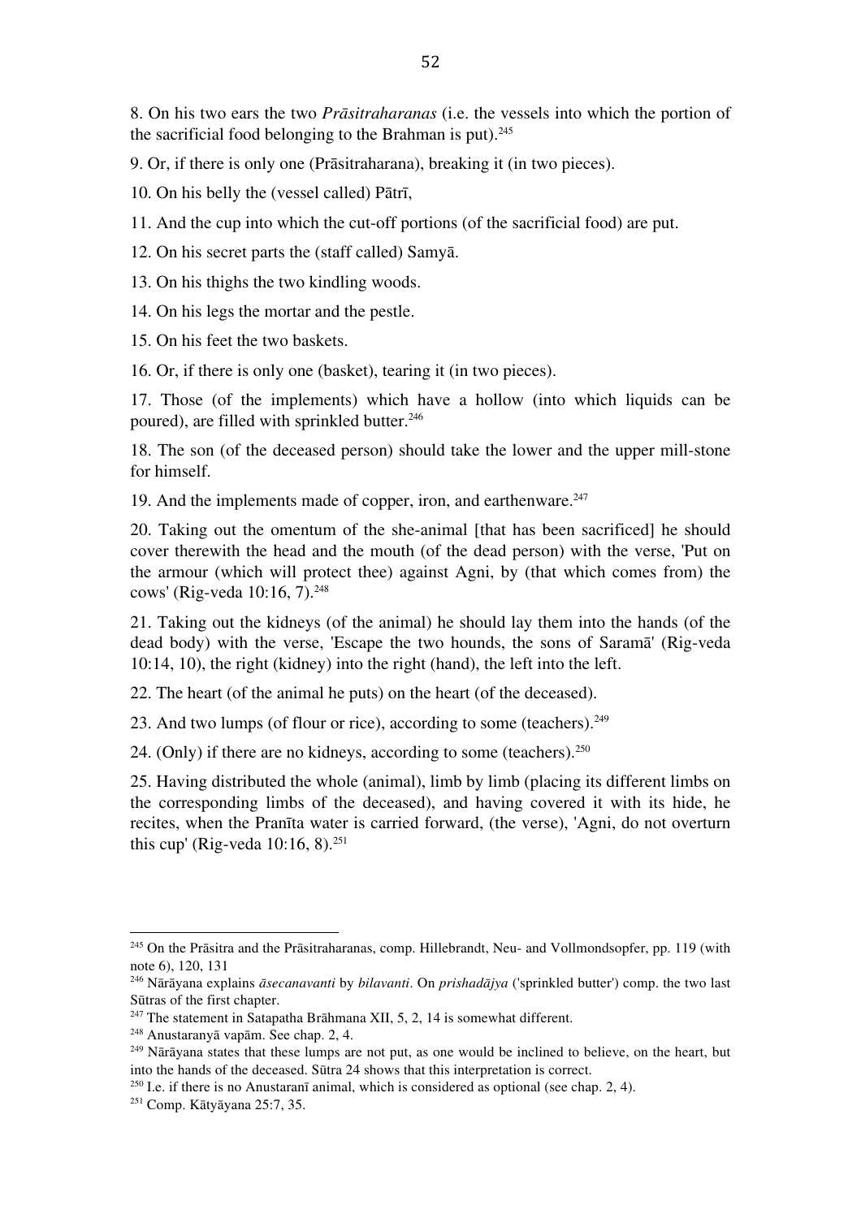8. On his two ears the two *Prāsitraharanas* (i.e. the vessels into which the portion of the sacrificial food belonging to the Brahman is put).[245]

9. Or, if there is only one (Prāsitraharana), breaking it (in two pieces).

10. On his belly the (vessel called) Pātrī,

11. And the cup into which the cut-off portions (of the sacrificial food) are put.

12. On his secret parts the (staff called) Samyā.

13. On his thighs the two kindling woods.

14. On his legs the mortar and the pestle.

15. On his feet the two baskets.

16. Or, if there is only one (basket), tearing it (in two pieces).

17. Those (of the implements) which have a hollow (into which liquids can be poured), are filled with sprinkled butter.[246]

18. The son (of the deceased person) should take the lower and the upper mill-stone for himself.

19. And the implements made of copper, iron, and earthenware.[247]

20. Taking out the omentum of the she-animal [that has been sacrificed] he should cover therewith the head and the mouth (of the dead person) with the verse, 'Put on the armour (which will protect thee) against Agni, by (that which comes from) the cows' (Rig-veda 10:16, 7).[248]

21. Taking out the kidneys (of the animal) he should lay them into the hands (of the dead body) with the verse, 'Escape the two hounds, the sons of Saramā' (Rig-veda 10:14, 10), the right (kidney) into the right (hand), the left into the left.

22. The heart (of the animal he puts) on the heart (of the deceased).

23. And two lumps (of flour or rice), according to some (teachers).[249]

24. (Only) if there are no kidneys, according to some (teachers).[250]

25. Having distributed the whole (animal), limb by limb (placing its different limbs on the corresponding limbs of the deceased), and having covered it with its hide, he recites, when the Pranīta water is carried forward, (the verse), 'Agni, do not overturn this cup' (Rig-veda 10:16, 8).[251]

---

[245] On the Prāsitra and the Prāsitraharanas, comp. Hillebrandt, Neu- and Vollmondsopfer, pp. 119 (with note 6), 120, 131

[246] Nārāyana explains *āsecanavanti* by *bilavanti*. On *prishadājya* ('sprinkled butter') comp. the two last Sūtras of the first chapter.

[247] The statement in Satapatha Brāhmana XII, 5, 2, 14 is somewhat different.

[248] Anustaranyā vapām. See chap. 2, 4.

[249] Nārāyana states that these lumps are not put, as one would be inclined to believe, on the heart, but into the hands of the deceased. Sūtra 24 shows that this interpretation is correct.

[250] I.e. if there is no Anustaranī animal, which is considered as optional (see chap. 2, 4).

[251] Comp. Kātyāyana 25:7, 35.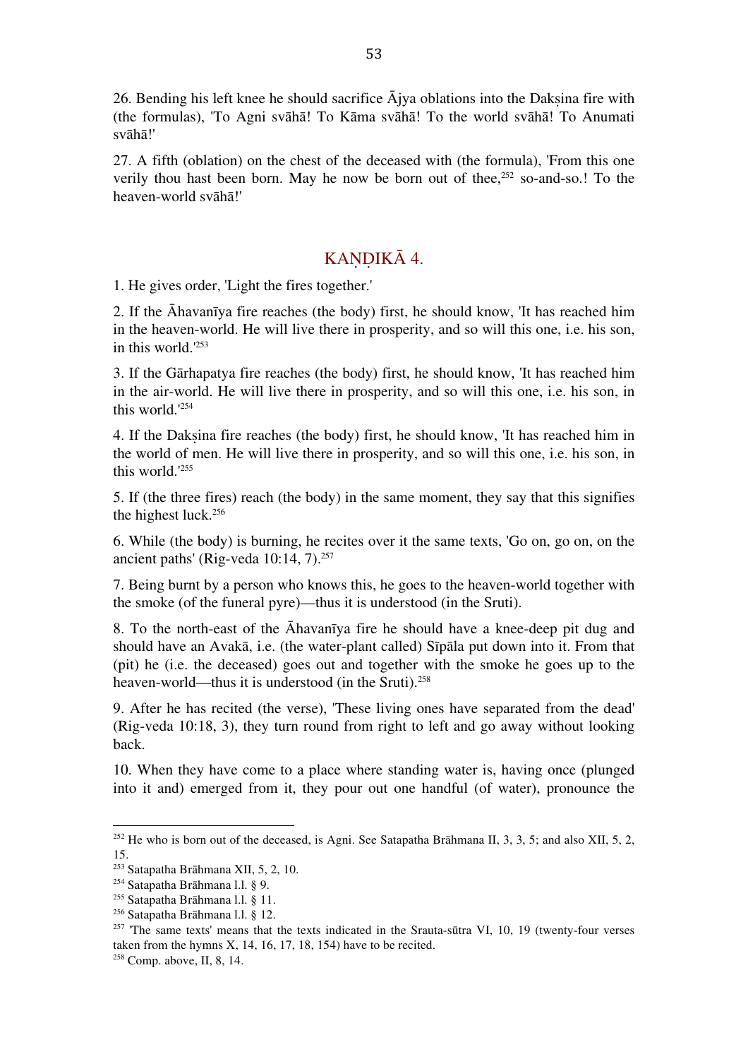26. Bending his left knee he should sacrifice Ājya oblations into the Dakṣina fire with (the formulas), 'To Agni svāhā! To Kāma svāhā! To the world svāhā! To Anumati svāhā!'

27. A fifth (oblation) on the chest of the deceased with (the formula), 'From this one verily thou hast been born. May he now be born out of thee,[252] so-and-so.! To the heaven-world svāhā!'

## KAṆḌIKĀ 4.

1. He gives order, 'Light the fires together.'

2. If the Āhavanīya fire reaches (the body) first, he should know, 'It has reached him in the heaven-world. He will live there in prosperity, and so will this one, i.e. his son, in this world.'[253]

3. If the Gārhapatya fire reaches (the body) first, he should know, 'It has reached him in the air-world. He will live there in prosperity, and so will this one, i.e. his son, in this world.'[254]

4. If the Dakṣina fire reaches (the body) first, he should know, 'It has reached him in the world of men. He will live there in prosperity, and so will this one, i.e. his son, in this world.'[255]

5. If (the three fires) reach (the body) in the same moment, they say that this signifies the highest luck.[256]

6. While (the body) is burning, he recites over it the same texts, 'Go on, go on, on the ancient paths' (Rig-veda 10:14, 7).[257]

7. Being burnt by a person who knows this, he goes to the heaven-world together with the smoke (of the funeral pyre)—thus it is understood (in the Sruti).

8. To the north-east of the Āhavanīya fire he should have a knee-deep pit dug and should have an Avakā, i.e. (the water-plant called) Sīpāla put down into it. From that (pit) he (i.e. the deceased) goes out and together with the smoke he goes up to the heaven-world—thus it is understood (in the Sruti).[258]

9. After he has recited (the verse), 'These living ones have separated from the dead' (Rig-veda 10:18, 3), they turn round from right to left and go away without looking back.

10. When they have come to a place where standing water is, having once (plunged into it and) emerged from it, they pour out one handful (of water), pronounce the

---

[252] He who is born out of the deceased, is Agni. See Satapatha Brāhmana II, 3, 3, 5; and also XII, 5, 2, 15.

[253] Satapatha Brāhmana XII, 5, 2, 10.

[254] Satapatha Brāhmana l.l. § 9.

[255] Satapatha Brāhmana l.l. § 11.

[256] Satapatha Brāhmana l.l. § 12.

[257] 'The same texts' means that the texts indicated in the Srauta-sūtra VI, 10, 19 (twenty-four verses taken from the hymns X, 14, 16, 17, 18, 154) have to be recited.

[258] Comp. above, II, 8, 14.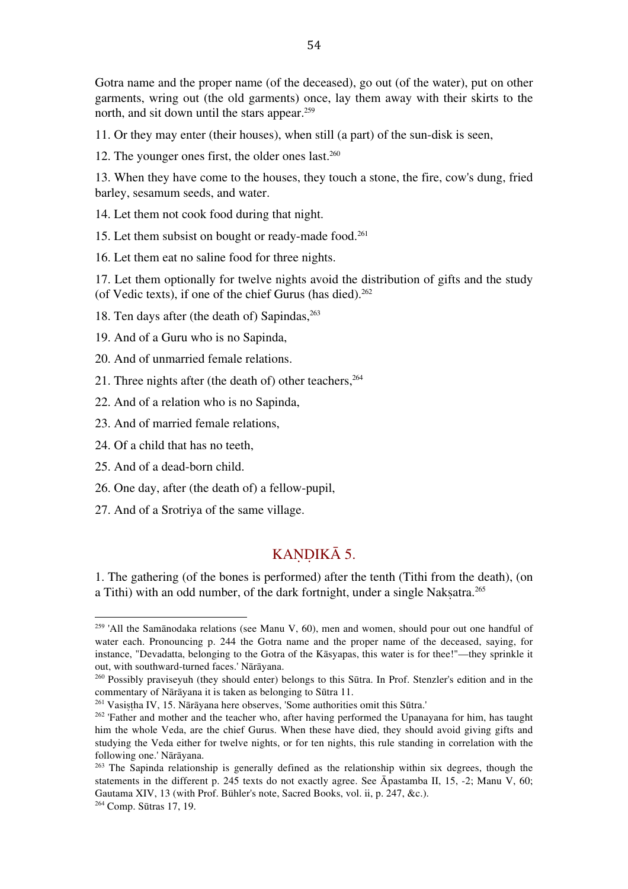Gotra name and the proper name (of the deceased), go out (of the water), put on other garments, wring out (the old garments) once, lay them away with their skirts to the north, and sit down until the stars appear.[259]

11. Or they may enter (their houses), when still (a part) of the sun-disk is seen,

12. The younger ones first, the older ones last.[260]

13. When they have come to the houses, they touch a stone, the fire, cow's dung, fried barley, sesamum seeds, and water.

14. Let them not cook food during that night.

15. Let them subsist on bought or ready-made food.[261]

16. Let them eat no saline food for three nights.

17. Let them optionally for twelve nights avoid the distribution of gifts and the study (of Vedic texts), if one of the chief Gurus (has died).[262]

18. Ten days after (the death of) Sapindas,[263]

19. And of a Guru who is no Sapinda,

20. And of unmarried female relations.

21. Three nights after (the death of) other teachers,[264]

22. And of a relation who is no Sapinda,

23. And of married female relations,

24. Of a child that has no teeth,

25. And of a dead-born child.

26. One day, after (the death of) a fellow-pupil,

27. And of a Srotriya of the same village.

## KAṆḌIKĀ 5.

1. The gathering (of the bones is performed) after the tenth (Tithi from the death), (on a Tithi) with an odd number, of the dark fortnight, under a single Nakṣatra.[265]

---

[259] 'All the Samānodaka relations (see Manu V, 60), men and women, should pour out one handful of water each. Pronouncing p. 244 the Gotra name and the proper name of the deceased, saying, for instance, "Devadatta, belonging to the Gotra of the Kāsyapas, this water is for thee!"—they sprinkle it out, with southward-turned faces.' Nārāyana.

[260] Possibly praviseyuh (they should enter) belongs to this Sūtra. In Prof. Stenzler's edition and in the commentary of Nārāyana it is taken as belonging to Sūtra 11.

[261] Vasiṣṭha IV, 15. Nārāyana here observes, 'Some authorities omit this Sūtra.'

[262] 'Father and mother and the teacher who, after having performed the Upanayana for him, has taught him the whole Veda, are the chief Gurus. When these have died, they should avoid giving gifts and studying the Veda either for twelve nights, or for ten nights, this rule standing in correlation with the following one.' Nārāyana.

[263] The Sapinda relationship is generally defined as the relationship within six degrees, though the statements in the different p. 245 texts do not exactly agree. See Āpastamba II, 15, -2; Manu V, 60; Gautama XIV, 13 (with Prof. Bühler's note, Sacred Books, vol. ii, p. 247, &c.).

[264] Comp. Sūtras 17, 19.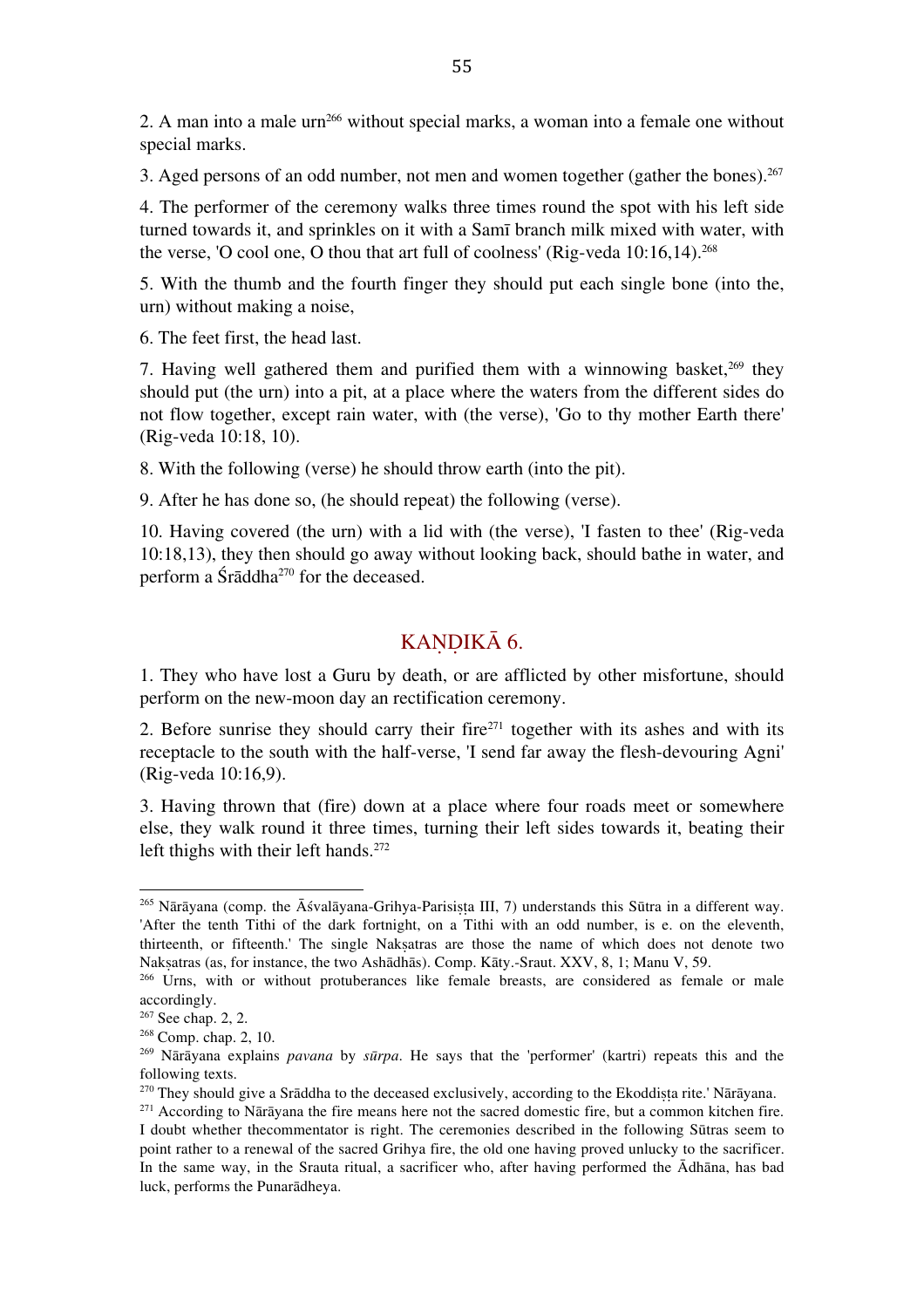2. A man into a male urn[266] without special marks, a woman into a female one without special marks.

3. Aged persons of an odd number, not men and women together (gather the bones).[267]

4. The performer of the ceremony walks three times round the spot with his left side turned towards it, and sprinkles on it with a Samī branch milk mixed with water, with the verse, 'O cool one, O thou that art full of coolness' (Rig-veda 10:16,14).[268]

5. With the thumb and the fourth finger they should put each single bone (into the, urn) without making a noise,

6. The feet first, the head last.

7. Having well gathered them and purified them with a winnowing basket,[269] they should put (the urn) into a pit, at a place where the waters from the different sides do not flow together, except rain water, with (the verse), 'Go to thy mother Earth there' (Rig-veda 10:18, 10).

8. With the following (verse) he should throw earth (into the pit).

9. After he has done so, (he should repeat) the following (verse).

10. Having covered (the urn) with a lid with (the verse), 'I fasten to thee' (Rig-veda 10:18,13), they then should go away without looking back, should bathe in water, and perform a Śrāddha[270] for the deceased.

## KAṆḌIKĀ 6.

1. They who have lost a Guru by death, or are afflicted by other misfortune, should perform on the new-moon day an rectification ceremony.

2. Before sunrise they should carry their fire[271] together with its ashes and with its receptacle to the south with the half-verse, 'I send far away the flesh-devouring Agni' (Rig-veda 10:16,9).

3. Having thrown that (fire) down at a place where four roads meet or somewhere else, they walk round it three times, turning their left sides towards it, beating their left thighs with their left hands.[272]

---

[265] Nārāyana (comp. the Āśvalāyana-Grihya-Parisiṣṭa III, 7) understands this Sūtra in a different way. 'After the tenth Tithi of the dark fortnight, on a Tithi with an odd number, is e. on the eleventh, thirteenth, or fifteenth.' The single Nakṣatras are those the name of which does not denote two Nakṣatras (as, for instance, the two Ashādhās). Comp. Kāty.-Sraut. XXV, 8, 1; Manu V, 59.

[266] Urns, with or without protuberances like female breasts, are considered as female or male accordingly.

[267] See chap. 2, 2.

[268] Comp. chap. 2, 10.

[269] Nārāyana explains *pavana* by *sūrpa*. He says that the 'performer' (kartri) repeats this and the following texts.

[270] They should give a Srāddha to the deceased exclusively, according to the Ekoddiṣṭa rite.' Nārāyana.

[271] According to Nārāyana the fire means here not the sacred domestic fire, but a common kitchen fire. I doubt whether thecommentator is right. The ceremonies described in the following Sūtras seem to point rather to a renewal of the sacred Grihya fire, the old one having proved unlucky to the sacrificer. In the same way, in the Srauta ritual, a sacrificer who, after having performed the Ādhāna, has bad luck, performs the Punarādheya.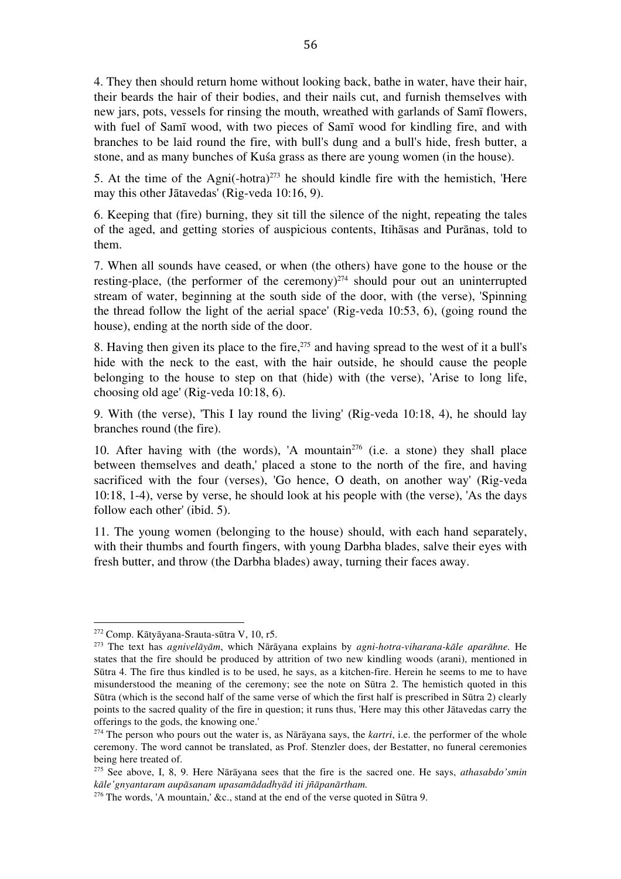4. They then should return home without looking back, bathe in water, have their hair, their beards the hair of their bodies, and their nails cut, and furnish themselves with new jars, pots, vessels for rinsing the mouth, wreathed with garlands of Samī flowers, with fuel of Samī wood, with two pieces of Samī wood for kindling fire, and with branches to be laid round the fire, with bull's dung and a bull's hide, fresh butter, a stone, and as many bunches of Kuśa grass as there are young women (in the house).

5. At the time of the Agni(-hotra)[273] he should kindle fire with the hemistich, 'Here may this other Jātavedas' (Rig-veda 10:16, 9).

6. Keeping that (fire) burning, they sit till the silence of the night, repeating the tales of the aged, and getting stories of auspicious contents, Itihāsas and Purānas, told to them.

7. When all sounds have ceased, or when (the others) have gone to the house or the resting-place, (the performer of the ceremony)[274] should pour out an uninterrupted stream of water, beginning at the south side of the door, with (the verse), 'Spinning the thread follow the light of the aerial space' (Rig-veda 10:53, 6), (going round the house), ending at the north side of the door.

8. Having then given its place to the fire,[275] and having spread to the west of it a bull's hide with the neck to the east, with the hair outside, he should cause the people belonging to the house to step on that (hide) with (the verse), 'Arise to long life, choosing old age' (Rig-veda 10:18, 6).

9. With (the verse), 'This I lay round the living' (Rig-veda 10:18, 4), he should lay branches round (the fire).

10. After having with (the words), 'A mountain[276] (i.e. a stone) they shall place between themselves and death,' placed a stone to the north of the fire, and having sacrificed with the four (verses), 'Go hence, O death, on another way' (Rig-veda 10:18, 1-4), verse by verse, he should look at his people with (the verse), 'As the days follow each other' (ibid. 5).

11. The young women (belonging to the house) should, with each hand separately, with their thumbs and fourth fingers, with young Darbha blades, salve their eyes with fresh butter, and throw (the Darbha blades) away, turning their faces away.

---

[272] Comp. Kātyāyana-Srauta-sūtra V, 10, r5.

[273] The text has *agnivelāyām*, which Nārāyana explains by *agni-hotra-viharana-kāle aparāhne.* He states that the fire should be produced by attrition of two new kindling woods (arani), mentioned in Sūtra 4. The fire thus kindled is to be used, he says, as a kitchen-fire. Herein he seems to me to have misunderstood the meaning of the ceremony; see the note on Sūtra 2. The hemistich quoted in this Sūtra (which is the second half of the same verse of which the first half is prescribed in Sūtra 2) clearly points to the sacred quality of the fire in question; it runs thus, 'Here may this other Jātavedas carry the offerings to the gods, the knowing one.'

[274] The person who pours out the water is, as Nārāyana says, the *kartri*, i.e. the performer of the whole ceremony. The word cannot be translated, as Prof. Stenzler does, der Bestatter, no funeral ceremonies being here treated of.

[275] See above, I, 8, 9. Here Nārāyana sees that the fire is the sacred one. He says, *athasabdo'smin kāle'gnyantaram aupāsanam upasamādadhyād iti jñāpanārtham.*

[276] The words, 'A mountain,' &c., stand at the end of the verse quoted in Sūtra 9.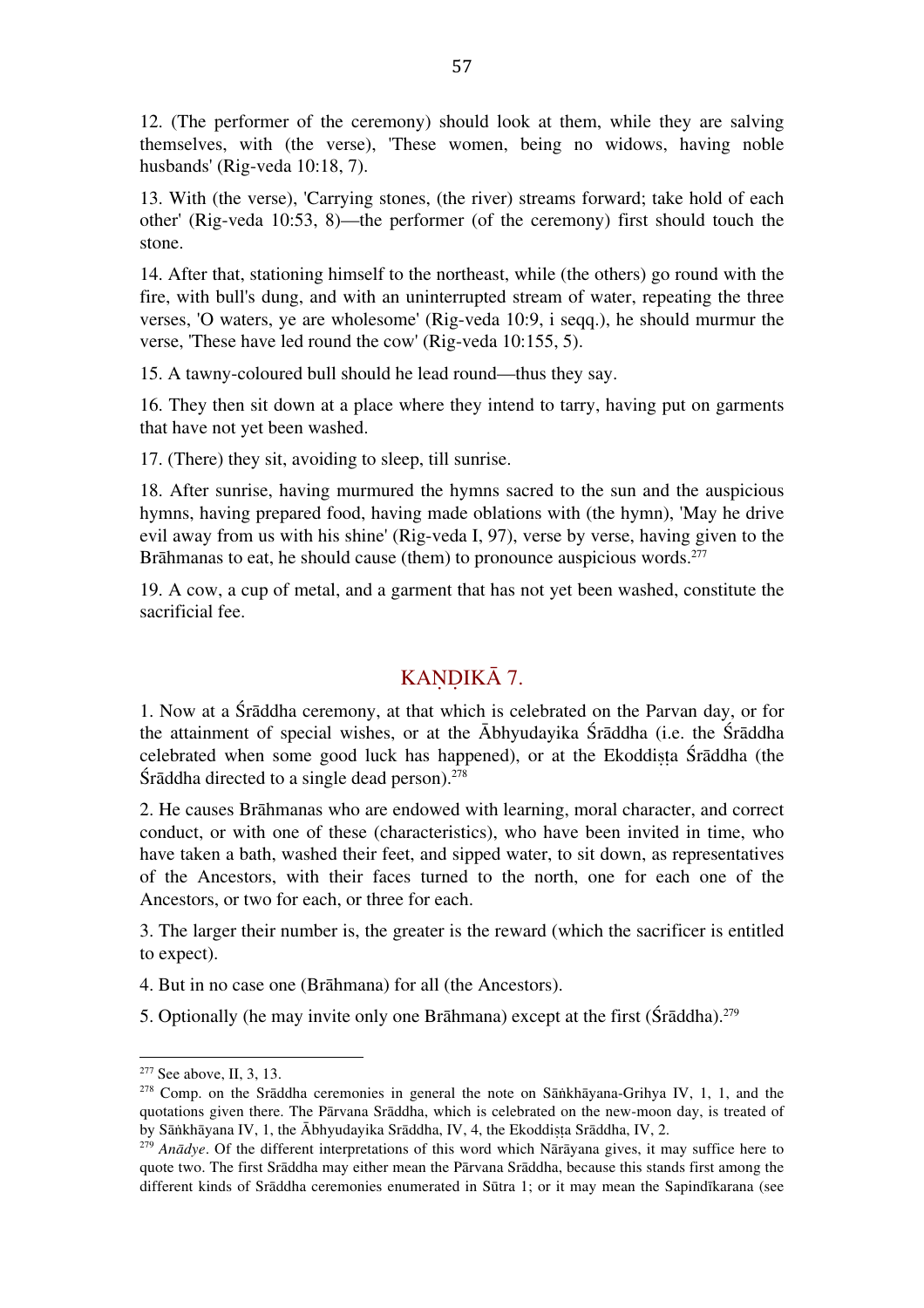12. (The performer of the ceremony) should look at them, while they are salving themselves, with (the verse), 'These women, being no widows, having noble husbands' (Rig-veda 10:18, 7).

13. With (the verse), 'Carrying stones, (the river) streams forward; take hold of each other' (Rig-veda 10:53, 8)—the performer (of the ceremony) first should touch the stone.

14. After that, stationing himself to the northeast, while (the others) go round with the fire, with bull's dung, and with an uninterrupted stream of water, repeating the three verses, 'O waters, ye are wholesome' (Rig-veda 10:9, i seqq.), he should murmur the verse, 'These have led round the cow' (Rig-veda 10:155, 5).

15. A tawny-coloured bull should he lead round—thus they say.

16. They then sit down at a place where they intend to tarry, having put on garments that have not yet been washed.

17. (There) they sit, avoiding to sleep, till sunrise.

18. After sunrise, having murmured the hymns sacred to the sun and the auspicious hymns, having prepared food, having made oblations with (the hymn), 'May he drive evil away from us with his shine' (Rig-veda I, 97), verse by verse, having given to the Brāhmanas to eat, he should cause (them) to pronounce auspicious words.[277]

19. A cow, a cup of metal, and a garment that has not yet been washed, constitute the sacrificial fee.

## KAṆḌIKĀ 7.

1. Now at a Śrāddha ceremony, at that which is celebrated on the Parvan day, or for the attainment of special wishes, or at the Ābhyudayika Śrāddha (i.e. the Śrāddha celebrated when some good luck has happened), or at the Ekoddiṣṭa Śrāddha (the Śrāddha directed to a single dead person).[278]

2. He causes Brāhmanas who are endowed with learning, moral character, and correct conduct, or with one of these (characteristics), who have been invited in time, who have taken a bath, washed their feet, and sipped water, to sit down, as representatives of the Ancestors, with their faces turned to the north, one for each one of the Ancestors, or two for each, or three for each.

3. The larger their number is, the greater is the reward (which the sacrificer is entitled to expect).

4. But in no case one (Brāhmana) for all (the Ancestors).

5. Optionally (he may invite only one Brāhmana) except at the first (Śrāddha).[279]

---

[277] See above, II, 3, 13.

[278] Comp. on the Srāddha ceremonies in general the note on Sāṅkhāyana-Grihya IV, 1, 1, and the quotations given there. The Pārvana Srāddha, which is celebrated on the new-moon day, is treated of by Sāṅkhāyana IV, 1, the Ābhyudayika Srāddha, IV, 4, the Ekoddiṣṭa Srāddha, IV, 2.

[279] *Anādye*. Of the different interpretations of this word which Nārāyana gives, it may suffice here to quote two. The first Srāddha may either mean the Pārvana Srāddha, because this stands first among the different kinds of Srāddha ceremonies enumerated in Sūtra 1; or it may mean the Sapindīkarana (see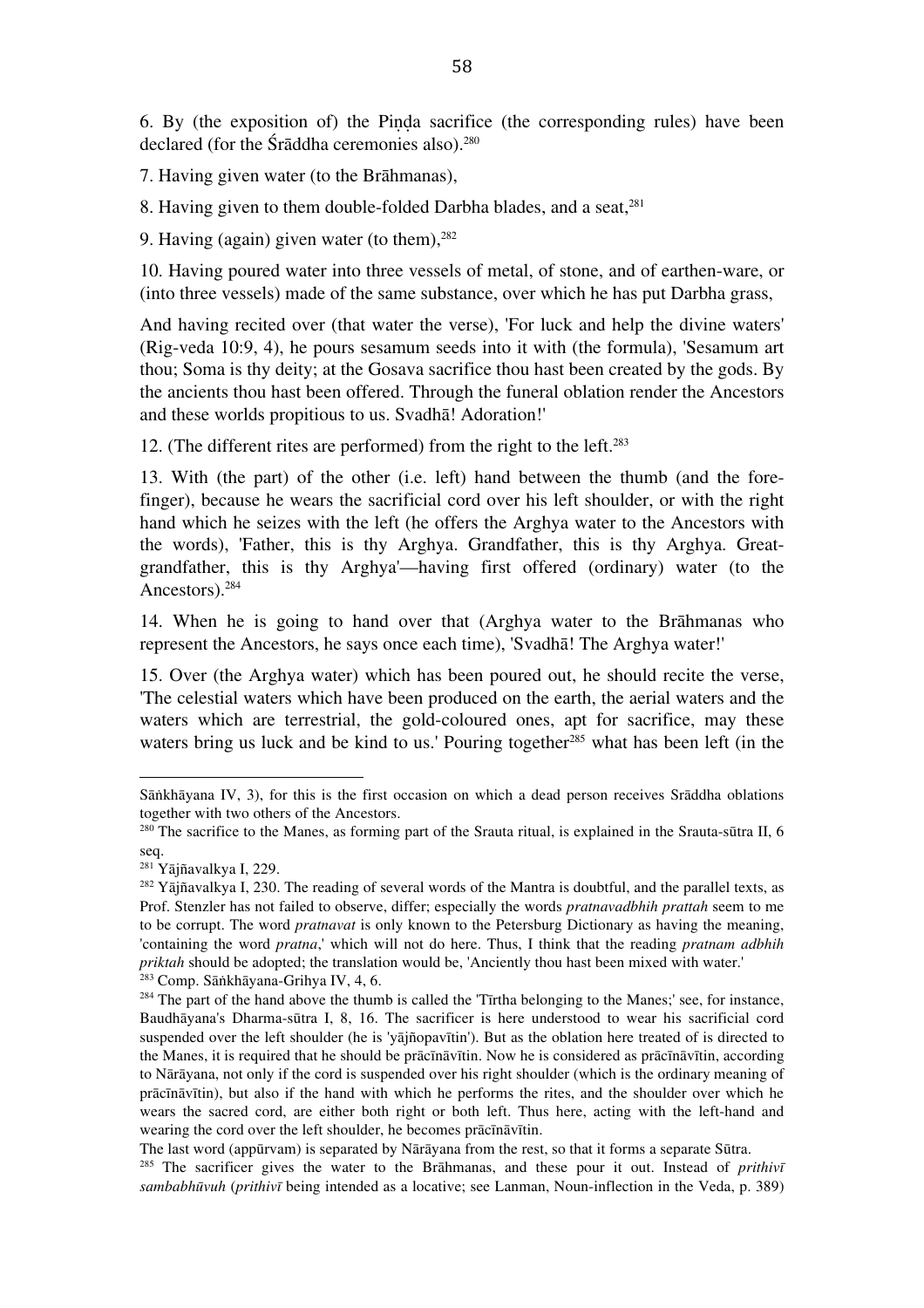6. By (the exposition of) the Piṇḍa sacrifice (the corresponding rules) have been declared (for the Śrāddha ceremonies also).[280]

7. Having given water (to the Brāhmanas),

8. Having given to them double-folded Darbha blades, and a seat,[281]

9. Having (again) given water (to them),[282]

10. Having poured water into three vessels of metal, of stone, and of earthen-ware, or (into three vessels) made of the same substance, over which he has put Darbha grass,

And having recited over (that water the verse), 'For luck and help the divine waters' (Rig-veda 10:9, 4), he pours sesamum seeds into it with (the formula), 'Sesamum art thou; Soma is thy deity; at the Gosava sacrifice thou hast been created by the gods. By the ancients thou hast been offered. Through the funeral oblation render the Ancestors and these worlds propitious to us. Svadhā! Adoration!'

12. (The different rites are performed) from the right to the left.[283]

13. With (the part) of the other (i.e. left) hand between the thumb (and the forefinger), because he wears the sacrificial cord over his left shoulder, or with the right hand which he seizes with the left (he offers the Arghya water to the Ancestors with the words), 'Father, this is thy Arghya. Grandfather, this is thy Arghya. Great-grandfather, this is thy Arghya'—having first offered (ordinary) water (to the Ancestors).[284]

14. When he is going to hand over that (Arghya water to the Brāhmanas who represent the Ancestors, he says once each time), 'Svadhā! The Arghya water!'

15. Over (the Arghya water) which has been poured out, he should recite the verse, 'The celestial waters which have been produced on the earth, the aerial waters and the waters which are terrestrial, the gold-coloured ones, apt for sacrifice, may these waters bring us luck and be kind to us.' Pouring together[285] what has been left (in the

---

Sāṅkhāyana IV, 3), for this is the first occasion on which a dead person receives Srāddha oblations together with two others of the Ancestors.

[280] The sacrifice to the Manes, as forming part of the Srauta ritual, is explained in the Srauta-sūtra II, 6 seq.

[281] Yājñavalkya I, 229.

[282] Yājñavalkya I, 230. The reading of several words of the Mantra is doubtful, and the parallel texts, as Prof. Stenzler has not failed to observe, differ; especially the words *pratnavadbhih prattah* seem to me to be corrupt. The word *pratnavat* is only known to the Petersburg Dictionary as having the meaning, 'containing the word *pratna*,' which will not do here. Thus, I think that the reading *pratnam adbhih priktah* should be adopted; the translation would be, 'Anciently thou hast been mixed with water.'

[283] Comp. Sāṅkhāyana-Grihya IV, 4, 6.

[284] The part of the hand above the thumb is called the 'Tīrtha belonging to the Manes;' see, for instance, Baudhāyana's Dharma-sūtra I, 8, 16. The sacrificer is here understood to wear his sacrificial cord suspended over the left shoulder (he is 'yājñopavītin'). But as the oblation here treated of is directed to the Manes, it is required that he should be prācīnāvītin. Now he is considered as prācīnāvītin, according to Nārāyana, not only if the cord is suspended over his right shoulder (which is the ordinary meaning of prācīnāvītin), but also if the hand with which he performs the rites, and the shoulder over which he wears the sacred cord, are either both right or both left. Thus here, acting with the left-hand and wearing the cord over the left shoulder, he becomes prācīnāvītin.

The last word (appūrvam) is separated by Nārāyana from the rest, so that it forms a separate Sūtra.

[285] The sacrificer gives the water to the Brāhmanas, and these pour it out. Instead of *prithivī sambabhūvuh* (*prithivī* being intended as a locative; see Lanman, Noun-inflection in the Veda, p. 389)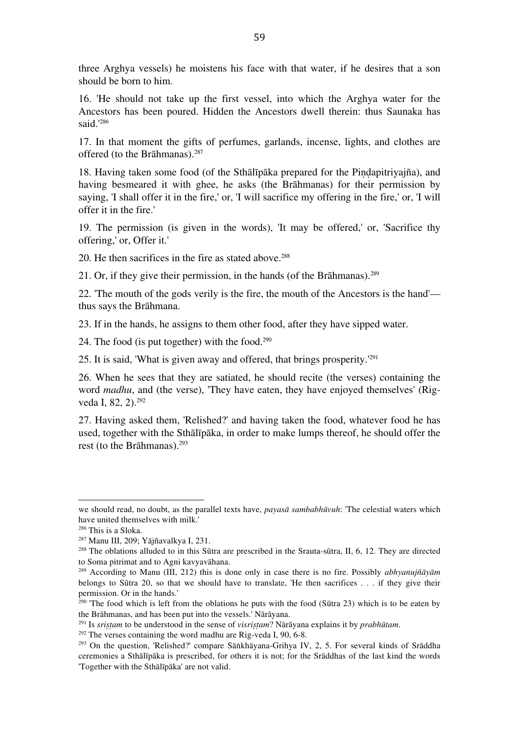three Arghya vessels) he moistens his face with that water, if he desires that a son should be born to him.

16. 'He should not take up the first vessel, into which the Arghya water for the Ancestors has been poured. Hidden the Ancestors dwell therein: thus Saunaka has said.'[286]

17. In that moment the gifts of perfumes, garlands, incense, lights, and clothes are offered (to the Brāhmanas).[287]

18. Having taken some food (of the Sthālīpāka prepared for the Piṇḍapitriyajña), and having besmeared it with ghee, he asks (the Brāhmanas) for their permission by saying, 'I shall offer it in the fire,' or, 'I will sacrifice my offering in the fire,' or, 'I will offer it in the fire.'

19. The permission (is given in the words), 'It may be offered,' or, 'Sacrifice thy offering,' or, Offer it.'

20. He then sacrifices in the fire as stated above.[288]

21. Or, if they give their permission, in the hands (of the Brāhmanas).[289]

22. 'The mouth of the gods verily is the fire, the mouth of the Ancestors is the hand'—thus says the Brāhmana.

23. If in the hands, he assigns to them other food, after they have sipped water.

24. The food (is put together) with the food.[290]

25. It is said, 'What is given away and offered, that brings prosperity.'[291]

26. When he sees that they are satiated, he should recite (the verses) containing the word *madhu*, and (the verse), 'They have eaten, they have enjoyed themselves' (Rig-veda I, 82, 2).[292]

27. Having asked them, 'Relished?' and having taken the food, whatever food he has used, together with the Sthālīpāka, in order to make lumps thereof, he should offer the rest (to the Brāhmanas).[293]

---

we should read, no doubt, as the parallel texts have, *payasā sambabhūvuh*: 'The celestial waters which have united themselves with milk.'

[286] This is a Sloka.

[287] Manu III, 209; Yājñavalkya I, 231.

[288] The oblations alluded to in this Sūtra are prescribed in the Srauta-sūtra, II, 6, 12. They are directed to Soma pitrimat and to Agni kavyavāhana.

[289] According to Manu (III, 212) this is done only in case there is no fire. Possibly *abhyanujñāyām* belongs to Sūtra 20, so that we should have to translate, 'He then sacrifices . . . if they give their permission. Or in the hands.'

[290] 'The food which is left from the oblations he puts with the food (Sūtra 23) which is to be eaten by the Brāhmanas, and has been put into the vessels.' Nārāyana.

[291] Is *sriṣṭam* to be understood in the sense of *visriṣṭam*? Nārāyana explains it by *prabhūtam*.

[292] The verses containing the word madhu are Rig-veda I, 90, 6-8.

[293] On the question, 'Relished?' compare Sāṅkhāyana-Grihya IV, 2, 5. For several kinds of Srāddha ceremonies a Sthālīpāka is prescribed, for others it is not; for the Srāddhas of the last kind the words 'Together with the Sthālīpāka' are not valid.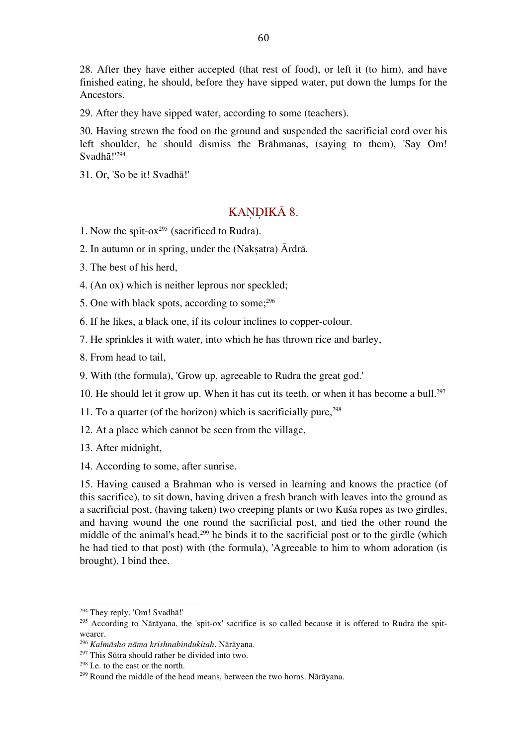28. After they have either accepted (that rest of food), or left it (to him), and have finished eating, he should, before they have sipped water, put down the lumps for the Ancestors.

29. After they have sipped water, according to some (teachers).

30. Having strewn the food on the ground and suspended the sacrificial cord over his left shoulder, he should dismiss the Brāhmanas, (saying to them), 'Say Om! Svadhā!'[294]

31. Or, 'So be it! Svadhā!'

## KAṆḌIKĀ 8.

1. Now the spit-ox[295] (sacrificed to Rudra).

2. In autumn or in spring, under the (Nakṣatra) Ārdrā.

3. The best of his herd,

4. (An ox) which is neither leprous nor speckled;

5. One with black spots, according to some;[296]

6. If he likes, a black one, if its colour inclines to copper-colour.

7. He sprinkles it with water, into which he has thrown rice and barley,

8. From head to tail,

9. With (the formula), 'Grow up, agreeable to Rudra the great god.'

10. He should let it grow up. When it has cut its teeth, or when it has become a bull.[297]

11. To a quarter (of the horizon) which is sacrificially pure,[298]

12. At a place which cannot be seen from the village,

13. After midnight,

14. According to some, after sunrise.

15. Having caused a Brahman who is versed in learning and knows the practice (of this sacrifice), to sit down, having driven a fresh branch with leaves into the ground as a sacrificial post, (having taken) two creeping plants or two Kuśa ropes as two girdles, and having wound the one round the sacrificial post, and tied the other round the middle of the animal's head,[299] he binds it to the sacrificial post or to the girdle (which he had tied to that post) with (the formula), 'Agreeable to him to whom adoration (is brought), I bind thee.

---

[294] They reply, 'Om! Svadhā!'

[295] According to Nārāyana, the 'spit-ox' sacrifice is so called because it is offered to Rudra the spit-wearer.

[296] *Kalmāsho nāma krishnabindukitah*. Nārāyana.

[297] This Sūtra should rather be divided into two.

[298] I.e. to the east or the north.

[299] Round the middle of the head means, between the two horns. Nārāyana.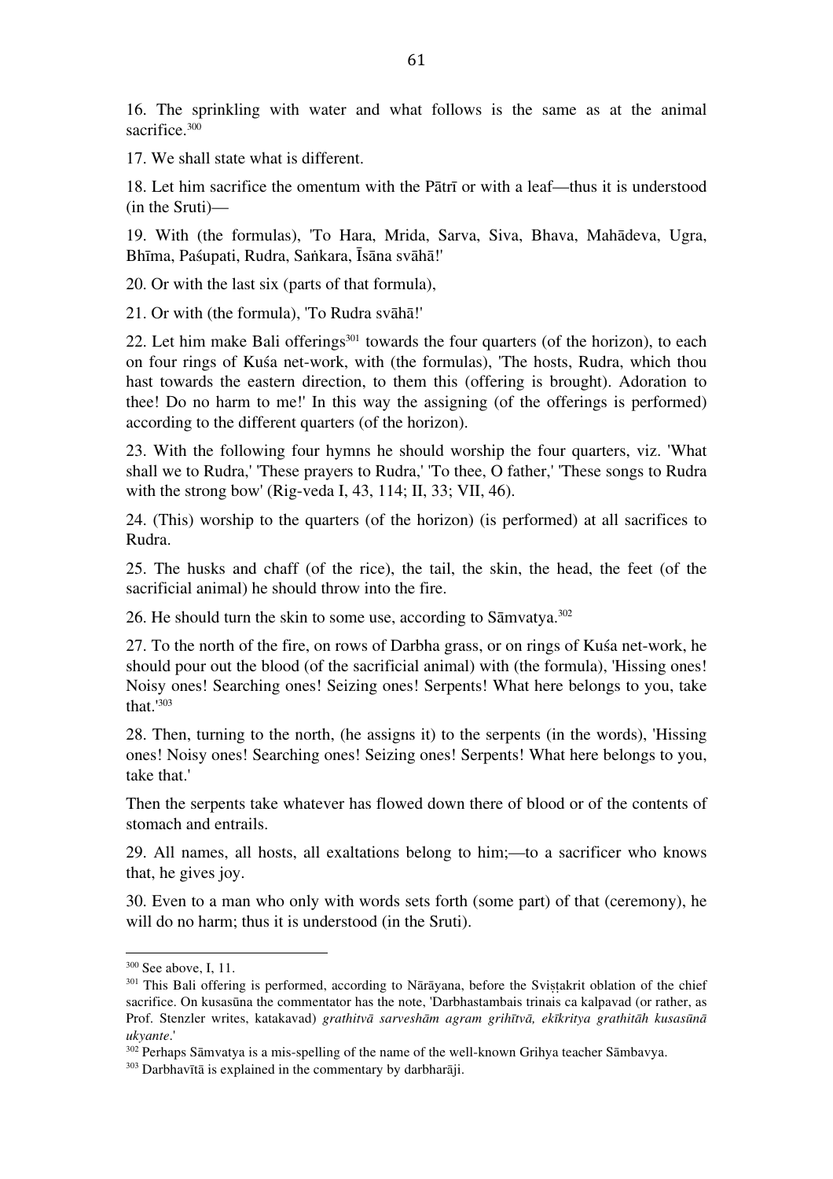16. The sprinkling with water and what follows is the same as at the animal sacrifice.[300]

17. We shall state what is different.

18. Let him sacrifice the omentum with the Pātrī or with a leaf—thus it is understood (in the Sruti)—

19. With (the formulas), 'To Hara, Mrida, Sarva, Siva, Bhava, Mahādeva, Ugra, Bhīma, Paśupati, Rudra, Saṅkara, Īsāna svāhā!'

20. Or with the last six (parts of that formula),

21. Or with (the formula), 'To Rudra svāhā!'

22. Let him make Bali offerings[301] towards the four quarters (of the horizon), to each on four rings of Kuśa net-work, with (the formulas), 'The hosts, Rudra, which thou hast towards the eastern direction, to them this (offering is brought). Adoration to thee! Do no harm to me!' In this way the assigning (of the offerings is performed) according to the different quarters (of the horizon).

23. With the following four hymns he should worship the four quarters, viz. 'What shall we to Rudra,' 'These prayers to Rudra,' 'To thee, O father,' 'These songs to Rudra with the strong bow' (Rig-veda I, 43, 114; II, 33; VII, 46).

24. (This) worship to the quarters (of the horizon) (is performed) at all sacrifices to Rudra.

25. The husks and chaff (of the rice), the tail, the skin, the head, the feet (of the sacrificial animal) he should throw into the fire.

26. He should turn the skin to some use, according to Sāmvatya.[302]

27. To the north of the fire, on rows of Darbha grass, or on rings of Kuśa net-work, he should pour out the blood (of the sacrificial animal) with (the formula), 'Hissing ones! Noisy ones! Searching ones! Seizing ones! Serpents! What here belongs to you, take that.'[303]

28. Then, turning to the north, (he assigns it) to the serpents (in the words), 'Hissing ones! Noisy ones! Searching ones! Seizing ones! Serpents! What here belongs to you, take that.'

Then the serpents take whatever has flowed down there of blood or of the contents of stomach and entrails.

29. All names, all hosts, all exaltations belong to him;—to a sacrificer who knows that, he gives joy.

30. Even to a man who only with words sets forth (some part) of that (ceremony), he will do no harm; thus it is understood (in the Sruti).

---

[300] See above, I, 11.

[301] This Bali offering is performed, according to Nārāyana, before the Svisṭakrit oblation of the chief sacrifice. On kusasūna the commentator has the note, 'Darbhastambais trinais ca kalpavad (or rather, as Prof. Stenzler writes, katakavad) *grathitvā sarveshām agram grihītvā, ekīkritya grathitāh kusasūnā ukyante*.'

[302] Perhaps Sāmvatya is a mis-spelling of the name of the well-known Grihya teacher Sāmbavya.

[303] Darbhavītā is explained in the commentary by darbharāji.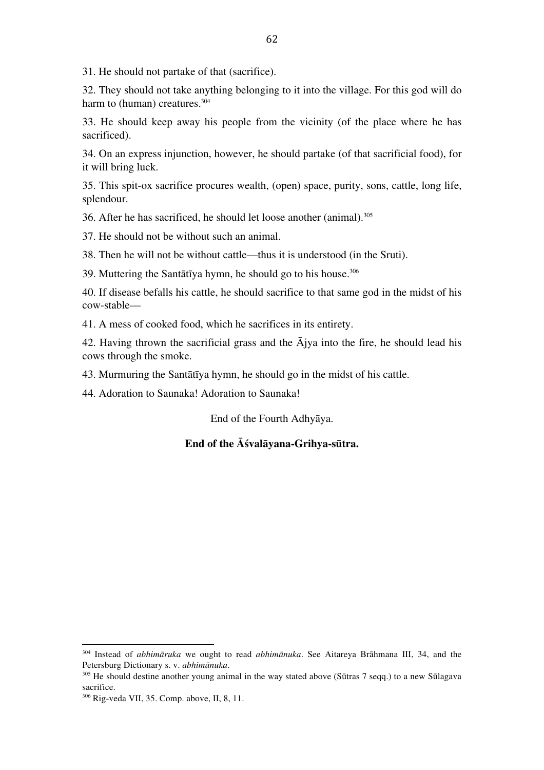31. He should not partake of that (sacrifice).

32. They should not take anything belonging to it into the village. For this god will do harm to (human) creatures.[304]

33. He should keep away his people from the vicinity (of the place where he has sacrificed).

34. On an express injunction, however, he should partake (of that sacrificial food), for it will bring luck.

35. This spit-ox sacrifice procures wealth, (open) space, purity, sons, cattle, long life, splendour.

36. After he has sacrificed, he should let loose another (animal).[305]

37. He should not be without such an animal.

38. Then he will not be without cattle—thus it is understood (in the Sruti).

39. Muttering the Santātīya hymn, he should go to his house.[306]

40. If disease befalls his cattle, he should sacrifice to that same god in the midst of his cow-stable—

41. A mess of cooked food, which he sacrifices in its entirety.

42. Having thrown the sacrificial grass and the Ājya into the fire, he should lead his cows through the smoke.

43. Murmuring the Santātīya hymn, he should go in the midst of his cattle.

44. Adoration to Saunaka! Adoration to Saunaka!

End of the Fourth Adhyāya.

**End of the Āśvalāyana-Grihya-sūtra.**

---

[304] Instead of *abhimāruka* we ought to read *abhimānuka*. See Aitareya Brāhmana III, 34, and the Petersburg Dictionary s. v. *abhimānuka*.

[305] He should destine another young animal in the way stated above (Sūtras 7 seqq.) to a new Sūlagava sacrifice.

[306] Rig-veda VII, 35. Comp. above, II, 8, 11.